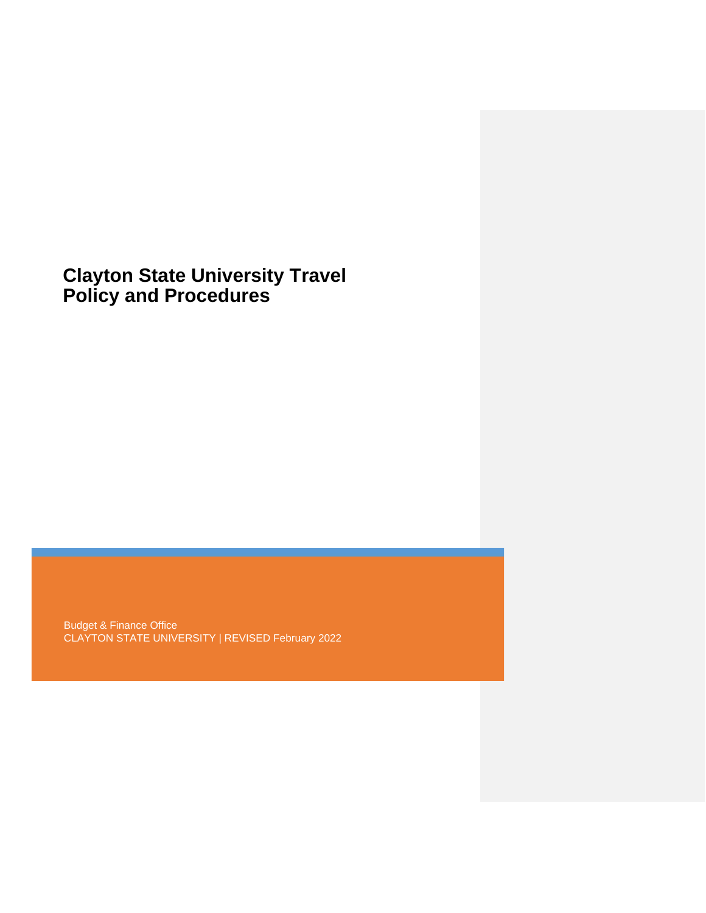# Clayton State University Travel Policy and Procedures

Budget & Finance Office
CLAYTON STATE UNIVERSITY | REVISED February 2022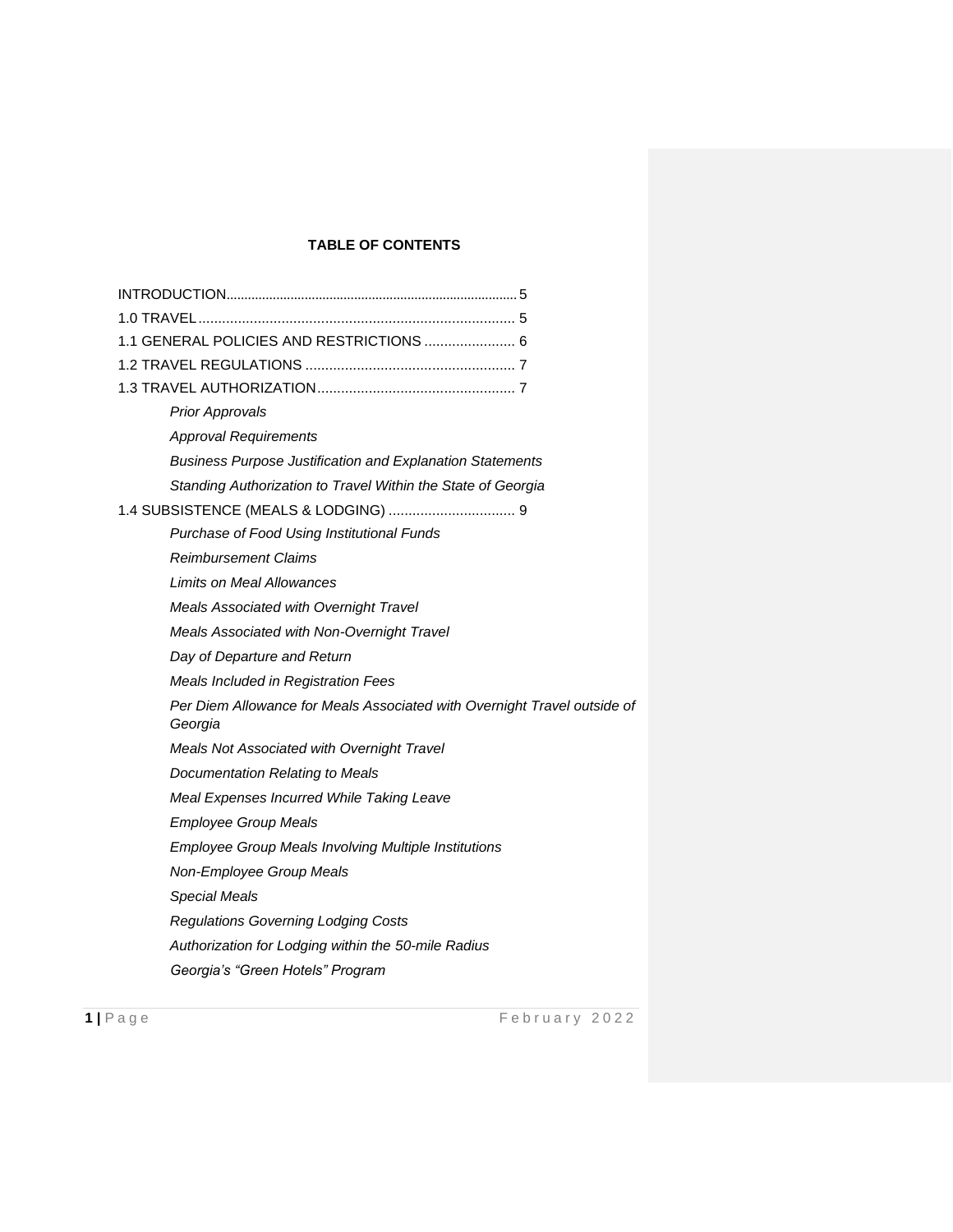**TABLE OF CONTENTS**

INTRODUCTION .......... 5

1.0 TRAVEL .......... 5

1.1 GENERAL POLICIES AND RESTRICTIONS .......... 6

1.2 TRAVEL REGULATIONS .......... 7

1.3 TRAVEL AUTHORIZATION .......... 7

- *Prior Approvals*
- *Approval Requirements*
- *Business Purpose Justification and Explanation Statements*
- *Standing Authorization to Travel Within the State of Georgia*

1.4 SUBSISTENCE (MEALS & LODGING) .......... 9

- *Purchase of Food Using Institutional Funds*
- *Reimbursement Claims*
- *Limits on Meal Allowances*
- *Meals Associated with Overnight Travel*
- *Meals Associated with Non-Overnight Travel*
- *Day of Departure and Return*
- *Meals Included in Registration Fees*
- *Per Diem Allowance for Meals Associated with Overnight Travel outside of Georgia*
- *Meals Not Associated with Overnight Travel*
- *Documentation Relating to Meals*
- *Meal Expenses Incurred While Taking Leave*
- *Employee Group Meals*
- *Employee Group Meals Involving Multiple Institutions*
- *Non-Employee Group Meals*
- *Special Meals*
- *Regulations Governing Lodging Costs*
- *Authorization for Lodging within the 50-mile Radius*
- *Georgia's "Green Hotels" Program*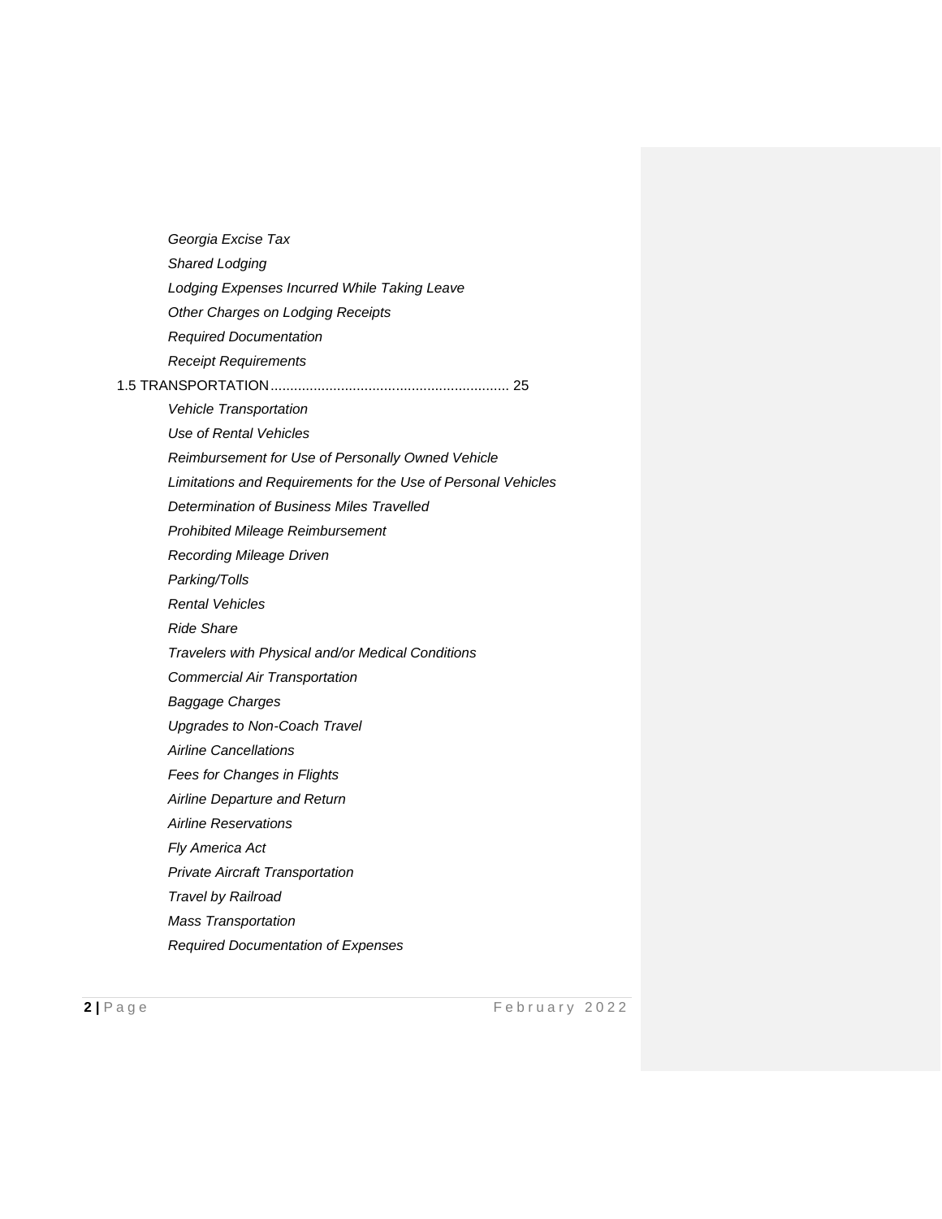*Georgia Excise Tax*

*Shared Lodging*

*Lodging Expenses Incurred While Taking Leave*

*Other Charges on Lodging Receipts*

*Required Documentation*

*Receipt Requirements*

1.5 TRANSPORTATION............................................................ 25

*Vehicle Transportation*

*Use of Rental Vehicles*

*Reimbursement for Use of Personally Owned Vehicle*

*Limitations and Requirements for the Use of Personal Vehicles*

*Determination of Business Miles Travelled*

*Prohibited Mileage Reimbursement*

*Recording Mileage Driven*

*Parking/Tolls*

*Rental Vehicles*

*Ride Share*

*Travelers with Physical and/or Medical Conditions*

*Commercial Air Transportation*

*Baggage Charges*

*Upgrades to Non-Coach Travel*

*Airline Cancellations*

*Fees for Changes in Flights*

*Airline Departure and Return*

*Airline Reservations*

*Fly America Act*

*Private Aircraft Transportation*

*Travel by Railroad*

*Mass Transportation*

*Required Documentation of Expenses*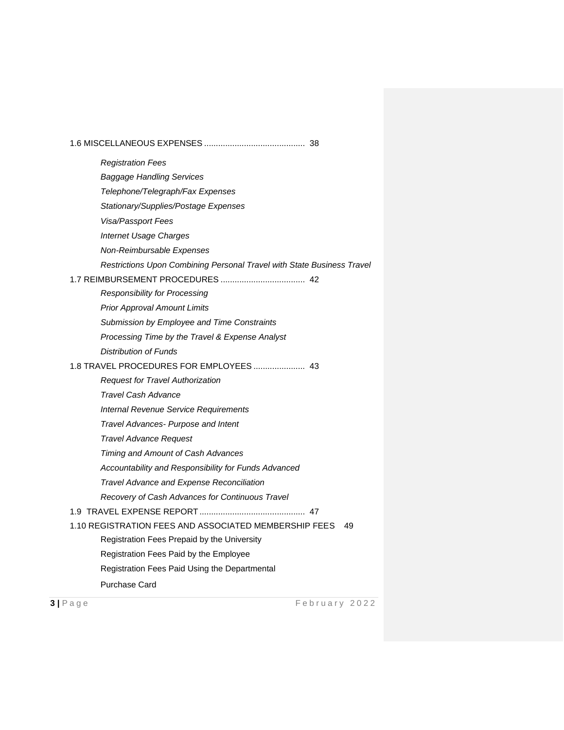1.6 MISCELLANEOUS EXPENSES .......................................... 38

*Registration Fees*

*Baggage Handling Services*

*Telephone/Telegraph/Fax Expenses*

*Stationary/Supplies/Postage Expenses*

*Visa/Passport Fees*

*Internet Usage Charges*

*Non-Reimbursable Expenses*

*Restrictions Upon Combining Personal Travel with State Business Travel*

1.7 REIMBURSEMENT PROCEDURES .................................... 42

*Responsibility for Processing*

*Prior Approval Amount Limits*

*Submission by Employee and Time Constraints*

*Processing Time by the Travel & Expense Analyst*

*Distribution of Funds*

1.8 TRAVEL PROCEDURES FOR EMPLOYEES ...................... 43

*Request for Travel Authorization*

*Travel Cash Advance*

*Internal Revenue Service Requirements*

*Travel Advances- Purpose and Intent*

*Travel Advance Request*

*Timing and Amount of Cash Advances*

*Accountability and Responsibility for Funds Advanced*

*Travel Advance and Expense Reconciliation*

*Recovery of Cash Advances for Continuous Travel*

1.9 TRAVEL EXPENSE REPORT ............................................ 47

1.10 REGISTRATION FEES AND ASSOCIATED MEMBERSHIP FEES 49

Registration Fees Prepaid by the University

Registration Fees Paid by the Employee

Registration Fees Paid Using the Departmental

Purchase Card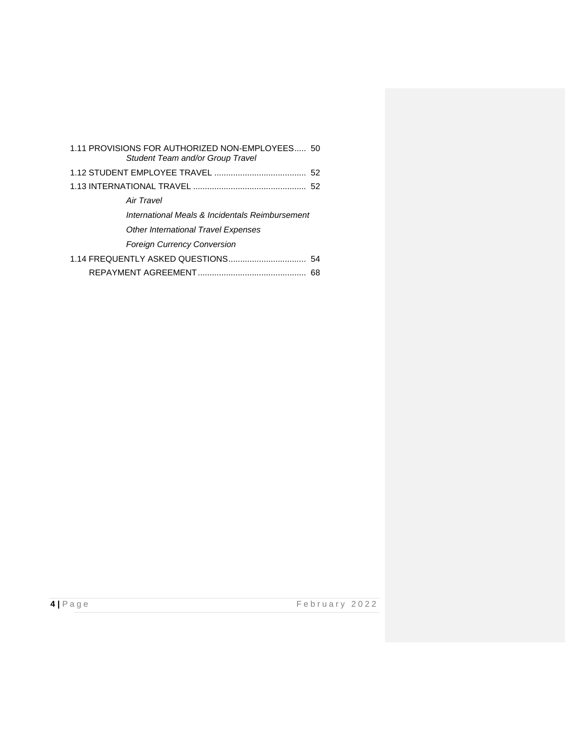1.11 PROVISIONS FOR AUTHORIZED NON-EMPLOYEES..... 50
  *Student Team and/or Group Travel*

1.12 STUDENT EMPLOYEE TRAVEL ....................................... 52

1.13 INTERNATIONAL TRAVEL ................................................ 52
  *Air Travel*
  *International Meals & Incidentals Reimbursement*
  *Other International Travel Expenses*
  *Foreign Currency Conversion*

1.14 FREQUENTLY ASKED QUESTIONS................................. 54

REPAYMENT AGREEMENT.............................................. 68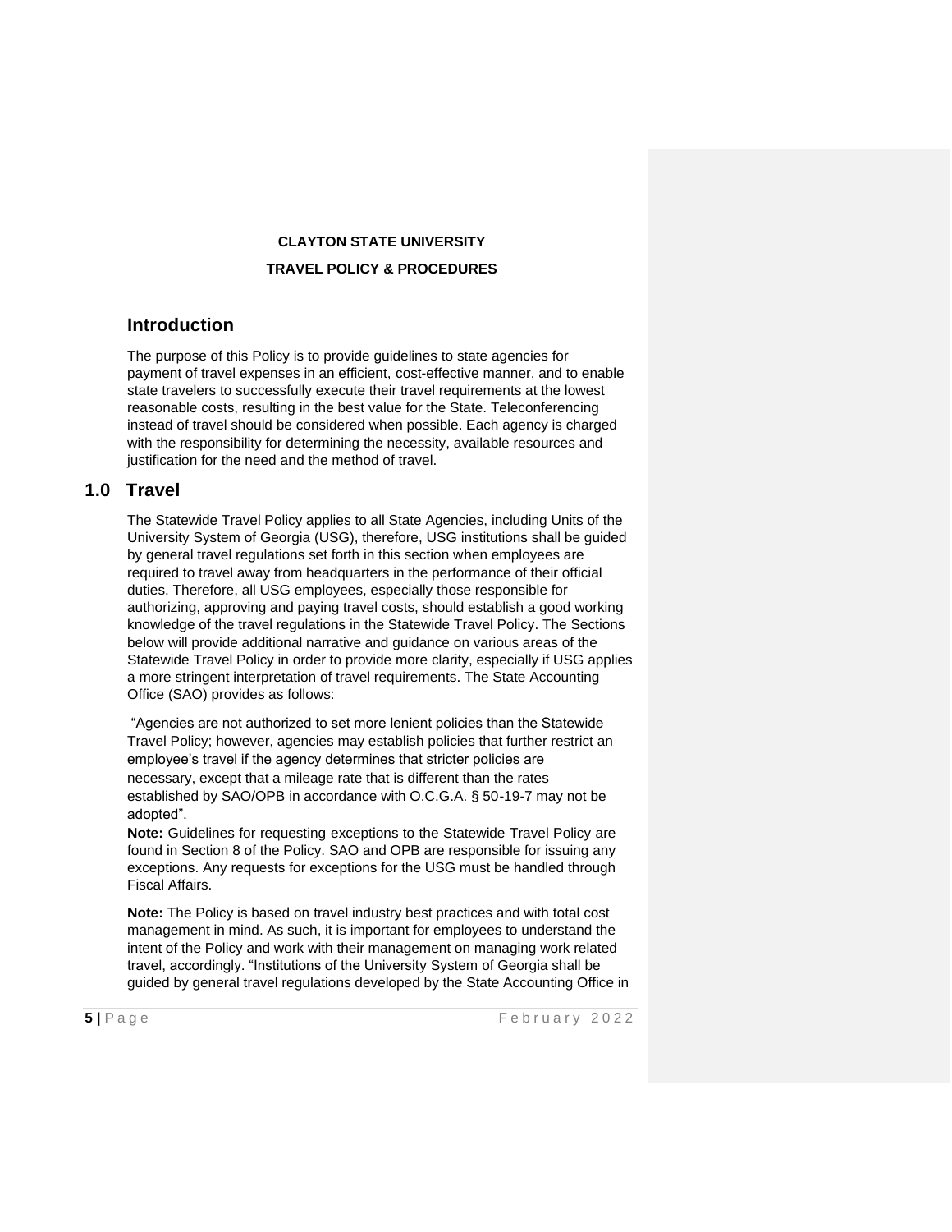**CLAYTON STATE UNIVERSITY**

**TRAVEL POLICY & PROCEDURES**

## Introduction

The purpose of this Policy is to provide guidelines to state agencies for payment of travel expenses in an efficient, cost-effective manner, and to enable state travelers to successfully execute their travel requirements at the lowest reasonable costs, resulting in the best value for the State. Teleconferencing instead of travel should be considered when possible. Each agency is charged with the responsibility for determining the necessity, available resources and justification for the need and the method of travel.

## 1.0 Travel

The Statewide Travel Policy applies to all State Agencies, including Units of the University System of Georgia (USG), therefore, USG institutions shall be guided by general travel regulations set forth in this section when employees are required to travel away from headquarters in the performance of their official duties. Therefore, all USG employees, especially those responsible for authorizing, approving and paying travel costs, should establish a good working knowledge of the travel regulations in the Statewide Travel Policy. The Sections below will provide additional narrative and guidance on various areas of the Statewide Travel Policy in order to provide more clarity, especially if USG applies a more stringent interpretation of travel requirements. The State Accounting Office (SAO) provides as follows:

"Agencies are not authorized to set more lenient policies than the Statewide Travel Policy; however, agencies may establish policies that further restrict an employee's travel if the agency determines that stricter policies are necessary, except that a mileage rate that is different than the rates established by SAO/OPB in accordance with O.C.G.A. § 50-19-7 may not be adopted".

**Note:** Guidelines for requesting exceptions to the Statewide Travel Policy are found in Section 8 of the Policy. SAO and OPB are responsible for issuing any exceptions. Any requests for exceptions for the USG must be handled through Fiscal Affairs.

**Note:** The Policy is based on travel industry best practices and with total cost management in mind. As such, it is important for employees to understand the intent of the Policy and work with their management on managing work related travel, accordingly. "Institutions of the University System of Georgia shall be guided by general travel regulations developed by the State Accounting Office in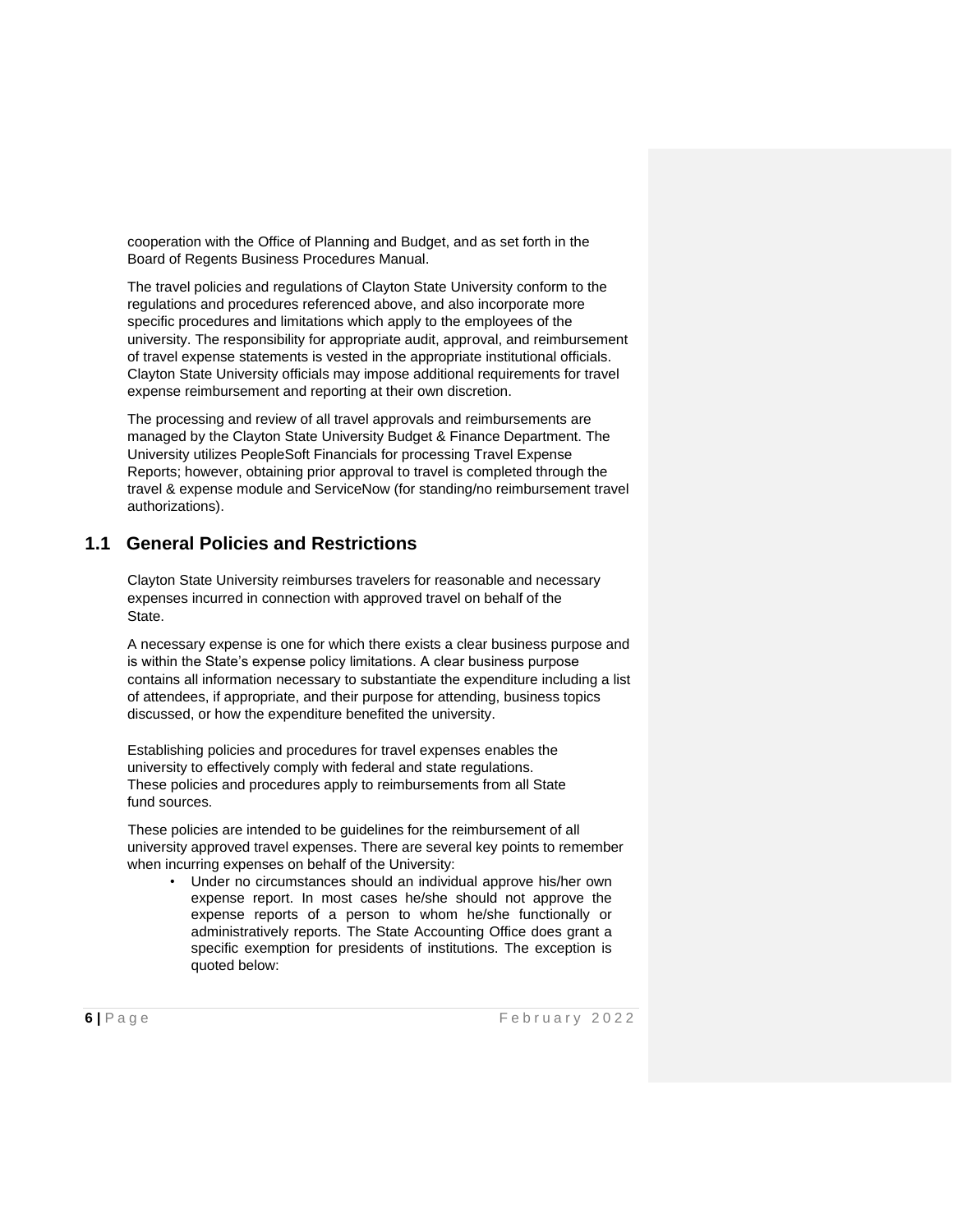cooperation with the Office of Planning and Budget, and as set forth in the Board of Regents Business Procedures Manual.

The travel policies and regulations of Clayton State University conform to the regulations and procedures referenced above, and also incorporate more specific procedures and limitations which apply to the employees of the university. The responsibility for appropriate audit, approval, and reimbursement of travel expense statements is vested in the appropriate institutional officials. Clayton State University officials may impose additional requirements for travel expense reimbursement and reporting at their own discretion.

The processing and review of all travel approvals and reimbursements are managed by the Clayton State University Budget & Finance Department. The University utilizes PeopleSoft Financials for processing Travel Expense Reports; however, obtaining prior approval to travel is completed through the travel & expense module and ServiceNow (for standing/no reimbursement travel authorizations).

## 1.1 General Policies and Restrictions

Clayton State University reimburses travelers for reasonable and necessary expenses incurred in connection with approved travel on behalf of the State.

A necessary expense is one for which there exists a clear business purpose and is within the State's expense policy limitations. A clear business purpose contains all information necessary to substantiate the expenditure including a list of attendees, if appropriate, and their purpose for attending, business topics discussed, or how the expenditure benefited the university.

Establishing policies and procedures for travel expenses enables the university to effectively comply with federal and state regulations. These policies and procedures apply to reimbursements from all State fund sources.

These policies are intended to be guidelines for the reimbursement of all university approved travel expenses. There are several key points to remember when incurring expenses on behalf of the University:

- Under no circumstances should an individual approve his/her own expense report. In most cases he/she should not approve the expense reports of a person to whom he/she functionally or administratively reports. The State Accounting Office does grant a specific exemption for presidents of institutions. The exception is quoted below: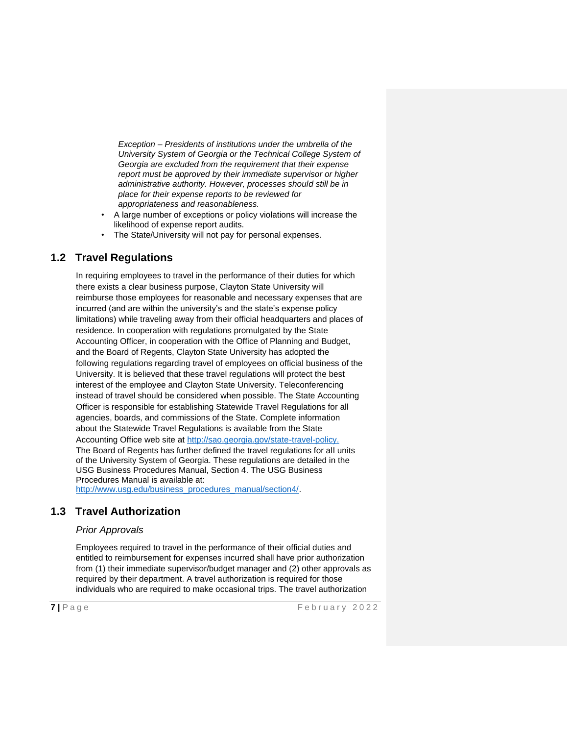*Exception – Presidents of institutions under the umbrella of the University System of Georgia or the Technical College System of Georgia are excluded from the requirement that their expense report must be approved by their immediate supervisor or higher administrative authority. However, processes should still be in place for their expense reports to be reviewed for appropriateness and reasonableness.*

- A large number of exceptions or policy violations will increase the likelihood of expense report audits.
- The State/University will not pay for personal expenses.

## 1.2 Travel Regulations

In requiring employees to travel in the performance of their duties for which there exists a clear business purpose, Clayton State University will reimburse those employees for reasonable and necessary expenses that are incurred (and are within the university's and the state's expense policy limitations) while traveling away from their official headquarters and places of residence. In cooperation with regulations promulgated by the State Accounting Officer, in cooperation with the Office of Planning and Budget, and the Board of Regents, Clayton State University has adopted the following regulations regarding travel of employees on official business of the University. It is believed that these travel regulations will protect the best interest of the employee and Clayton State University. Teleconferencing instead of travel should be considered when possible. The State Accounting Officer is responsible for establishing Statewide Travel Regulations for all agencies, boards, and commissions of the State. Complete information about the Statewide Travel Regulations is available from the State Accounting Office web site at http://sao.georgia.gov/state-travel-policy. The Board of Regents has further defined the travel regulations for all units of the University System of Georgia. These regulations are detailed in the USG Business Procedures Manual, Section 4. The USG Business Procedures Manual is available at: http://www.usg.edu/business_procedures_manual/section4/.

## 1.3 Travel Authorization

### *Prior Approvals*

Employees required to travel in the performance of their official duties and entitled to reimbursement for expenses incurred shall have prior authorization from (1) their immediate supervisor/budget manager and (2) other approvals as required by their department. A travel authorization is required for those individuals who are required to make occasional trips. The travel authorization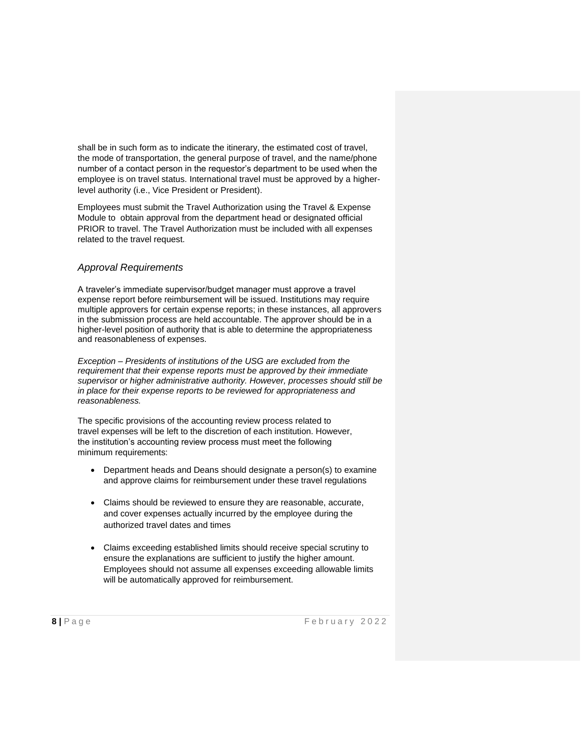shall be in such form as to indicate the itinerary, the estimated cost of travel, the mode of transportation, the general purpose of travel, and the name/phone number of a contact person in the requestor's department to be used when the employee is on travel status. International travel must be approved by a higher-level authority (i.e., Vice President or President).

Employees must submit the Travel Authorization using the Travel & Expense Module to obtain approval from the department head or designated official PRIOR to travel. The Travel Authorization must be included with all expenses related to the travel request.

### *Approval Requirements*

A traveler's immediate supervisor/budget manager must approve a travel expense report before reimbursement will be issued. Institutions may require multiple approvers for certain expense reports; in these instances, all approvers in the submission process are held accountable. The approver should be in a higher-level position of authority that is able to determine the appropriateness and reasonableness of expenses.

*Exception – Presidents of institutions of the USG are excluded from the requirement that their expense reports must be approved by their immediate supervisor or higher administrative authority. However, processes should still be in place for their expense reports to be reviewed for appropriateness and reasonableness.*

The specific provisions of the accounting review process related to travel expenses will be left to the discretion of each institution. However, the institution's accounting review process must meet the following minimum requirements:

- Department heads and Deans should designate a person(s) to examine and approve claims for reimbursement under these travel regulations
- Claims should be reviewed to ensure they are reasonable, accurate, and cover expenses actually incurred by the employee during the authorized travel dates and times
- Claims exceeding established limits should receive special scrutiny to ensure the explanations are sufficient to justify the higher amount. Employees should not assume all expenses exceeding allowable limits will be automatically approved for reimbursement.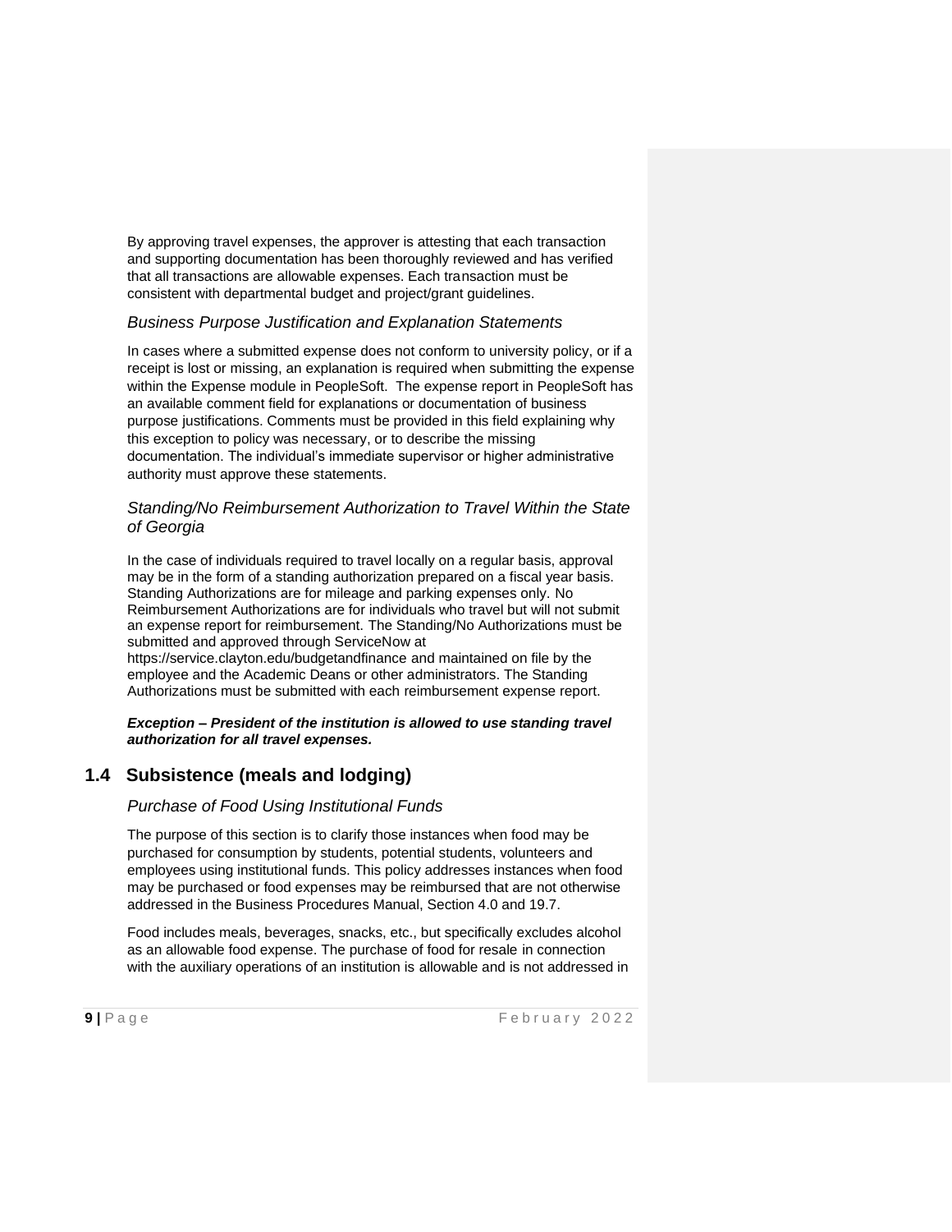By approving travel expenses, the approver is attesting that each transaction and supporting documentation has been thoroughly reviewed and has verified that all transactions are allowable expenses. Each transaction must be consistent with departmental budget and project/grant guidelines.

### *Business Purpose Justification and Explanation Statements*

In cases where a submitted expense does not conform to university policy, or if a receipt is lost or missing, an explanation is required when submitting the expense within the Expense module in PeopleSoft. The expense report in PeopleSoft has an available comment field for explanations or documentation of business purpose justifications. Comments must be provided in this field explaining why this exception to policy was necessary, or to describe the missing documentation. The individual's immediate supervisor or higher administrative authority must approve these statements.

### *Standing/No Reimbursement Authorization to Travel Within the State of Georgia*

In the case of individuals required to travel locally on a regular basis, approval may be in the form of a standing authorization prepared on a fiscal year basis. Standing Authorizations are for mileage and parking expenses only. No Reimbursement Authorizations are for individuals who travel but will not submit an expense report for reimbursement. The Standing/No Authorizations must be submitted and approved through ServiceNow at https://service.clayton.edu/budgetandfinance and maintained on file by the employee and the Academic Deans or other administrators. The Standing Authorizations must be submitted with each reimbursement expense report.

***Exception – President of the institution is allowed to use standing travel authorization for all travel expenses.***

## 1.4 Subsistence (meals and lodging)

### *Purchase of Food Using Institutional Funds*

The purpose of this section is to clarify those instances when food may be purchased for consumption by students, potential students, volunteers and employees using institutional funds. This policy addresses instances when food may be purchased or food expenses may be reimbursed that are not otherwise addressed in the Business Procedures Manual, Section 4.0 and 19.7.

Food includes meals, beverages, snacks, etc., but specifically excludes alcohol as an allowable food expense. The purchase of food for resale in connection with the auxiliary operations of an institution is allowable and is not addressed in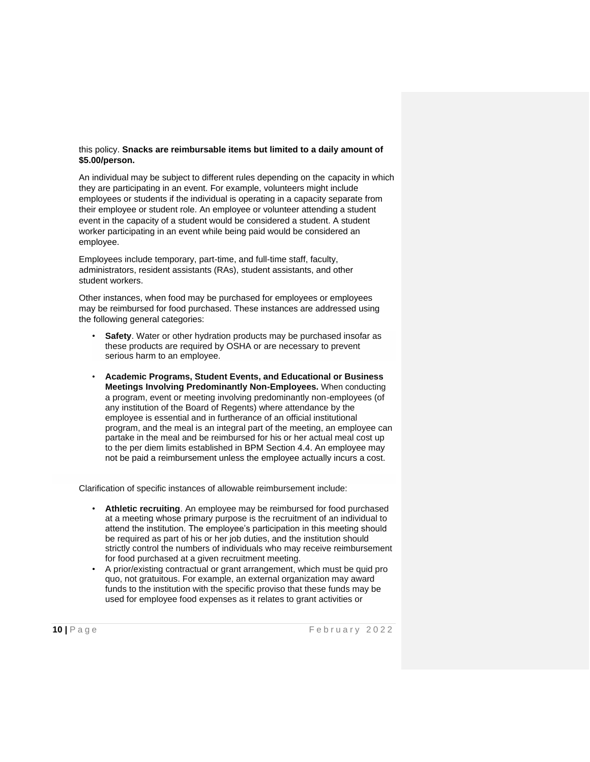this policy. **Snacks are reimbursable items but limited to a daily amount of $5.00/person.**

An individual may be subject to different rules depending on the capacity in which they are participating in an event. For example, volunteers might include employees or students if the individual is operating in a capacity separate from their employee or student role. An employee or volunteer attending a student event in the capacity of a student would be considered a student. A student worker participating in an event while being paid would be considered an employee.

Employees include temporary, part-time, and full-time staff, faculty, administrators, resident assistants (RAs), student assistants, and other student workers.

Other instances, when food may be purchased for employees or employees may be reimbursed for food purchased. These instances are addressed using the following general categories:

- **Safety**. Water or other hydration products may be purchased insofar as these products are required by OSHA or are necessary to prevent serious harm to an employee.
- **Academic Programs, Student Events, and Educational or Business Meetings Involving Predominantly Non-Employees.** When conducting a program, event or meeting involving predominantly non-employees (of any institution of the Board of Regents) where attendance by the employee is essential and in furtherance of an official institutional program, and the meal is an integral part of the meeting, an employee can partake in the meal and be reimbursed for his or her actual meal cost up to the per diem limits established in BPM Section 4.4. An employee may not be paid a reimbursement unless the employee actually incurs a cost.

Clarification of specific instances of allowable reimbursement include:

- **Athletic recruiting**. An employee may be reimbursed for food purchased at a meeting whose primary purpose is the recruitment of an individual to attend the institution. The employee's participation in this meeting should be required as part of his or her job duties, and the institution should strictly control the numbers of individuals who may receive reimbursement for food purchased at a given recruitment meeting.
- A prior/existing contractual or grant arrangement, which must be quid pro quo, not gratuitous. For example, an external organization may award funds to the institution with the specific proviso that these funds may be used for employee food expenses as it relates to grant activities or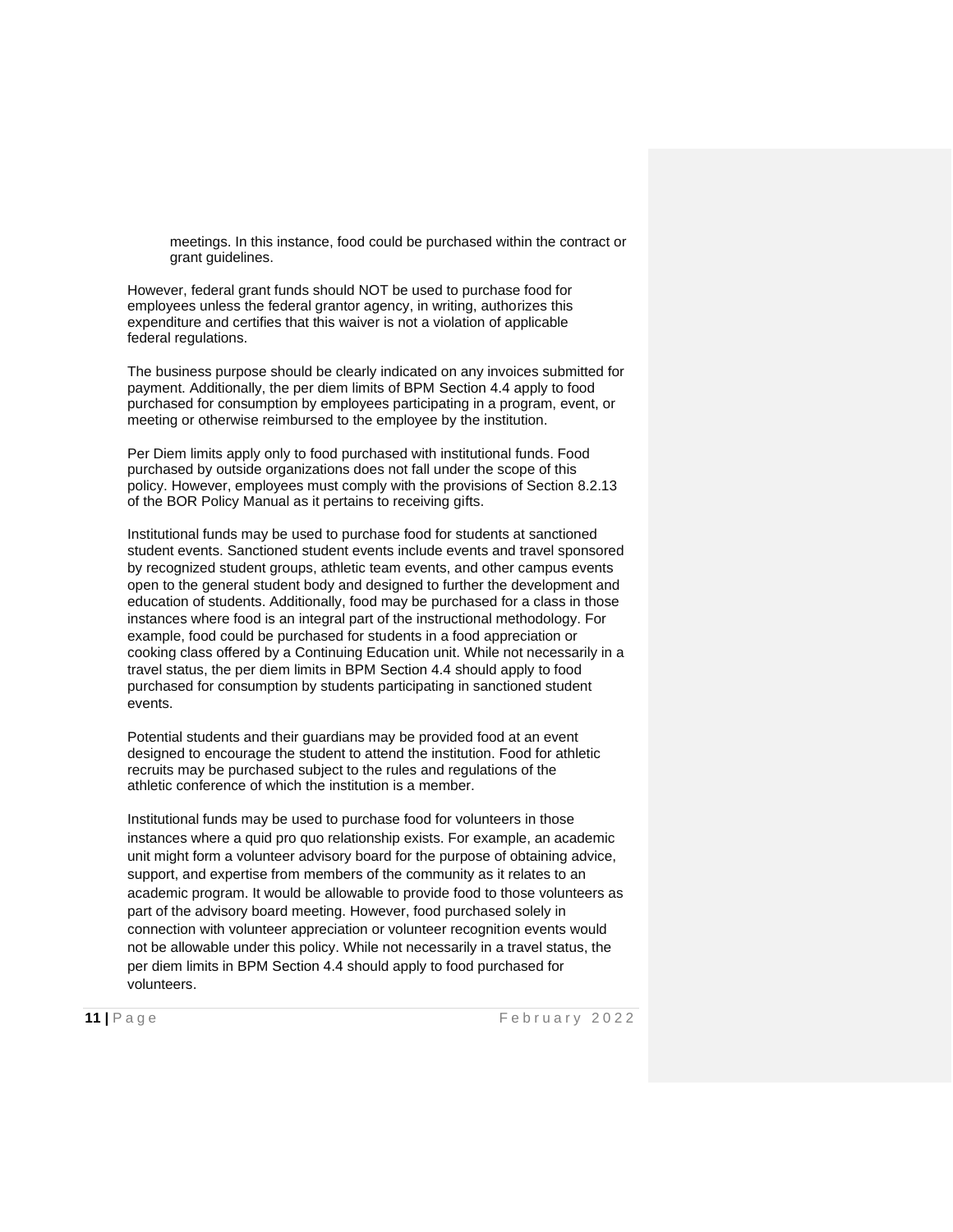meetings. In this instance, food could be purchased within the contract or grant guidelines.

However, federal grant funds should NOT be used to purchase food for employees unless the federal grantor agency, in writing, authorizes this expenditure and certifies that this waiver is not a violation of applicable federal regulations.

The business purpose should be clearly indicated on any invoices submitted for payment. Additionally, the per diem limits of BPM Section 4.4 apply to food purchased for consumption by employees participating in a program, event, or meeting or otherwise reimbursed to the employee by the institution.

Per Diem limits apply only to food purchased with institutional funds. Food purchased by outside organizations does not fall under the scope of this policy. However, employees must comply with the provisions of Section 8.2.13 of the BOR Policy Manual as it pertains to receiving gifts.

Institutional funds may be used to purchase food for students at sanctioned student events. Sanctioned student events include events and travel sponsored by recognized student groups, athletic team events, and other campus events open to the general student body and designed to further the development and education of students. Additionally, food may be purchased for a class in those instances where food is an integral part of the instructional methodology. For example, food could be purchased for students in a food appreciation or cooking class offered by a Continuing Education unit. While not necessarily in a travel status, the per diem limits in BPM Section 4.4 should apply to food purchased for consumption by students participating in sanctioned student events.

Potential students and their guardians may be provided food at an event designed to encourage the student to attend the institution. Food for athletic recruits may be purchased subject to the rules and regulations of the athletic conference of which the institution is a member.

Institutional funds may be used to purchase food for volunteers in those instances where a quid pro quo relationship exists. For example, an academic unit might form a volunteer advisory board for the purpose of obtaining advice, support, and expertise from members of the community as it relates to an academic program. It would be allowable to provide food to those volunteers as part of the advisory board meeting. However, food purchased solely in connection with volunteer appreciation or volunteer recognition events would not be allowable under this policy. While not necessarily in a travel status, the per diem limits in BPM Section 4.4 should apply to food purchased for volunteers.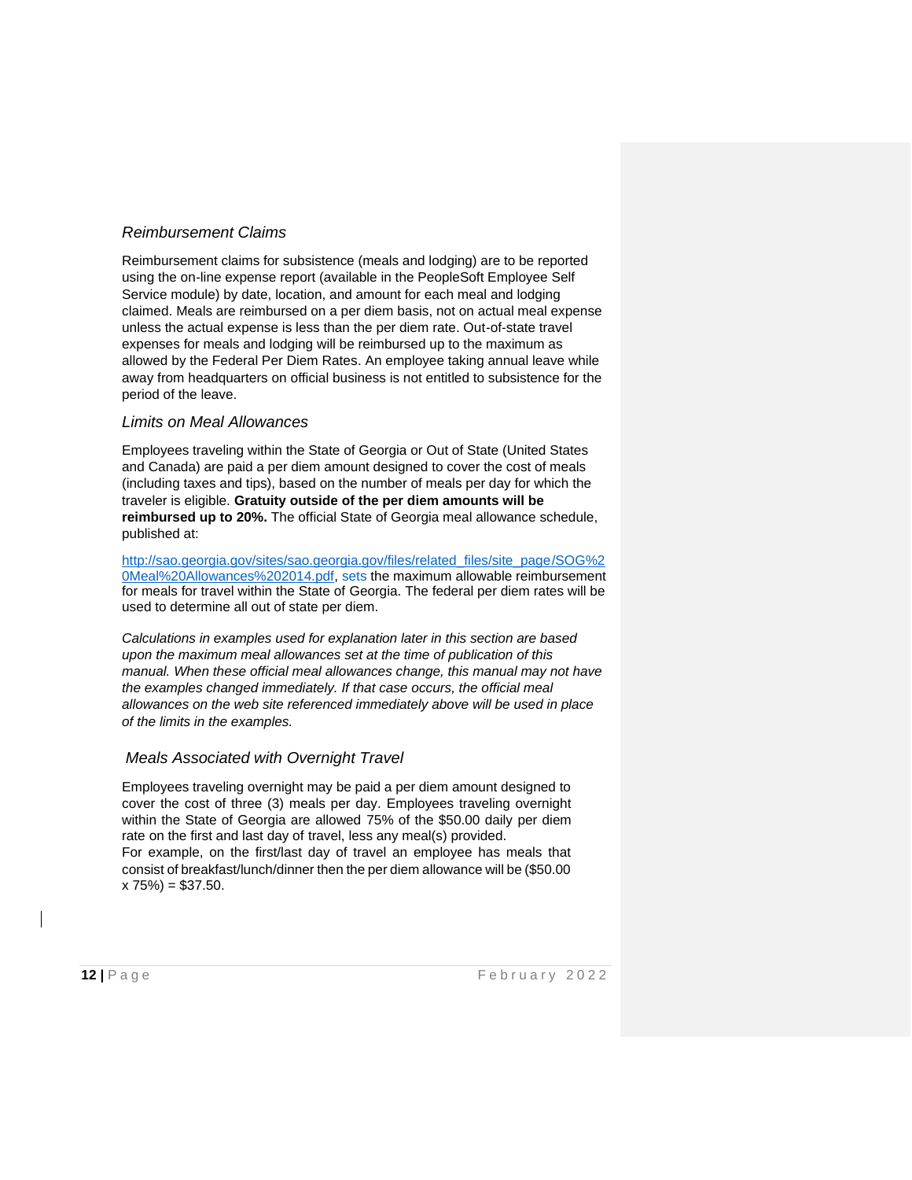### *Reimbursement Claims*

Reimbursement claims for subsistence (meals and lodging) are to be reported using the on-line expense report (available in the PeopleSoft Employee Self Service module) by date, location, and amount for each meal and lodging claimed. Meals are reimbursed on a per diem basis, not on actual meal expense unless the actual expense is less than the per diem rate. Out-of-state travel expenses for meals and lodging will be reimbursed up to the maximum as allowed by the Federal Per Diem Rates. An employee taking annual leave while away from headquarters on official business is not entitled to subsistence for the period of the leave.

### *Limits on Meal Allowances*

Employees traveling within the State of Georgia or Out of State (United States and Canada) are paid a per diem amount designed to cover the cost of meals (including taxes and tips), based on the number of meals per day for which the traveler is eligible. **Gratuity outside of the per diem amounts will be reimbursed up to 20%.** The official State of Georgia meal allowance schedule, published at:

[http://sao.georgia.gov/sites/sao.georgia.gov/files/related_files/site_page/SOG%20Meal%20Allowances%202014.pdf](http://sao.georgia.gov/sites/sao.georgia.gov/files/related_files/site_page/SOG%20Meal%20Allowances%202014.pdf), sets the maximum allowable reimbursement for meals for travel within the State of Georgia. The federal per diem rates will be used to determine all out of state per diem.

*Calculations in examples used for explanation later in this section are based upon the maximum meal allowances set at the time of publication of this manual. When these official meal allowances change, this manual may not have the examples changed immediately. If that case occurs, the official meal allowances on the web site referenced immediately above will be used in place of the limits in the examples.*

### *Meals Associated with Overnight Travel*

Employees traveling overnight may be paid a per diem amount designed to cover the cost of three (3) meals per day. Employees traveling overnight within the State of Georgia are allowed 75% of the $50.00 daily per diem rate on the first and last day of travel, less any meal(s) provided.

For example, on the first/last day of travel an employee has meals that consist of breakfast/lunch/dinner then the per diem allowance will be ($50.00 x 75%) = $37.50.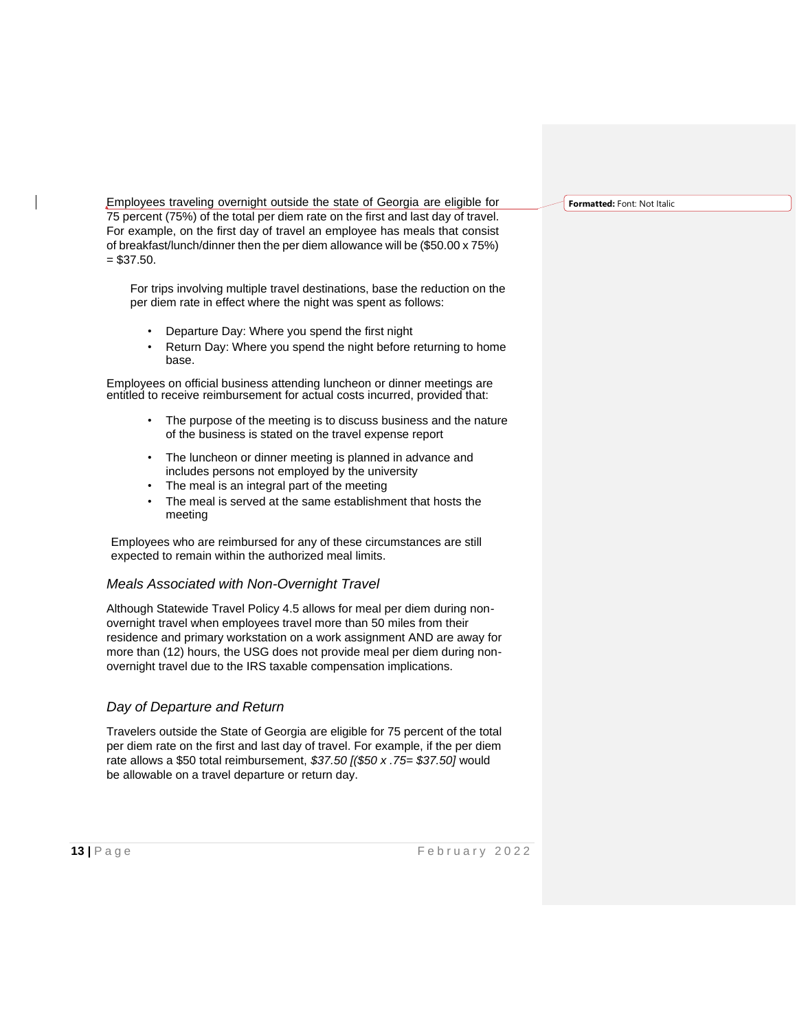Employees traveling overnight outside the state of Georgia are eligible for 75 percent (75%) of the total per diem rate on the first and last day of travel. For example, on the first day of travel an employee has meals that consist of breakfast/lunch/dinner then the per diem allowance will be ($50.00 x 75%) = $37.50.

For trips involving multiple travel destinations, base the reduction on the per diem rate in effect where the night was spent as follows:

- Departure Day: Where you spend the first night
- Return Day: Where you spend the night before returning to home base.

Employees on official business attending luncheon or dinner meetings are entitled to receive reimbursement for actual costs incurred, provided that:

- The purpose of the meeting is to discuss business and the nature of the business is stated on the travel expense report
- The luncheon or dinner meeting is planned in advance and includes persons not employed by the university
- The meal is an integral part of the meeting
- The meal is served at the same establishment that hosts the meeting

Employees who are reimbursed for any of these circumstances are still expected to remain within the authorized meal limits.

### *Meals Associated with Non-Overnight Travel*

Although Statewide Travel Policy 4.5 allows for meal per diem during non-overnight travel when employees travel more than 50 miles from their residence and primary workstation on a work assignment AND are away for more than (12) hours, the USG does not provide meal per diem during non-overnight travel due to the IRS taxable compensation implications.

### *Day of Departure and Return*

Travelers outside the State of Georgia are eligible for 75 percent of the total per diem rate on the first and last day of travel. For example, if the per diem rate allows a $50 total reimbursement, *$37.50 [($50 x .75= $37.50]* would be allowable on a travel departure or return day.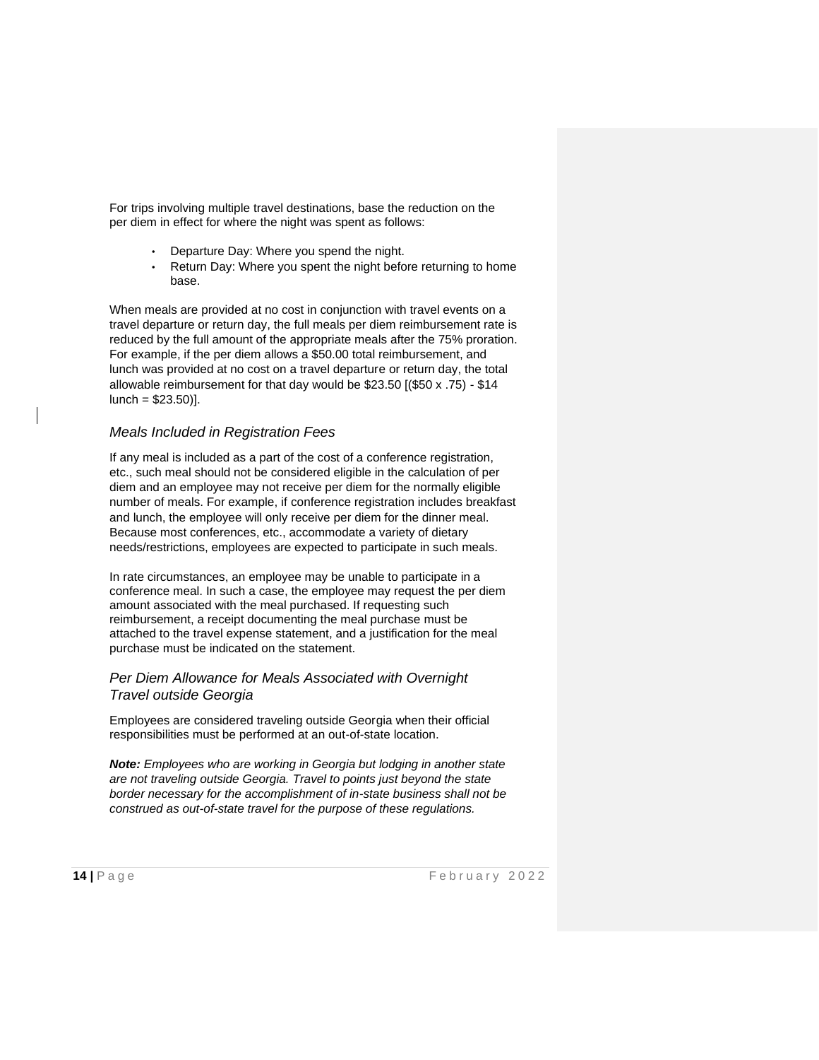For trips involving multiple travel destinations, base the reduction on the per diem in effect for where the night was spent as follows:

- Departure Day: Where you spend the night.
- Return Day: Where you spent the night before returning to home base.

When meals are provided at no cost in conjunction with travel events on a travel departure or return day, the full meals per diem reimbursement rate is reduced by the full amount of the appropriate meals after the 75% proration. For example, if the per diem allows a $50.00 total reimbursement, and lunch was provided at no cost on a travel departure or return day, the total allowable reimbursement for that day would be $23.50 [($50 x .75) - $14 lunch = $23.50)].

### *Meals Included in Registration Fees*

If any meal is included as a part of the cost of a conference registration, etc., such meal should not be considered eligible in the calculation of per diem and an employee may not receive per diem for the normally eligible number of meals. For example, if conference registration includes breakfast and lunch, the employee will only receive per diem for the dinner meal. Because most conferences, etc., accommodate a variety of dietary needs/restrictions, employees are expected to participate in such meals.

In rate circumstances, an employee may be unable to participate in a conference meal. In such a case, the employee may request the per diem amount associated with the meal purchased. If requesting such reimbursement, a receipt documenting the meal purchase must be attached to the travel expense statement, and a justification for the meal purchase must be indicated on the statement.

### *Per Diem Allowance for Meals Associated with Overnight Travel outside Georgia*

Employees are considered traveling outside Georgia when their official responsibilities must be performed at an out-of-state location.

***Note:*** *Employees who are working in Georgia but lodging in another state are not traveling outside Georgia. Travel to points just beyond the state border necessary for the accomplishment of in-state business shall not be construed as out-of-state travel for the purpose of these regulations.*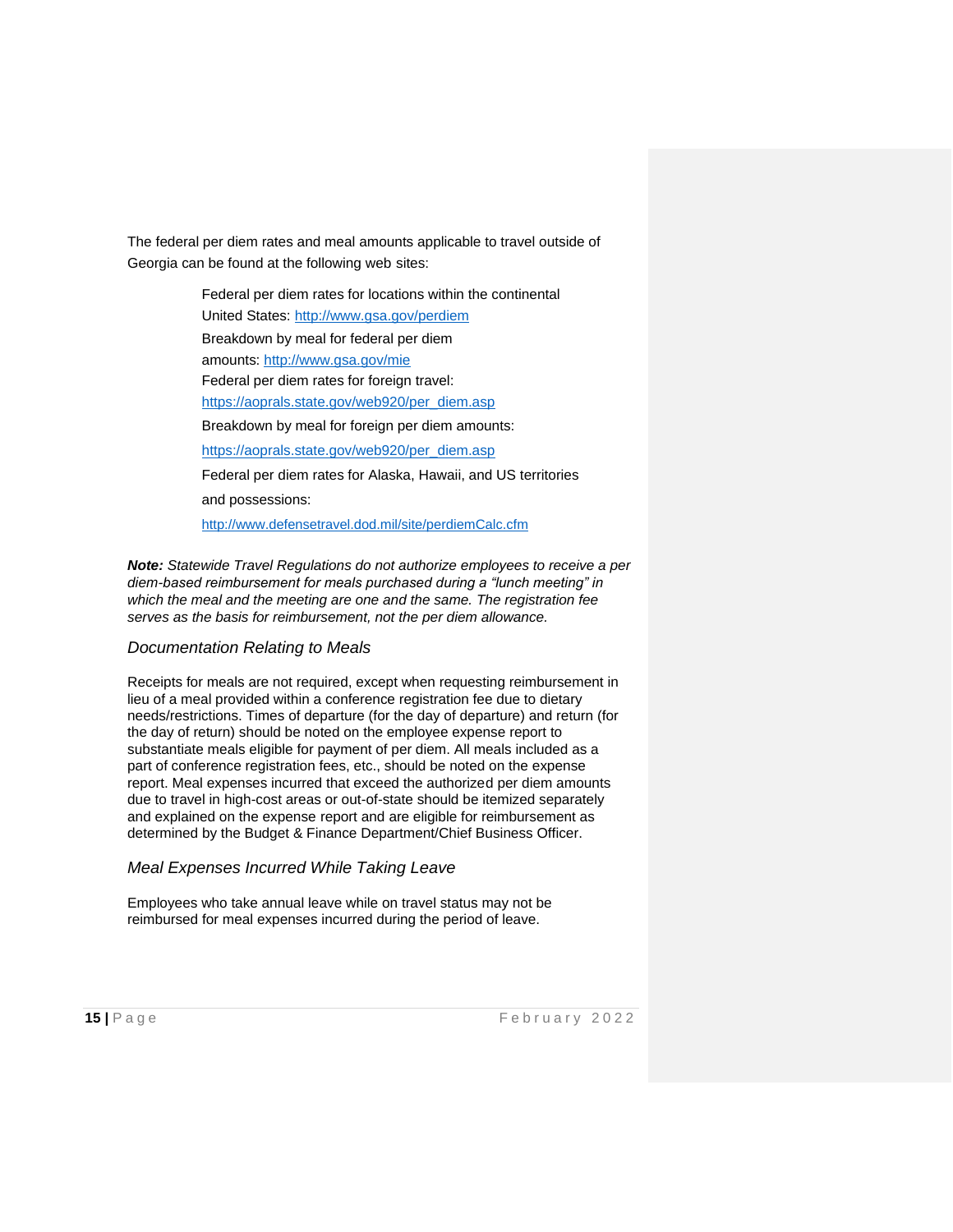The federal per diem rates and meal amounts applicable to travel outside of Georgia can be found at the following web sites:

> Federal per diem rates for locations within the continental United States: http://www.gsa.gov/perdiem
>
> Breakdown by meal for federal per diem amounts: http://www.gsa.gov/mie
>
> Federal per diem rates for foreign travel: https://aoprals.state.gov/web920/per_diem.asp
>
> Breakdown by meal for foreign per diem amounts: https://aoprals.state.gov/web920/per_diem.asp
>
> Federal per diem rates for Alaska, Hawaii, and US territories and possessions: http://www.defensetravel.dod.mil/site/perdiemCalc.cfm

***Note:*** *Statewide Travel Regulations do not authorize employees to receive a per diem-based reimbursement for meals purchased during a "lunch meeting" in which the meal and the meeting are one and the same. The registration fee serves as the basis for reimbursement, not the per diem allowance.*

### *Documentation Relating to Meals*

Receipts for meals are not required, except when requesting reimbursement in lieu of a meal provided within a conference registration fee due to dietary needs/restrictions. Times of departure (for the day of departure) and return (for the day of return) should be noted on the employee expense report to substantiate meals eligible for payment of per diem. All meals included as a part of conference registration fees, etc., should be noted on the expense report. Meal expenses incurred that exceed the authorized per diem amounts due to travel in high-cost areas or out-of-state should be itemized separately and explained on the expense report and are eligible for reimbursement as determined by the Budget & Finance Department/Chief Business Officer.

### *Meal Expenses Incurred While Taking Leave*

Employees who take annual leave while on travel status may not be reimbursed for meal expenses incurred during the period of leave.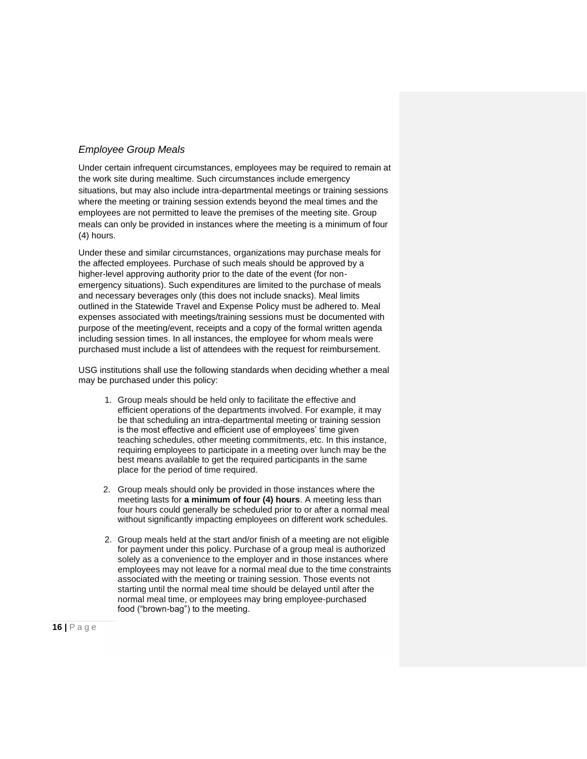### *Employee Group Meals*

Under certain infrequent circumstances, employees may be required to remain at the work site during mealtime. Such circumstances include emergency situations, but may also include intra-departmental meetings or training sessions where the meeting or training session extends beyond the meal times and the employees are not permitted to leave the premises of the meeting site. Group meals can only be provided in instances where the meeting is a minimum of four (4) hours.

Under these and similar circumstances, organizations may purchase meals for the affected employees. Purchase of such meals should be approved by a higher-level approving authority prior to the date of the event (for non-emergency situations). Such expenditures are limited to the purchase of meals and necessary beverages only (this does not include snacks). Meal limits outlined in the Statewide Travel and Expense Policy must be adhered to. Meal expenses associated with meetings/training sessions must be documented with purpose of the meeting/event, receipts and a copy of the formal written agenda including session times. In all instances, the employee for whom meals were purchased must include a list of attendees with the request for reimbursement.

USG institutions shall use the following standards when deciding whether a meal may be purchased under this policy:

1. Group meals should be held only to facilitate the effective and efficient operations of the departments involved. For example, it may be that scheduling an intra-departmental meeting or training session is the most effective and efficient use of employees' time given teaching schedules, other meeting commitments, etc. In this instance, requiring employees to participate in a meeting over lunch may be the best means available to get the required participants in the same place for the period of time required.

2. Group meals should only be provided in those instances where the meeting lasts for **a minimum of four (4) hours**. A meeting less than four hours could generally be scheduled prior to or after a normal meal without significantly impacting employees on different work schedules.

2. Group meals held at the start and/or finish of a meeting are not eligible for payment under this policy. Purchase of a group meal is authorized solely as a convenience to the employer and in those instances where employees may not leave for a normal meal due to the time constraints associated with the meeting or training session. Those events not starting until the normal meal time should be delayed until after the normal meal time, or employees may bring employee-purchased food ("brown-bag") to the meeting.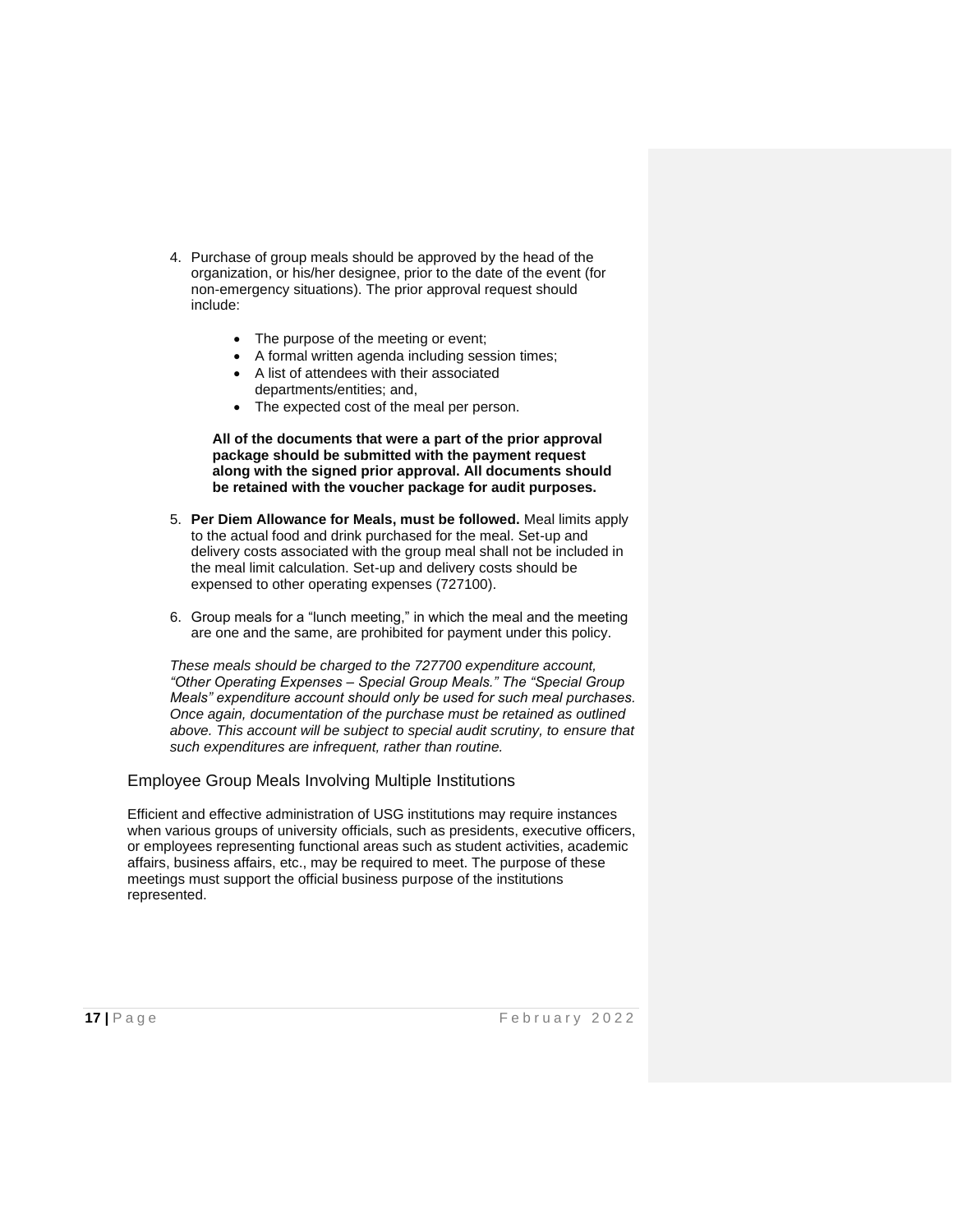4. Purchase of group meals should be approved by the head of the organization, or his/her designee, prior to the date of the event (for non-emergency situations). The prior approval request should include:

   - The purpose of the meeting or event;
   - A formal written agenda including session times;
   - A list of attendees with their associated departments/entities; and,
   - The expected cost of the meal per person.

   **All of the documents that were a part of the prior approval package should be submitted with the payment request along with the signed prior approval. All documents should be retained with the voucher package for audit purposes.**

5. **Per Diem Allowance for Meals, must be followed.** Meal limits apply to the actual food and drink purchased for the meal. Set-up and delivery costs associated with the group meal shall not be included in the meal limit calculation. Set-up and delivery costs should be expensed to other operating expenses (727100).

6. Group meals for a "lunch meeting," in which the meal and the meeting are one and the same, are prohibited for payment under this policy.

*These meals should be charged to the 727700 expenditure account, "Other Operating Expenses – Special Group Meals." The "Special Group Meals" expenditure account should only be used for such meal purchases. Once again, documentation of the purchase must be retained as outlined above. This account will be subject to special audit scrutiny, to ensure that such expenditures are infrequent, rather than routine.*

## Employee Group Meals Involving Multiple Institutions

Efficient and effective administration of USG institutions may require instances when various groups of university officials, such as presidents, executive officers, or employees representing functional areas such as student activities, academic affairs, business affairs, etc., may be required to meet. The purpose of these meetings must support the official business purpose of the institutions represented.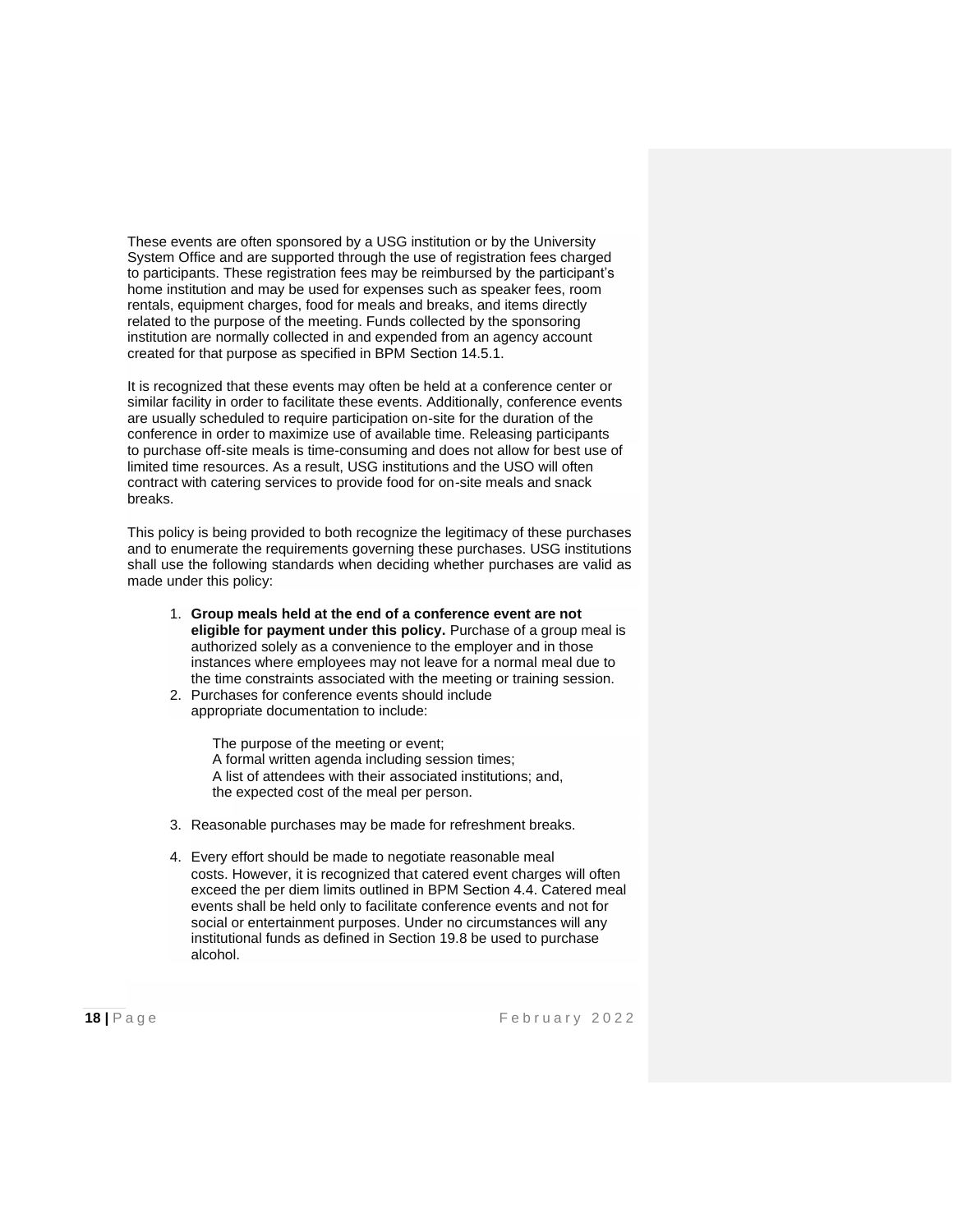These events are often sponsored by a USG institution or by the University System Office and are supported through the use of registration fees charged to participants. These registration fees may be reimbursed by the participant's home institution and may be used for expenses such as speaker fees, room rentals, equipment charges, food for meals and breaks, and items directly related to the purpose of the meeting. Funds collected by the sponsoring institution are normally collected in and expended from an agency account created for that purpose as specified in BPM Section 14.5.1.

It is recognized that these events may often be held at a conference center or similar facility in order to facilitate these events. Additionally, conference events are usually scheduled to require participation on-site for the duration of the conference in order to maximize use of available time. Releasing participants to purchase off-site meals is time-consuming and does not allow for best use of limited time resources. As a result, USG institutions and the USO will often contract with catering services to provide food for on-site meals and snack breaks.

This policy is being provided to both recognize the legitimacy of these purchases and to enumerate the requirements governing these purchases. USG institutions shall use the following standards when deciding whether purchases are valid as made under this policy:

1. **Group meals held at the end of a conference event are not eligible for payment under this policy.** Purchase of a group meal is authorized solely as a convenience to the employer and in those instances where employees may not leave for a normal meal due to the time constraints associated with the meeting or training session.
2. Purchases for conference events should include appropriate documentation to include:

   The purpose of the meeting or event;
   A formal written agenda including session times;
   A list of attendees with their associated institutions; and,
   the expected cost of the meal per person.

3. Reasonable purchases may be made for refreshment breaks.

4. Every effort should be made to negotiate reasonable meal costs. However, it is recognized that catered event charges will often exceed the per diem limits outlined in BPM Section 4.4. Catered meal events shall be held only to facilitate conference events and not for social or entertainment purposes. Under no circumstances will any institutional funds as defined in Section 19.8 be used to purchase alcohol.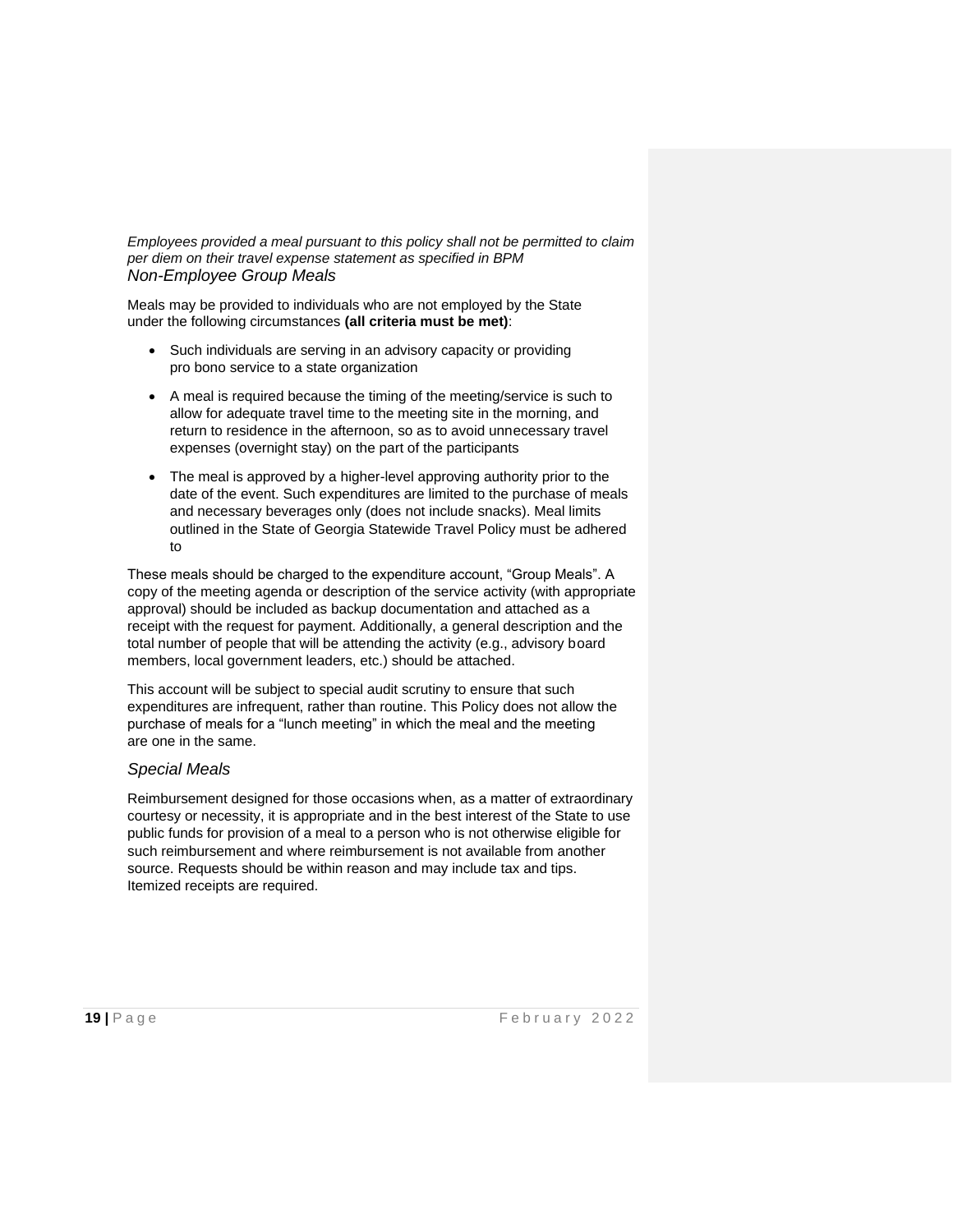*Employees provided a meal pursuant to this policy shall not be permitted to claim per diem on their travel expense statement as specified in BPM*

### *Non-Employee Group Meals*

Meals may be provided to individuals who are not employed by the State under the following circumstances **(all criteria must be met)**:

- Such individuals are serving in an advisory capacity or providing pro bono service to a state organization
- A meal is required because the timing of the meeting/service is such to allow for adequate travel time to the meeting site in the morning, and return to residence in the afternoon, so as to avoid unnecessary travel expenses (overnight stay) on the part of the participants
- The meal is approved by a higher-level approving authority prior to the date of the event. Such expenditures are limited to the purchase of meals and necessary beverages only (does not include snacks). Meal limits outlined in the State of Georgia Statewide Travel Policy must be adhered to

These meals should be charged to the expenditure account, "Group Meals". A copy of the meeting agenda or description of the service activity (with appropriate approval) should be included as backup documentation and attached as a receipt with the request for payment. Additionally, a general description and the total number of people that will be attending the activity (e.g., advisory board members, local government leaders, etc.) should be attached.

This account will be subject to special audit scrutiny to ensure that such expenditures are infrequent, rather than routine. This Policy does not allow the purchase of meals for a "lunch meeting" in which the meal and the meeting are one in the same.

### *Special Meals*

Reimbursement designed for those occasions when, as a matter of extraordinary courtesy or necessity, it is appropriate and in the best interest of the State to use public funds for provision of a meal to a person who is not otherwise eligible for such reimbursement and where reimbursement is not available from another source. Requests should be within reason and may include tax and tips. Itemized receipts are required.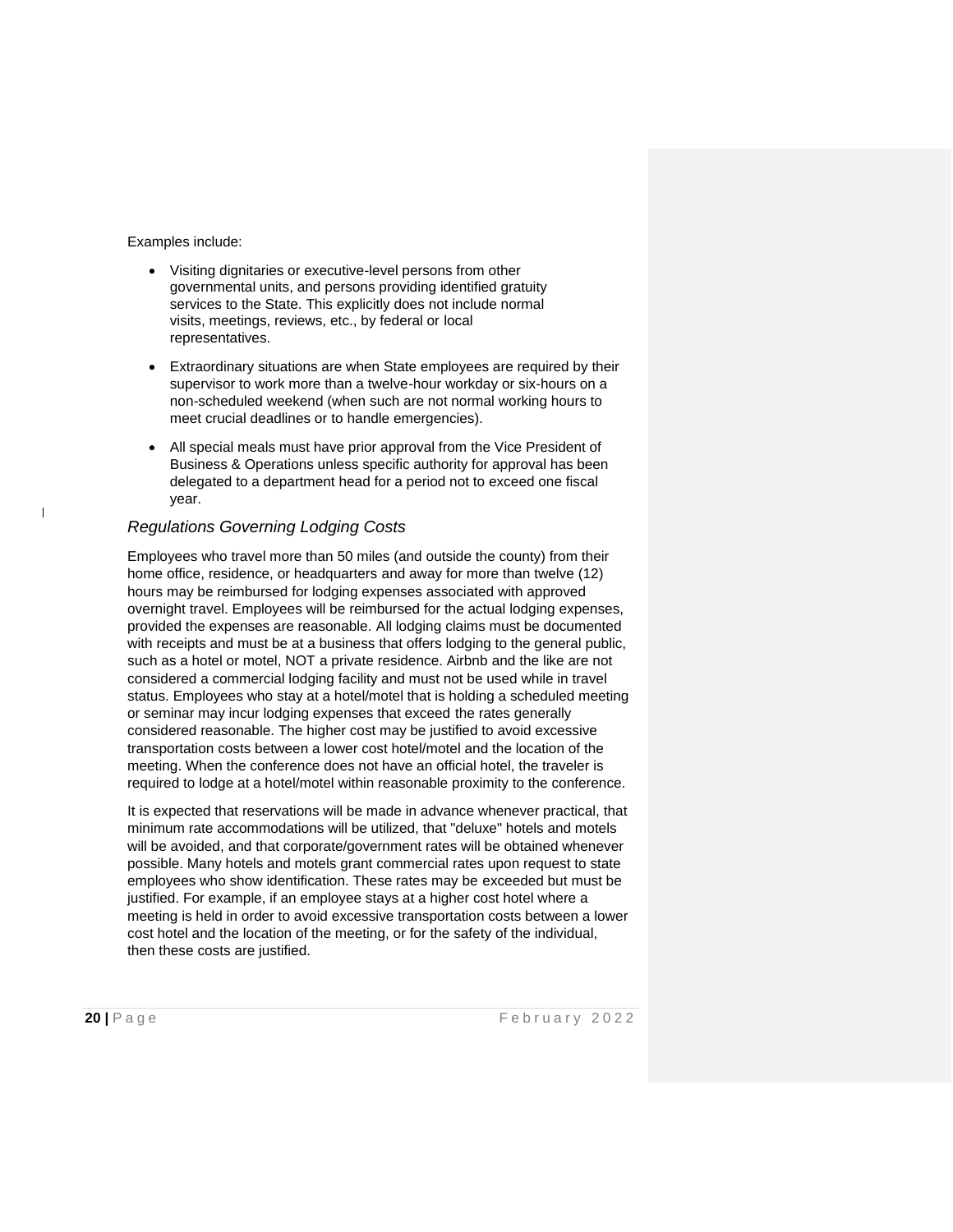Examples include:

- Visiting dignitaries or executive-level persons from other governmental units, and persons providing identified gratuity services to the State. This explicitly does not include normal visits, meetings, reviews, etc., by federal or local representatives.
- Extraordinary situations are when State employees are required by their supervisor to work more than a twelve-hour workday or six-hours on a non-scheduled weekend (when such are not normal working hours to meet crucial deadlines or to handle emergencies).
- All special meals must have prior approval from the Vice President of Business & Operations unless specific authority for approval has been delegated to a department head for a period not to exceed one fiscal year.

### *Regulations Governing Lodging Costs*

Employees who travel more than 50 miles (and outside the county) from their home office, residence, or headquarters and away for more than twelve (12) hours may be reimbursed for lodging expenses associated with approved overnight travel. Employees will be reimbursed for the actual lodging expenses, provided the expenses are reasonable. All lodging claims must be documented with receipts and must be at a business that offers lodging to the general public, such as a hotel or motel, NOT a private residence. Airbnb and the like are not considered a commercial lodging facility and must not be used while in travel status. Employees who stay at a hotel/motel that is holding a scheduled meeting or seminar may incur lodging expenses that exceed the rates generally considered reasonable. The higher cost may be justified to avoid excessive transportation costs between a lower cost hotel/motel and the location of the meeting. When the conference does not have an official hotel, the traveler is required to lodge at a hotel/motel within reasonable proximity to the conference.

It is expected that reservations will be made in advance whenever practical, that minimum rate accommodations will be utilized, that "deluxe" hotels and motels will be avoided, and that corporate/government rates will be obtained whenever possible. Many hotels and motels grant commercial rates upon request to state employees who show identification. These rates may be exceeded but must be justified. For example, if an employee stays at a higher cost hotel where a meeting is held in order to avoid excessive transportation costs between a lower cost hotel and the location of the meeting, or for the safety of the individual, then these costs are justified.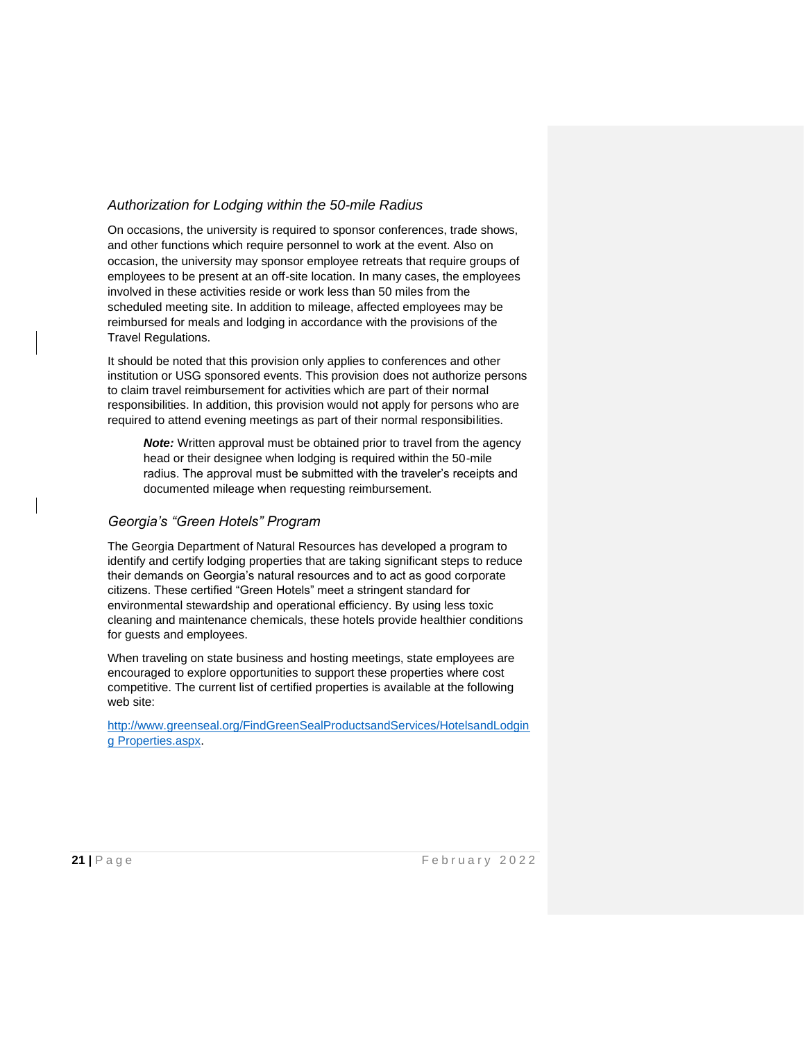### *Authorization for Lodging within the 50-mile Radius*

On occasions, the university is required to sponsor conferences, trade shows, and other functions which require personnel to work at the event. Also on occasion, the university may sponsor employee retreats that require groups of employees to be present at an off-site location. In many cases, the employees involved in these activities reside or work less than 50 miles from the scheduled meeting site. In addition to mileage, affected employees may be reimbursed for meals and lodging in accordance with the provisions of the Travel Regulations.

It should be noted that this provision only applies to conferences and other institution or USG sponsored events. This provision does not authorize persons to claim travel reimbursement for activities which are part of their normal responsibilities. In addition, this provision would not apply for persons who are required to attend evening meetings as part of their normal responsibilities.

> ***Note:*** Written approval must be obtained prior to travel from the agency head or their designee when lodging is required within the 50-mile radius. The approval must be submitted with the traveler's receipts and documented mileage when requesting reimbursement.

### *Georgia's "Green Hotels" Program*

The Georgia Department of Natural Resources has developed a program to identify and certify lodging properties that are taking significant steps to reduce their demands on Georgia's natural resources and to act as good corporate citizens. These certified "Green Hotels" meet a stringent standard for environmental stewardship and operational efficiency. By using less toxic cleaning and maintenance chemicals, these hotels provide healthier conditions for guests and employees.

When traveling on state business and hosting meetings, state employees are encouraged to explore opportunities to support these properties where cost competitive. The current list of certified properties is available at the following web site:

http://www.greenseal.org/FindGreenSealProductsandServices/HotelsandLodging Properties.aspx.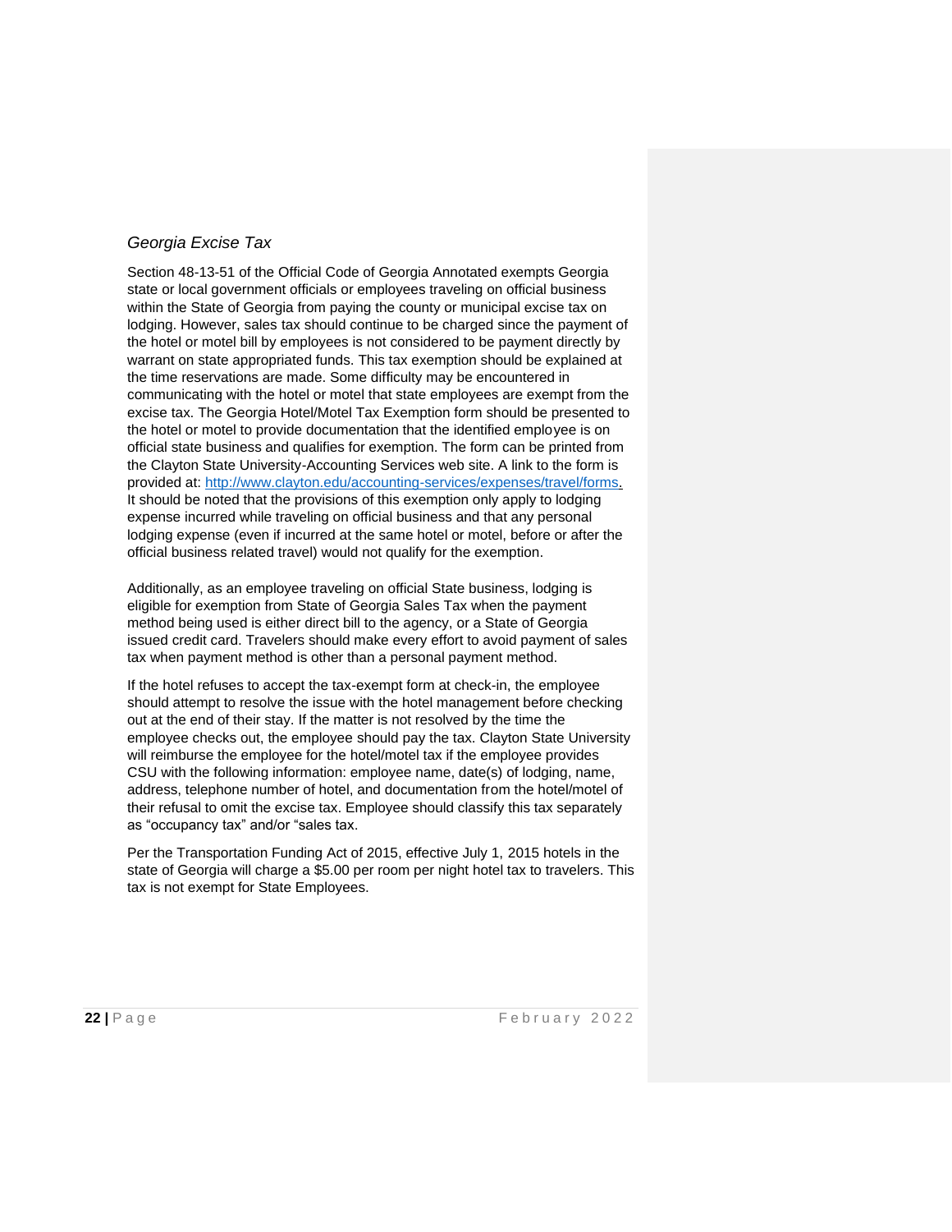### *Georgia Excise Tax*

Section 48-13-51 of the Official Code of Georgia Annotated exempts Georgia state or local government officials or employees traveling on official business within the State of Georgia from paying the county or municipal excise tax on lodging. However, sales tax should continue to be charged since the payment of the hotel or motel bill by employees is not considered to be payment directly by warrant on state appropriated funds. This tax exemption should be explained at the time reservations are made. Some difficulty may be encountered in communicating with the hotel or motel that state employees are exempt from the excise tax. The Georgia Hotel/Motel Tax Exemption form should be presented to the hotel or motel to provide documentation that the identified employee is on official state business and qualifies for exemption. The form can be printed from the Clayton State University-Accounting Services web site. A link to the form is provided at: http://www.clayton.edu/accounting-services/expenses/travel/forms. It should be noted that the provisions of this exemption only apply to lodging expense incurred while traveling on official business and that any personal lodging expense (even if incurred at the same hotel or motel, before or after the official business related travel) would not qualify for the exemption.

Additionally, as an employee traveling on official State business, lodging is eligible for exemption from State of Georgia Sales Tax when the payment method being used is either direct bill to the agency, or a State of Georgia issued credit card. Travelers should make every effort to avoid payment of sales tax when payment method is other than a personal payment method.

If the hotel refuses to accept the tax-exempt form at check-in, the employee should attempt to resolve the issue with the hotel management before checking out at the end of their stay. If the matter is not resolved by the time the employee checks out, the employee should pay the tax. Clayton State University will reimburse the employee for the hotel/motel tax if the employee provides CSU with the following information: employee name, date(s) of lodging, name, address, telephone number of hotel, and documentation from the hotel/motel of their refusal to omit the excise tax. Employee should classify this tax separately as "occupancy tax" and/or "sales tax.

Per the Transportation Funding Act of 2015, effective July 1, 2015 hotels in the state of Georgia will charge a $5.00 per room per night hotel tax to travelers. This tax is not exempt for State Employees.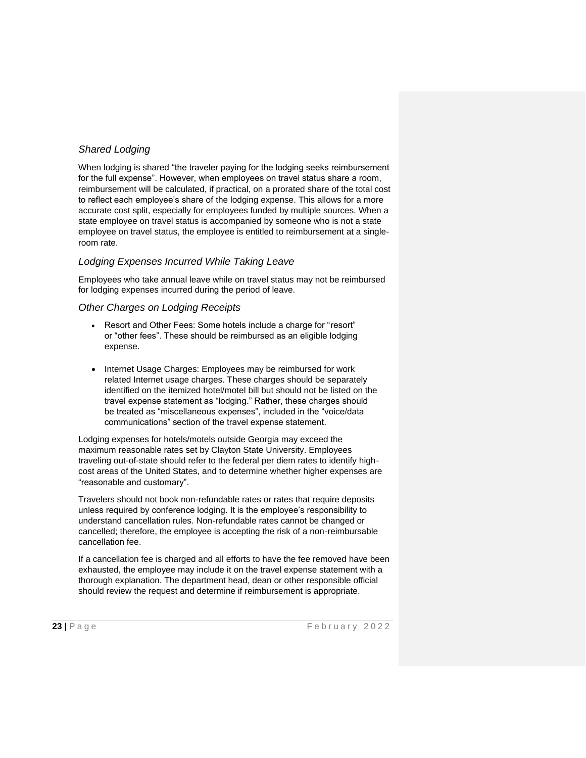### *Shared Lodging*

When lodging is shared "the traveler paying for the lodging seeks reimbursement for the full expense". However, when employees on travel status share a room, reimbursement will be calculated, if practical, on a prorated share of the total cost to reflect each employee's share of the lodging expense. This allows for a more accurate cost split, especially for employees funded by multiple sources. When a state employee on travel status is accompanied by someone who is not a state employee on travel status, the employee is entitled to reimbursement at a single-room rate.

### *Lodging Expenses Incurred While Taking Leave*

Employees who take annual leave while on travel status may not be reimbursed for lodging expenses incurred during the period of leave.

### *Other Charges on Lodging Receipts*

- Resort and Other Fees: Some hotels include a charge for "resort" or "other fees". These should be reimbursed as an eligible lodging expense.

- Internet Usage Charges: Employees may be reimbursed for work related Internet usage charges. These charges should be separately identified on the itemized hotel/motel bill but should not be listed on the travel expense statement as "lodging." Rather, these charges should be treated as "miscellaneous expenses", included in the "voice/data communications" section of the travel expense statement.

Lodging expenses for hotels/motels outside Georgia may exceed the maximum reasonable rates set by Clayton State University. Employees traveling out-of-state should refer to the federal per diem rates to identify high-cost areas of the United States, and to determine whether higher expenses are "reasonable and customary".

Travelers should not book non-refundable rates or rates that require deposits unless required by conference lodging. It is the employee's responsibility to understand cancellation rules. Non-refundable rates cannot be changed or cancelled; therefore, the employee is accepting the risk of a non-reimbursable cancellation fee.

If a cancellation fee is charged and all efforts to have the fee removed have been exhausted, the employee may include it on the travel expense statement with a thorough explanation. The department head, dean or other responsible official should review the request and determine if reimbursement is appropriate.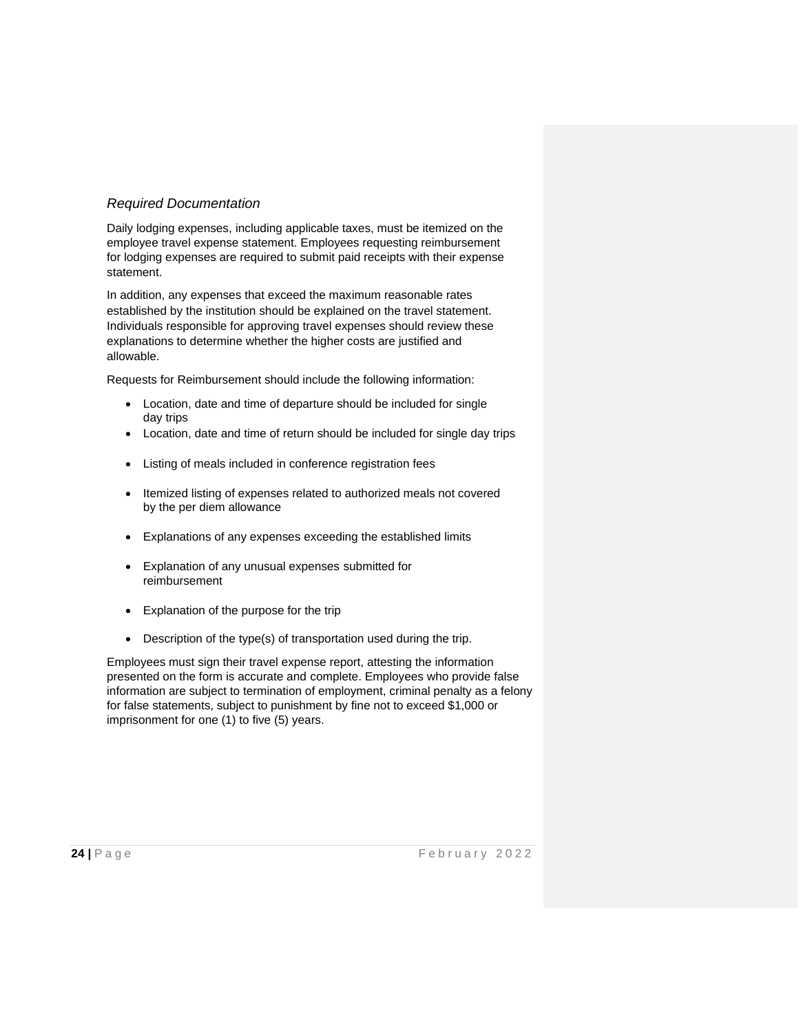### *Required Documentation*

Daily lodging expenses, including applicable taxes, must be itemized on the employee travel expense statement. Employees requesting reimbursement for lodging expenses are required to submit paid receipts with their expense statement.

In addition, any expenses that exceed the maximum reasonable rates established by the institution should be explained on the travel statement. Individuals responsible for approving travel expenses should review these explanations to determine whether the higher costs are justified and allowable.

Requests for Reimbursement should include the following information:

- Location, date and time of departure should be included for single day trips
- Location, date and time of return should be included for single day trips
- Listing of meals included in conference registration fees
- Itemized listing of expenses related to authorized meals not covered by the per diem allowance
- Explanations of any expenses exceeding the established limits
- Explanation of any unusual expenses submitted for reimbursement
- Explanation of the purpose for the trip
- Description of the type(s) of transportation used during the trip.

Employees must sign their travel expense report, attesting the information presented on the form is accurate and complete. Employees who provide false information are subject to termination of employment, criminal penalty as a felony for false statements, subject to punishment by fine not to exceed $1,000 or imprisonment for one (1) to five (5) years.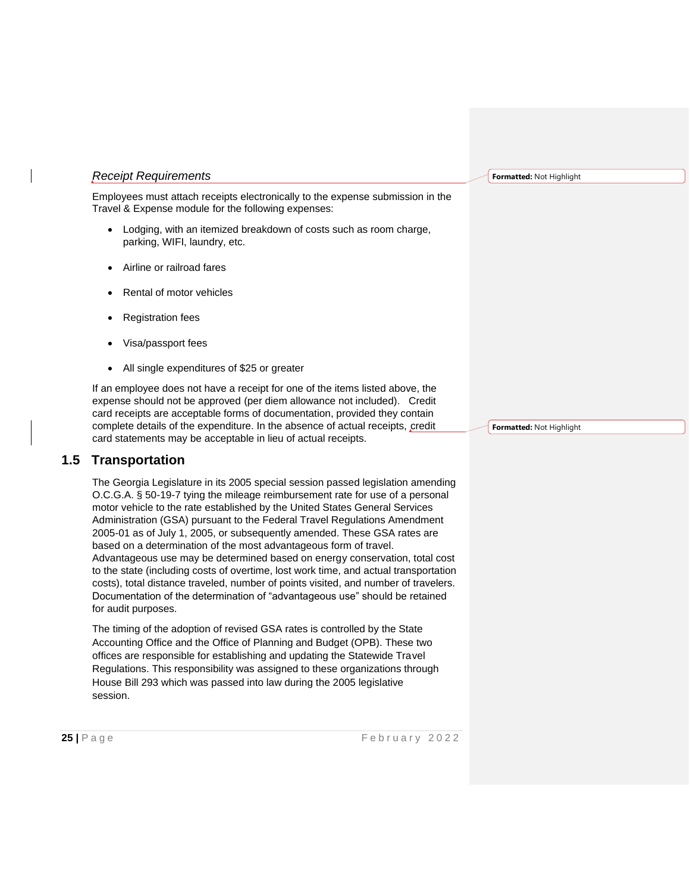### *Receipt Requirements*

Employees must attach receipts electronically to the expense submission in the Travel & Expense module for the following expenses:

- Lodging, with an itemized breakdown of costs such as room charge, parking, WIFI, laundry, etc.
- Airline or railroad fares
- Rental of motor vehicles
- Registration fees
- Visa/passport fees
- All single expenditures of $25 or greater

If an employee does not have a receipt for one of the items listed above, the expense should not be approved (per diem allowance not included). Credit card receipts are acceptable forms of documentation, provided they contain complete details of the expenditure. In the absence of actual receipts, credit card statements may be acceptable in lieu of actual receipts.

## 1.5 Transportation

The Georgia Legislature in its 2005 special session passed legislation amending O.C.G.A. § 50-19-7 tying the mileage reimbursement rate for use of a personal motor vehicle to the rate established by the United States General Services Administration (GSA) pursuant to the Federal Travel Regulations Amendment 2005-01 as of July 1, 2005, or subsequently amended. These GSA rates are based on a determination of the most advantageous form of travel. Advantageous use may be determined based on energy conservation, total cost to the state (including costs of overtime, lost work time, and actual transportation costs), total distance traveled, number of points visited, and number of travelers. Documentation of the determination of "advantageous use" should be retained for audit purposes.

The timing of the adoption of revised GSA rates is controlled by the State Accounting Office and the Office of Planning and Budget (OPB). These two offices are responsible for establishing and updating the Statewide Travel Regulations. This responsibility was assigned to these organizations through House Bill 293 which was passed into law during the 2005 legislative session.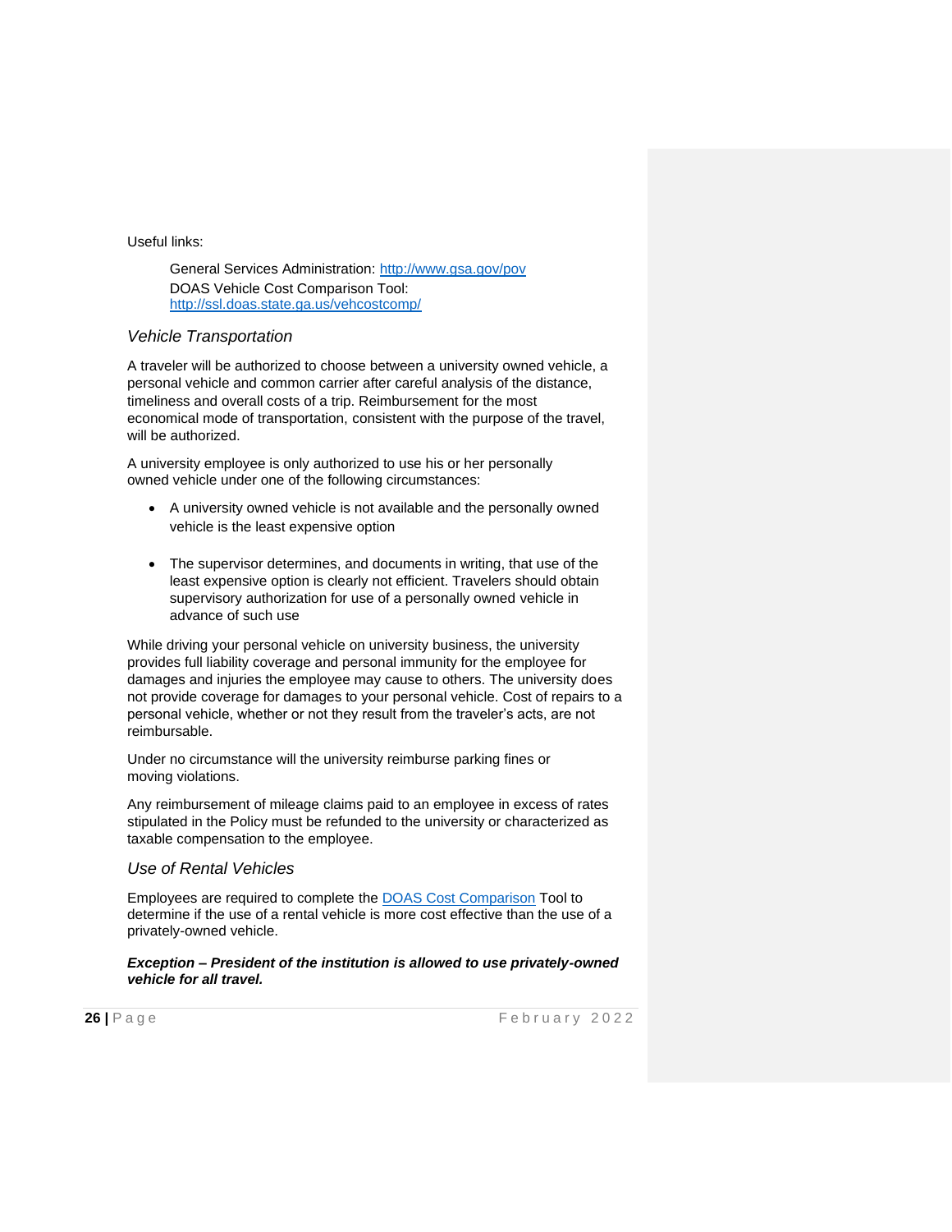Useful links:

General Services Administration: [http://www.gsa.gov/pov](http://www.gsa.gov/pov)
DOAS Vehicle Cost Comparison Tool: [http://ssl.doas.state.ga.us/vehcostcomp/](http://ssl.doas.state.ga.us/vehcostcomp/)

### *Vehicle Transportation*

A traveler will be authorized to choose between a university owned vehicle, a personal vehicle and common carrier after careful analysis of the distance, timeliness and overall costs of a trip. Reimbursement for the most economical mode of transportation, consistent with the purpose of the travel, will be authorized.

A university employee is only authorized to use his or her personally owned vehicle under one of the following circumstances:

- A university owned vehicle is not available and the personally owned vehicle is the least expensive option

- The supervisor determines, and documents in writing, that use of the least expensive option is clearly not efficient. Travelers should obtain supervisory authorization for use of a personally owned vehicle in advance of such use

While driving your personal vehicle on university business, the university provides full liability coverage and personal immunity for the employee for damages and injuries the employee may cause to others. The university does not provide coverage for damages to your personal vehicle. Cost of repairs to a personal vehicle, whether or not they result from the traveler's acts, are not reimbursable.

Under no circumstance will the university reimburse parking fines or moving violations.

Any reimbursement of mileage claims paid to an employee in excess of rates stipulated in the Policy must be refunded to the university or characterized as taxable compensation to the employee.

### *Use of Rental Vehicles*

Employees are required to complete the DOAS Cost Comparison Tool to determine if the use of a rental vehicle is more cost effective than the use of a privately-owned vehicle.

***Exception – President of the institution is allowed to use privately-owned vehicle for all travel.***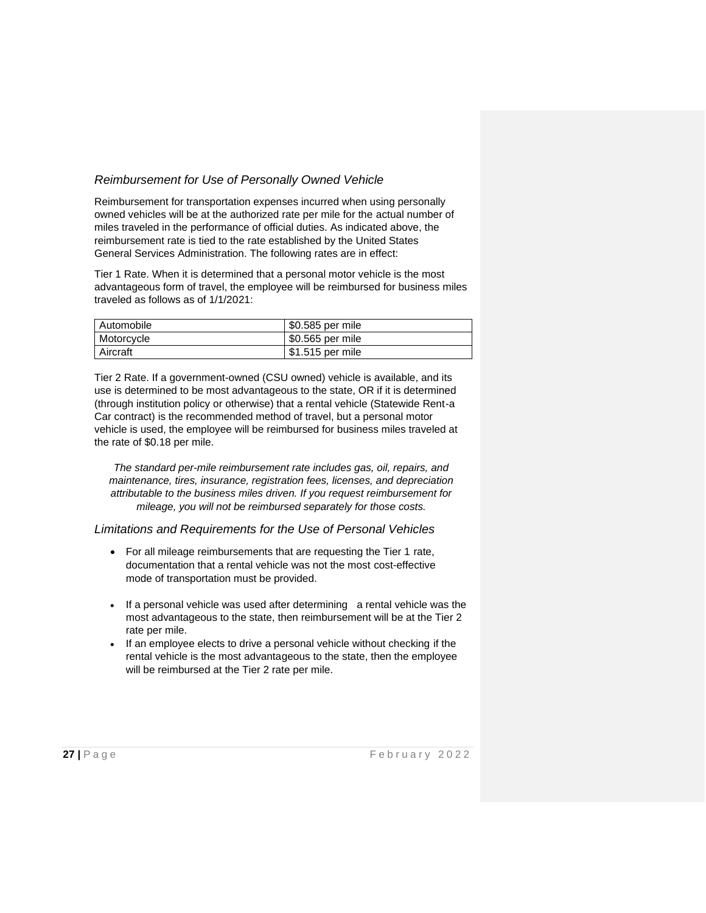### *Reimbursement for Use of Personally Owned Vehicle*

Reimbursement for transportation expenses incurred when using personally owned vehicles will be at the authorized rate per mile for the actual number of miles traveled in the performance of official duties. As indicated above, the reimbursement rate is tied to the rate established by the United States General Services Administration. The following rates are in effect:

Tier 1 Rate. When it is determined that a personal motor vehicle is the most advantageous form of travel, the employee will be reimbursed for business miles traveled as follows as of 1/1/2021:

| Automobile | $0.585 per mile |
|---|---|
| Motorcycle | $0.565 per mile |
| Aircraft | $1.515 per mile |

Tier 2 Rate. If a government-owned (CSU owned) vehicle is available, and its use is determined to be most advantageous to the state, OR if it is determined (through institution policy or otherwise) that a rental vehicle (Statewide Rent-a Car contract) is the recommended method of travel, but a personal motor vehicle is used, the employee will be reimbursed for business miles traveled at the rate of $0.18 per mile.

*The standard per-mile reimbursement rate includes gas, oil, repairs, and maintenance, tires, insurance, registration fees, licenses, and depreciation attributable to the business miles driven. If you request reimbursement for mileage, you will not be reimbursed separately for those costs.*

### *Limitations and Requirements for the Use of Personal Vehicles*

- For all mileage reimbursements that are requesting the Tier 1 rate, documentation that a rental vehicle was not the most cost-effective mode of transportation must be provided.
- If a personal vehicle was used after determining a rental vehicle was the most advantageous to the state, then reimbursement will be at the Tier 2 rate per mile.
- If an employee elects to drive a personal vehicle without checking if the rental vehicle is the most advantageous to the state, then the employee will be reimbursed at the Tier 2 rate per mile.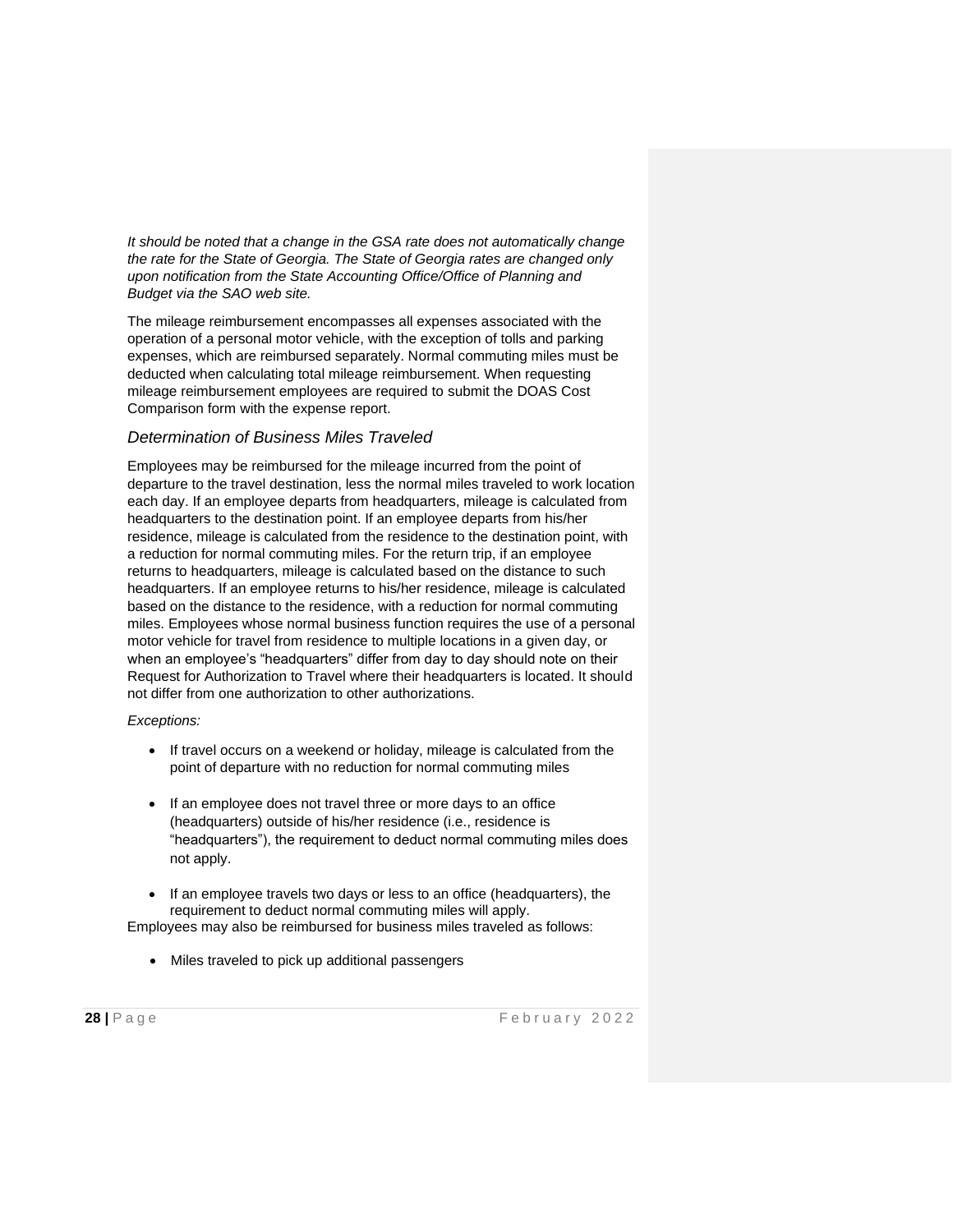*It should be noted that a change in the GSA rate does not automatically change the rate for the State of Georgia. The State of Georgia rates are changed only upon notification from the State Accounting Office/Office of Planning and Budget via the SAO web site.*

The mileage reimbursement encompasses all expenses associated with the operation of a personal motor vehicle, with the exception of tolls and parking expenses, which are reimbursed separately. Normal commuting miles must be deducted when calculating total mileage reimbursement. When requesting mileage reimbursement employees are required to submit the DOAS Cost Comparison form with the expense report.

### *Determination of Business Miles Traveled*

Employees may be reimbursed for the mileage incurred from the point of departure to the travel destination, less the normal miles traveled to work location each day. If an employee departs from headquarters, mileage is calculated from headquarters to the destination point. If an employee departs from his/her residence, mileage is calculated from the residence to the destination point, with a reduction for normal commuting miles. For the return trip, if an employee returns to headquarters, mileage is calculated based on the distance to such headquarters. If an employee returns to his/her residence, mileage is calculated based on the distance to the residence, with a reduction for normal commuting miles. Employees whose normal business function requires the use of a personal motor vehicle for travel from residence to multiple locations in a given day, or when an employee's "headquarters" differ from day to day should note on their Request for Authorization to Travel where their headquarters is located. It should not differ from one authorization to other authorizations.

*Exceptions:*

- If travel occurs on a weekend or holiday, mileage is calculated from the point of departure with no reduction for normal commuting miles
- If an employee does not travel three or more days to an office (headquarters) outside of his/her residence (i.e., residence is "headquarters"), the requirement to deduct normal commuting miles does not apply.
- If an employee travels two days or less to an office (headquarters), the requirement to deduct normal commuting miles will apply.

Employees may also be reimbursed for business miles traveled as follows:

- Miles traveled to pick up additional passengers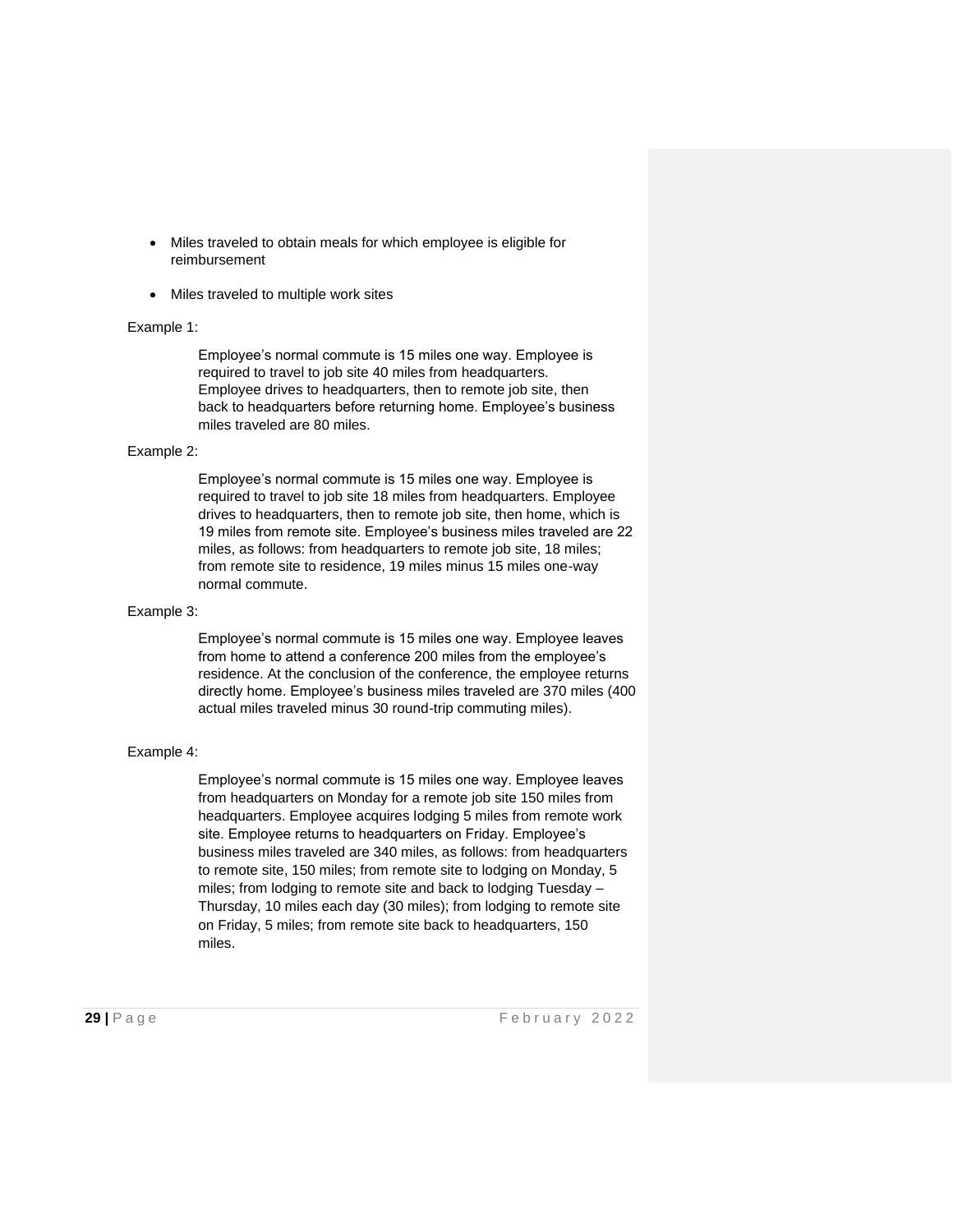- Miles traveled to obtain meals for which employee is eligible for reimbursement

- Miles traveled to multiple work sites

Example 1:

> Employee's normal commute is 15 miles one way. Employee is required to travel to job site 40 miles from headquarters. Employee drives to headquarters, then to remote job site, then back to headquarters before returning home. Employee's business miles traveled are 80 miles.

Example 2:

> Employee's normal commute is 15 miles one way. Employee is required to travel to job site 18 miles from headquarters. Employee drives to headquarters, then to remote job site, then home, which is 19 miles from remote site. Employee's business miles traveled are 22 miles, as follows: from headquarters to remote job site, 18 miles; from remote site to residence, 19 miles minus 15 miles one-way normal commute.

Example 3:

> Employee's normal commute is 15 miles one way. Employee leaves from home to attend a conference 200 miles from the employee's residence. At the conclusion of the conference, the employee returns directly home. Employee's business miles traveled are 370 miles (400 actual miles traveled minus 30 round-trip commuting miles).

Example 4:

> Employee's normal commute is 15 miles one way. Employee leaves from headquarters on Monday for a remote job site 150 miles from headquarters. Employee acquires lodging 5 miles from remote work site. Employee returns to headquarters on Friday. Employee's business miles traveled are 340 miles, as follows: from headquarters to remote site, 150 miles; from remote site to lodging on Monday, 5 miles; from lodging to remote site and back to lodging Tuesday – Thursday, 10 miles each day (30 miles); from lodging to remote site on Friday, 5 miles; from remote site back to headquarters, 150 miles.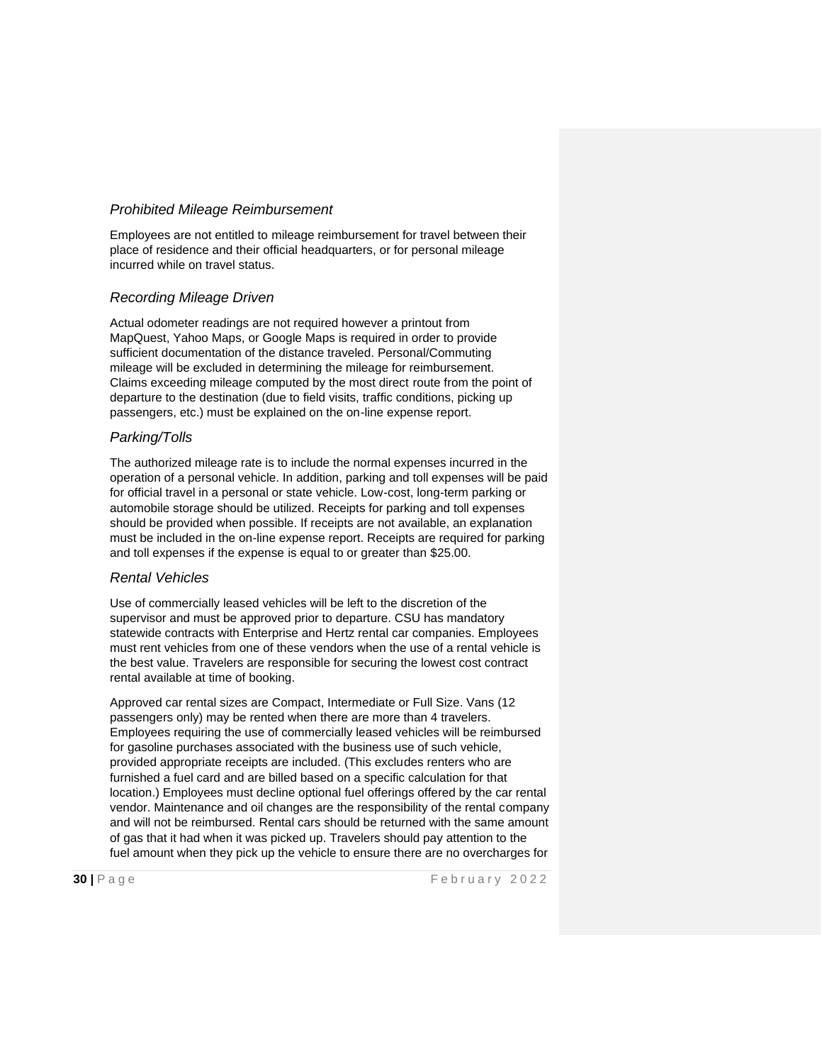### *Prohibited Mileage Reimbursement*

Employees are not entitled to mileage reimbursement for travel between their place of residence and their official headquarters, or for personal mileage incurred while on travel status.

### *Recording Mileage Driven*

Actual odometer readings are not required however a printout from MapQuest, Yahoo Maps, or Google Maps is required in order to provide sufficient documentation of the distance traveled. Personal/Commuting mileage will be excluded in determining the mileage for reimbursement. Claims exceeding mileage computed by the most direct route from the point of departure to the destination (due to field visits, traffic conditions, picking up passengers, etc.) must be explained on the on-line expense report.

### *Parking/Tolls*

The authorized mileage rate is to include the normal expenses incurred in the operation of a personal vehicle. In addition, parking and toll expenses will be paid for official travel in a personal or state vehicle. Low-cost, long-term parking or automobile storage should be utilized. Receipts for parking and toll expenses should be provided when possible. If receipts are not available, an explanation must be included in the on-line expense report. Receipts are required for parking and toll expenses if the expense is equal to or greater than $25.00.

### *Rental Vehicles*

Use of commercially leased vehicles will be left to the discretion of the supervisor and must be approved prior to departure. CSU has mandatory statewide contracts with Enterprise and Hertz rental car companies. Employees must rent vehicles from one of these vendors when the use of a rental vehicle is the best value. Travelers are responsible for securing the lowest cost contract rental available at time of booking.

Approved car rental sizes are Compact, Intermediate or Full Size. Vans (12 passengers only) may be rented when there are more than 4 travelers. Employees requiring the use of commercially leased vehicles will be reimbursed for gasoline purchases associated with the business use of such vehicle, provided appropriate receipts are included. (This excludes renters who are furnished a fuel card and are billed based on a specific calculation for that location.) Employees must decline optional fuel offerings offered by the car rental vendor. Maintenance and oil changes are the responsibility of the rental company and will not be reimbursed. Rental cars should be returned with the same amount of gas that it had when it was picked up. Travelers should pay attention to the fuel amount when they pick up the vehicle to ensure there are no overcharges for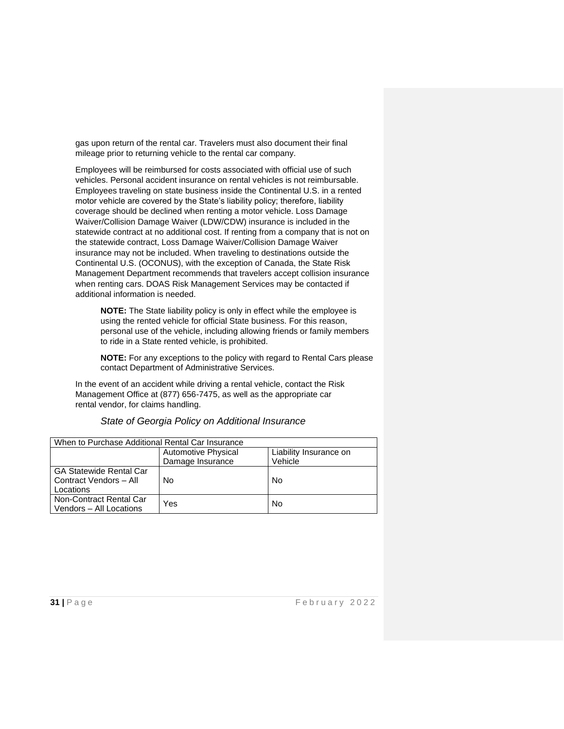gas upon return of the rental car. Travelers must also document their final mileage prior to returning vehicle to the rental car company.

Employees will be reimbursed for costs associated with official use of such vehicles. Personal accident insurance on rental vehicles is not reimbursable. Employees traveling on state business inside the Continental U.S. in a rented motor vehicle are covered by the State's liability policy; therefore, liability coverage should be declined when renting a motor vehicle. Loss Damage Waiver/Collision Damage Waiver (LDW/CDW) insurance is included in the statewide contract at no additional cost. If renting from a company that is not on the statewide contract, Loss Damage Waiver/Collision Damage Waiver insurance may not be included. When traveling to destinations outside the Continental U.S. (OCONUS), with the exception of Canada, the State Risk Management Department recommends that travelers accept collision insurance when renting cars. DOAS Risk Management Services may be contacted if additional information is needed.

> **NOTE:** The State liability policy is only in effect while the employee is using the rented vehicle for official State business. For this reason, personal use of the vehicle, including allowing friends or family members to ride in a State rented vehicle, is prohibited.
>
> **NOTE:** For any exceptions to the policy with regard to Rental Cars please contact Department of Administrative Services.

In the event of an accident while driving a rental vehicle, contact the Risk Management Office at (877) 656-7475, as well as the appropriate car rental vendor, for claims handling.

*State of Georgia Policy on Additional Insurance*

| When to Purchase Additional Rental Car Insurance | | |
|---|---|---|
| | Automotive Physical Damage Insurance | Liability Insurance on Vehicle |
| GA Statewide Rental Car Contract Vendors – All Locations | No | No |
| Non-Contract Rental Car Vendors – All Locations | Yes | No |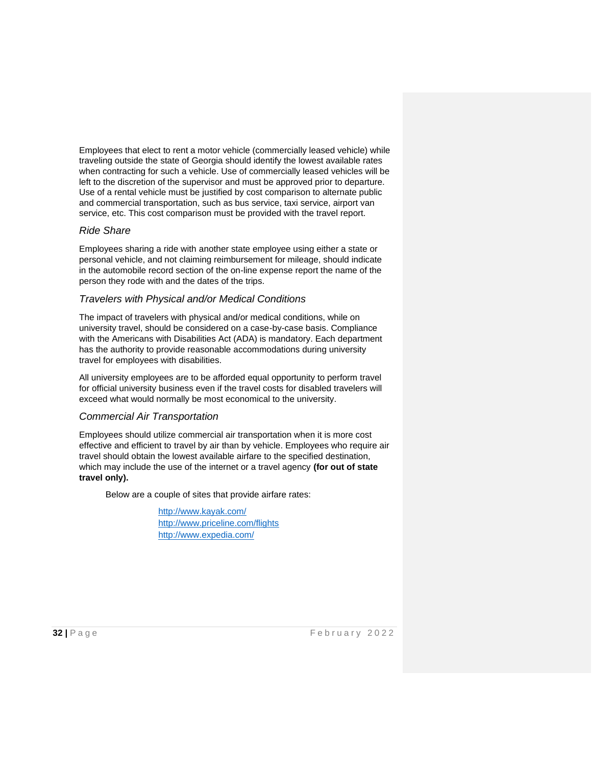Employees that elect to rent a motor vehicle (commercially leased vehicle) while traveling outside the state of Georgia should identify the lowest available rates when contracting for such a vehicle. Use of commercially leased vehicles will be left to the discretion of the supervisor and must be approved prior to departure. Use of a rental vehicle must be justified by cost comparison to alternate public and commercial transportation, such as bus service, taxi service, airport van service, etc. This cost comparison must be provided with the travel report.

### *Ride Share*

Employees sharing a ride with another state employee using either a state or personal vehicle, and not claiming reimbursement for mileage, should indicate in the automobile record section of the on-line expense report the name of the person they rode with and the dates of the trips.

### *Travelers with Physical and/or Medical Conditions*

The impact of travelers with physical and/or medical conditions, while on university travel, should be considered on a case-by-case basis. Compliance with the Americans with Disabilities Act (ADA) is mandatory. Each department has the authority to provide reasonable accommodations during university travel for employees with disabilities.

All university employees are to be afforded equal opportunity to perform travel for official university business even if the travel costs for disabled travelers will exceed what would normally be most economical to the university.

### *Commercial Air Transportation*

Employees should utilize commercial air transportation when it is more cost effective and efficient to travel by air than by vehicle. Employees who require air travel should obtain the lowest available airfare to the specified destination, which may include the use of the internet or a travel agency **(for out of state travel only).**

Below are a couple of sites that provide airfare rates:

[http://www.kayak.com/](http://www.kayak.com/)
[http://www.priceline.com/flights](http://www.priceline.com/flights)
[http://www.expedia.com/](http://www.expedia.com/)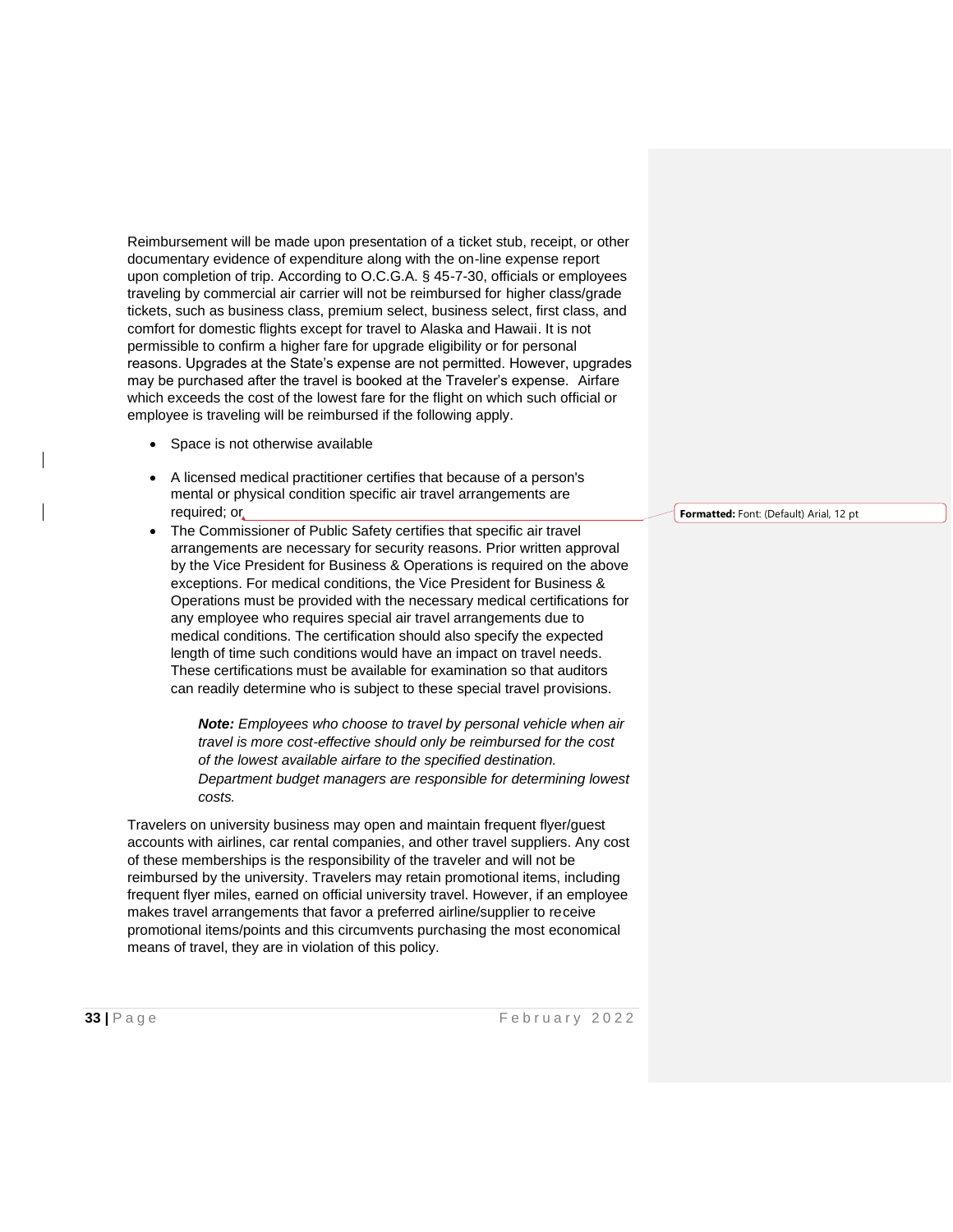Reimbursement will be made upon presentation of a ticket stub, receipt, or other documentary evidence of expenditure along with the on-line expense report upon completion of trip. According to O.C.G.A. § 45-7-30, officials or employees traveling by commercial air carrier will not be reimbursed for higher class/grade tickets, such as business class, premium select, business select, first class, and comfort for domestic flights except for travel to Alaska and Hawaii. It is not permissible to confirm a higher fare for upgrade eligibility or for personal reasons. Upgrades at the State's expense are not permitted. However, upgrades may be purchased after the travel is booked at the Traveler's expense. Airfare which exceeds the cost of the lowest fare for the flight on which such official or employee is traveling will be reimbursed if the following apply.

- Space is not otherwise available
- A licensed medical practitioner certifies that because of a person's mental or physical condition specific air travel arrangements are required; or
- The Commissioner of Public Safety certifies that specific air travel arrangements are necessary for security reasons. Prior written approval by the Vice President for Business & Operations is required on the above exceptions. For medical conditions, the Vice President for Business & Operations must be provided with the necessary medical certifications for any employee who requires special air travel arrangements due to medical conditions. The certification should also specify the expected length of time such conditions would have an impact on travel needs. These certifications must be available for examination so that auditors can readily determine who is subject to these special travel provisions.

> ***Note:*** *Employees who choose to travel by personal vehicle when air travel is more cost-effective should only be reimbursed for the cost of the lowest available airfare to the specified destination. Department budget managers are responsible for determining lowest costs.*

Travelers on university business may open and maintain frequent flyer/guest accounts with airlines, car rental companies, and other travel suppliers. Any cost of these memberships is the responsibility of the traveler and will not be reimbursed by the university. Travelers may retain promotional items, including frequent flyer miles, earned on official university travel. However, if an employee makes travel arrangements that favor a preferred airline/supplier to receive promotional items/points and this circumvents purchasing the most economical means of travel, they are in violation of this policy.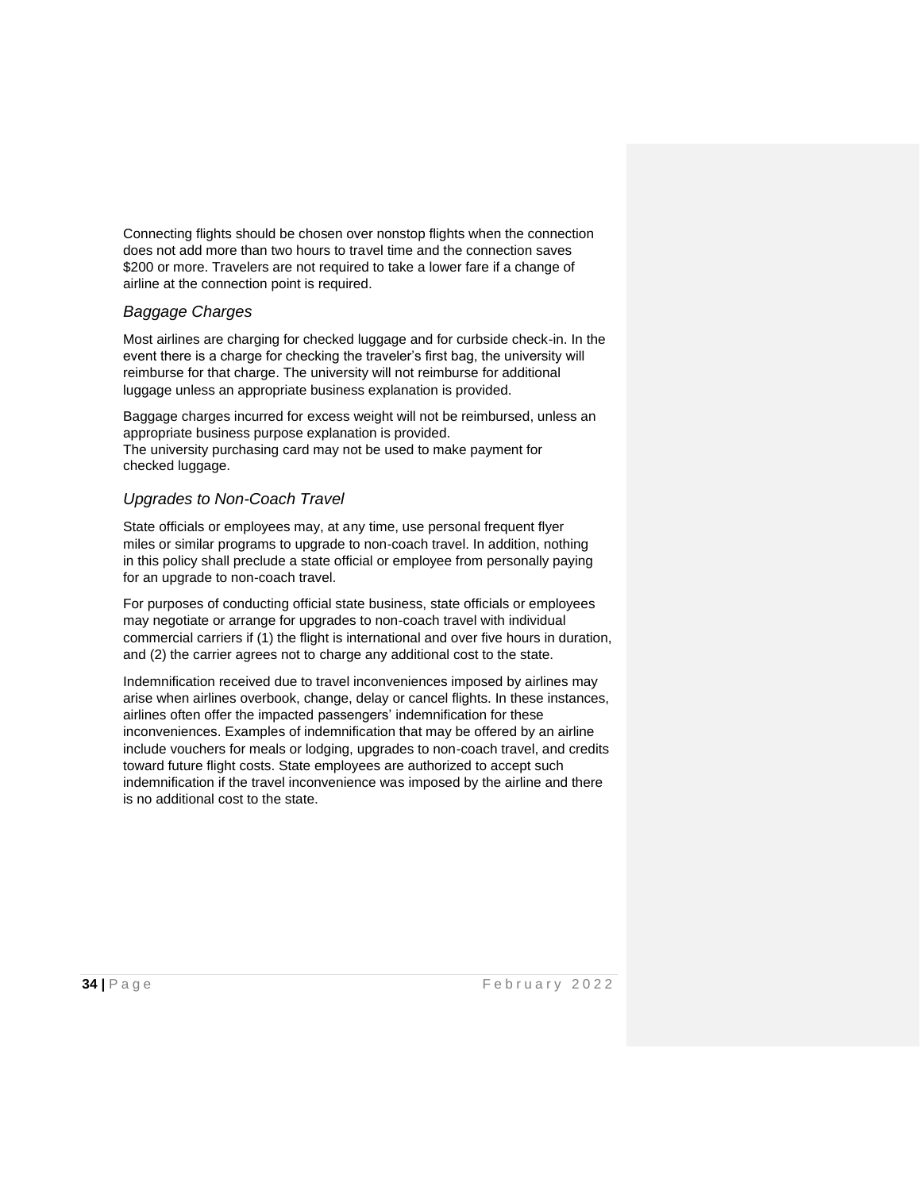Connecting flights should be chosen over nonstop flights when the connection does not add more than two hours to travel time and the connection saves $200 or more. Travelers are not required to take a lower fare if a change of airline at the connection point is required.

### *Baggage Charges*

Most airlines are charging for checked luggage and for curbside check-in. In the event there is a charge for checking the traveler's first bag, the university will reimburse for that charge. The university will not reimburse for additional luggage unless an appropriate business explanation is provided.

Baggage charges incurred for excess weight will not be reimbursed, unless an appropriate business purpose explanation is provided.
The university purchasing card may not be used to make payment for checked luggage.

### *Upgrades to Non-Coach Travel*

State officials or employees may, at any time, use personal frequent flyer miles or similar programs to upgrade to non-coach travel. In addition, nothing in this policy shall preclude a state official or employee from personally paying for an upgrade to non-coach travel.

For purposes of conducting official state business, state officials or employees may negotiate or arrange for upgrades to non-coach travel with individual commercial carriers if (1) the flight is international and over five hours in duration, and (2) the carrier agrees not to charge any additional cost to the state.

Indemnification received due to travel inconveniences imposed by airlines may arise when airlines overbook, change, delay or cancel flights. In these instances, airlines often offer the impacted passengers' indemnification for these inconveniences. Examples of indemnification that may be offered by an airline include vouchers for meals or lodging, upgrades to non-coach travel, and credits toward future flight costs. State employees are authorized to accept such indemnification if the travel inconvenience was imposed by the airline and there is no additional cost to the state.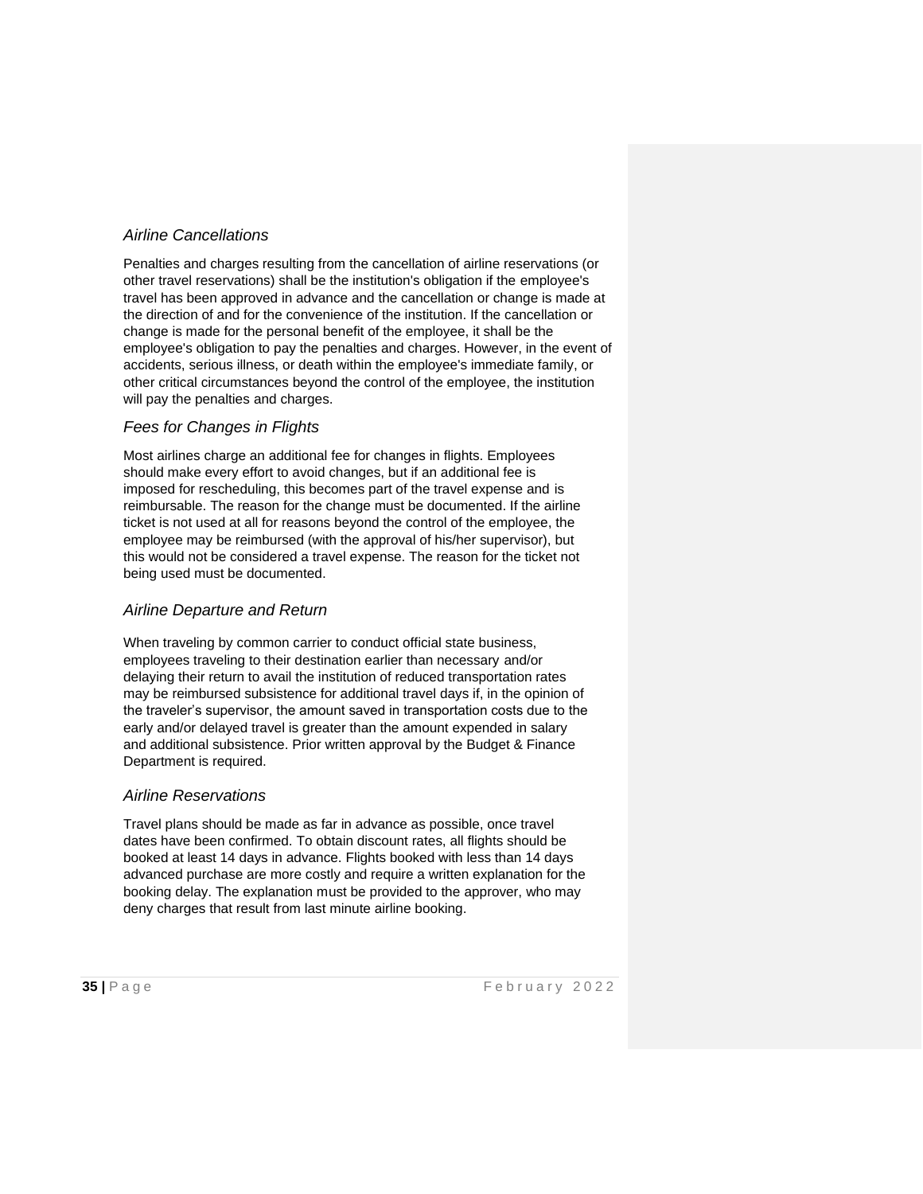### *Airline Cancellations*

Penalties and charges resulting from the cancellation of airline reservations (or other travel reservations) shall be the institution's obligation if the employee's travel has been approved in advance and the cancellation or change is made at the direction of and for the convenience of the institution. If the cancellation or change is made for the personal benefit of the employee, it shall be the employee's obligation to pay the penalties and charges. However, in the event of accidents, serious illness, or death within the employee's immediate family, or other critical circumstances beyond the control of the employee, the institution will pay the penalties and charges.

### *Fees for Changes in Flights*

Most airlines charge an additional fee for changes in flights. Employees should make every effort to avoid changes, but if an additional fee is imposed for rescheduling, this becomes part of the travel expense and is reimbursable. The reason for the change must be documented. If the airline ticket is not used at all for reasons beyond the control of the employee, the employee may be reimbursed (with the approval of his/her supervisor), but this would not be considered a travel expense. The reason for the ticket not being used must be documented.

### *Airline Departure and Return*

When traveling by common carrier to conduct official state business, employees traveling to their destination earlier than necessary and/or delaying their return to avail the institution of reduced transportation rates may be reimbursed subsistence for additional travel days if, in the opinion of the traveler's supervisor, the amount saved in transportation costs due to the early and/or delayed travel is greater than the amount expended in salary and additional subsistence. Prior written approval by the Budget & Finance Department is required.

### *Airline Reservations*

Travel plans should be made as far in advance as possible, once travel dates have been confirmed. To obtain discount rates, all flights should be booked at least 14 days in advance. Flights booked with less than 14 days advanced purchase are more costly and require a written explanation for the booking delay. The explanation must be provided to the approver, who may deny charges that result from last minute airline booking.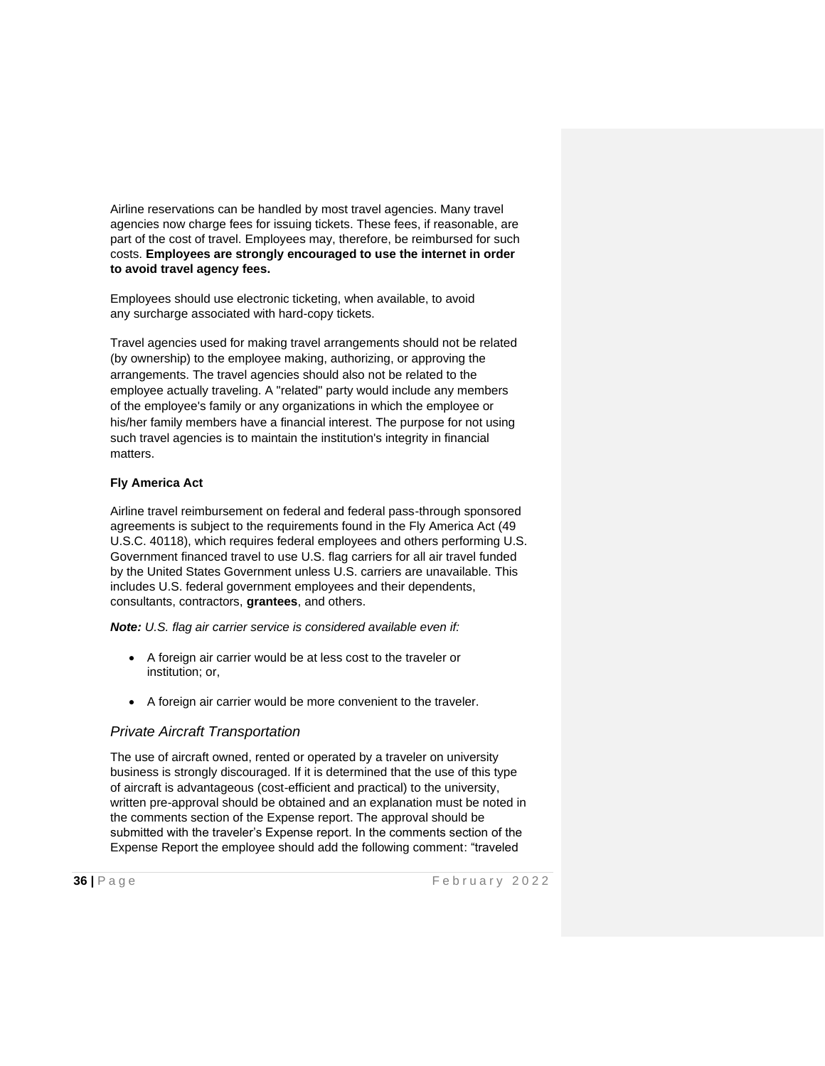Airline reservations can be handled by most travel agencies. Many travel agencies now charge fees for issuing tickets. These fees, if reasonable, are part of the cost of travel. Employees may, therefore, be reimbursed for such costs. **Employees are strongly encouraged to use the internet in order to avoid travel agency fees.**

Employees should use electronic ticketing, when available, to avoid any surcharge associated with hard-copy tickets.

Travel agencies used for making travel arrangements should not be related (by ownership) to the employee making, authorizing, or approving the arrangements. The travel agencies should also not be related to the employee actually traveling. A "related" party would include any members of the employee's family or any organizations in which the employee or his/her family members have a financial interest. The purpose for not using such travel agencies is to maintain the institution's integrity in financial matters.

**Fly America Act**

Airline travel reimbursement on federal and federal pass-through sponsored agreements is subject to the requirements found in the Fly America Act (49 U.S.C. 40118), which requires federal employees and others performing U.S. Government financed travel to use U.S. flag carriers for all air travel funded by the United States Government unless U.S. carriers are unavailable. This includes U.S. federal government employees and their dependents, consultants, contractors, **grantees**, and others.

***Note:*** *U.S. flag air carrier service is considered available even if:*

- A foreign air carrier would be at less cost to the traveler or institution; or,
- A foreign air carrier would be more convenient to the traveler.

### *Private Aircraft Transportation*

The use of aircraft owned, rented or operated by a traveler on university business is strongly discouraged. If it is determined that the use of this type of aircraft is advantageous (cost-efficient and practical) to the university, written pre-approval should be obtained and an explanation must be noted in the comments section of the Expense report. The approval should be submitted with the traveler's Expense report. In the comments section of the Expense Report the employee should add the following comment: "traveled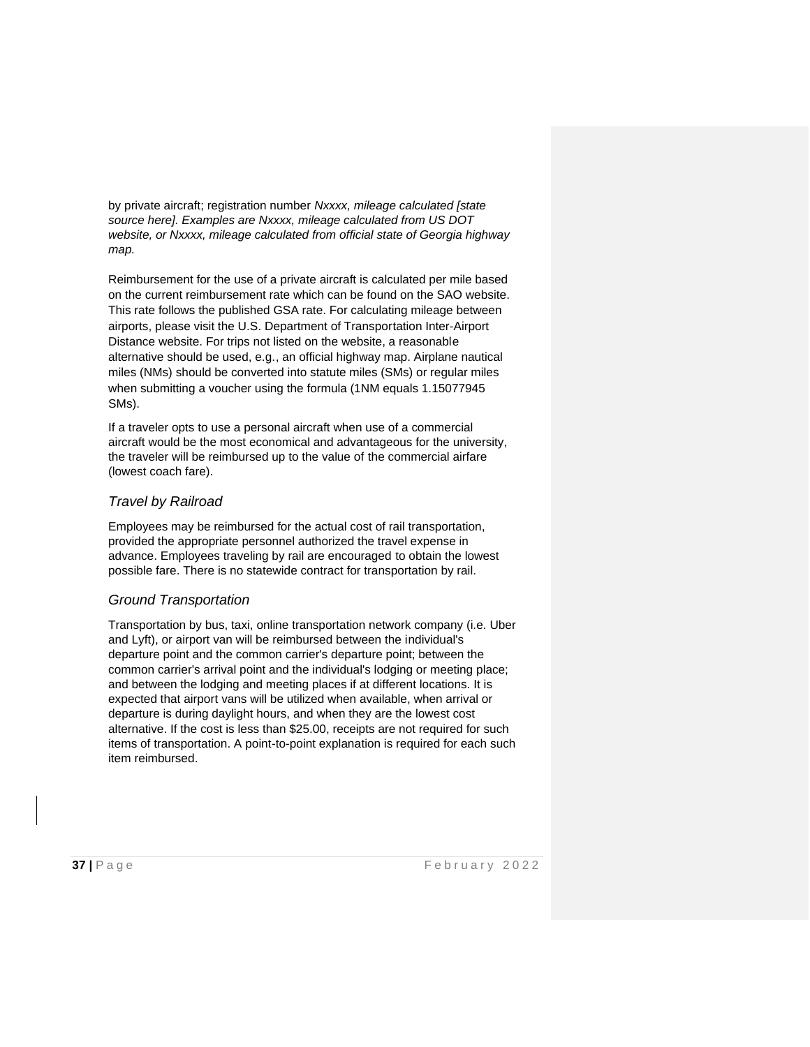by private aircraft; registration number *Nxxxx, mileage calculated [state source here]. Examples are Nxxxx, mileage calculated from US DOT website, or Nxxxx, mileage calculated from official state of Georgia highway map.*

Reimbursement for the use of a private aircraft is calculated per mile based on the current reimbursement rate which can be found on the SAO website. This rate follows the published GSA rate. For calculating mileage between airports, please visit the U.S. Department of Transportation Inter-Airport Distance website. For trips not listed on the website, a reasonable alternative should be used, e.g., an official highway map. Airplane nautical miles (NMs) should be converted into statute miles (SMs) or regular miles when submitting a voucher using the formula (1NM equals 1.15077945 SMs).

If a traveler opts to use a personal aircraft when use of a commercial aircraft would be the most economical and advantageous for the university, the traveler will be reimbursed up to the value of the commercial airfare (lowest coach fare).

### *Travel by Railroad*

Employees may be reimbursed for the actual cost of rail transportation, provided the appropriate personnel authorized the travel expense in advance. Employees traveling by rail are encouraged to obtain the lowest possible fare. There is no statewide contract for transportation by rail.

### *Ground Transportation*

Transportation by bus, taxi, online transportation network company (i.e. Uber and Lyft), or airport van will be reimbursed between the individual's departure point and the common carrier's departure point; between the common carrier's arrival point and the individual's lodging or meeting place; and between the lodging and meeting places if at different locations. It is expected that airport vans will be utilized when available, when arrival or departure is during daylight hours, and when they are the lowest cost alternative. If the cost is less than $25.00, receipts are not required for such items of transportation. A point-to-point explanation is required for each such item reimbursed.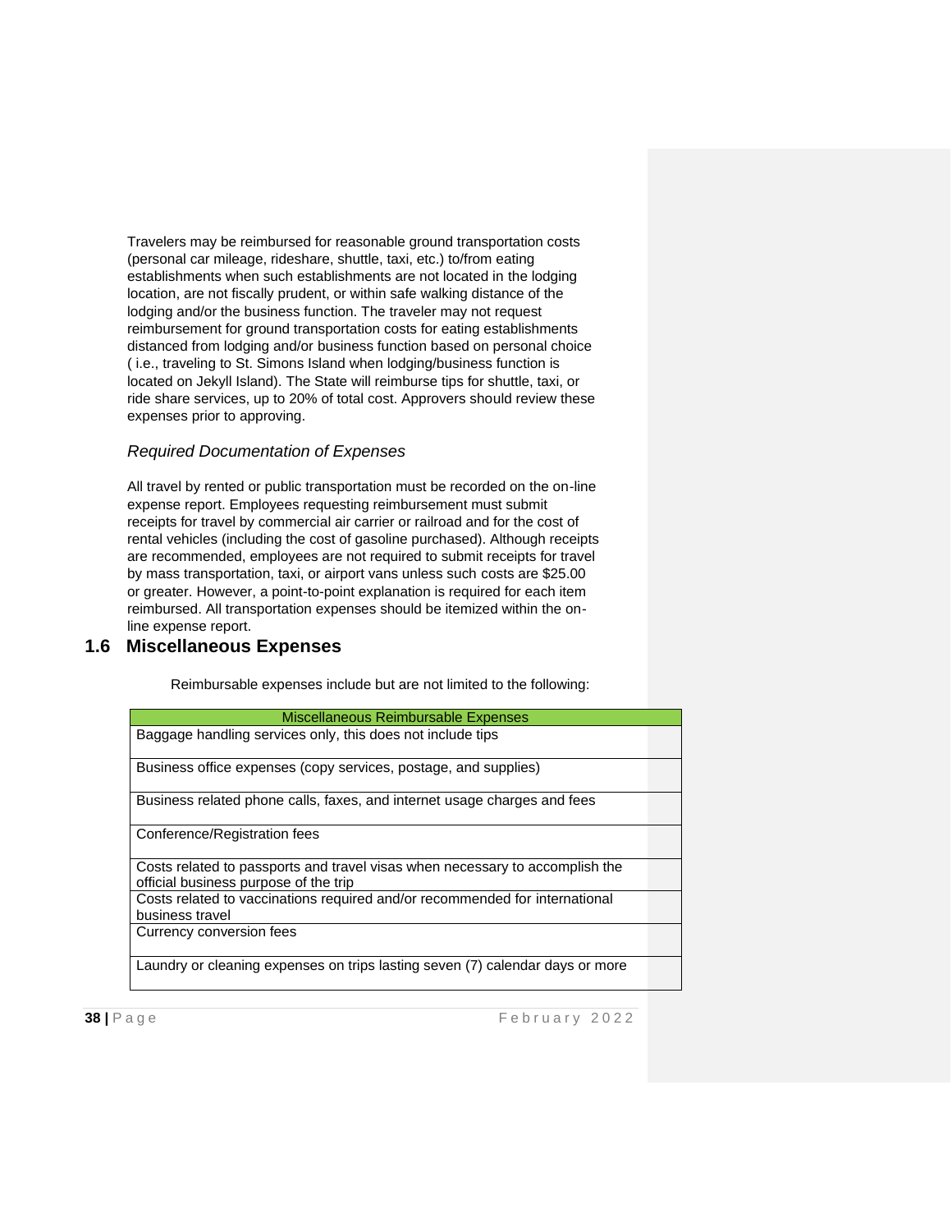Travelers may be reimbursed for reasonable ground transportation costs (personal car mileage, rideshare, shuttle, taxi, etc.) to/from eating establishments when such establishments are not located in the lodging location, are not fiscally prudent, or within safe walking distance of the lodging and/or the business function. The traveler may not request reimbursement for ground transportation costs for eating establishments distanced from lodging and/or business function based on personal choice ( i.e., traveling to St. Simons Island when lodging/business function is located on Jekyll Island). The State will reimburse tips for shuttle, taxi, or ride share services, up to 20% of total cost. Approvers should review these expenses prior to approving.

*Required Documentation of Expenses*

All travel by rented or public transportation must be recorded on the on-line expense report. Employees requesting reimbursement must submit receipts for travel by commercial air carrier or railroad and for the cost of rental vehicles (including the cost of gasoline purchased). Although receipts are recommended, employees are not required to submit receipts for travel by mass transportation, taxi, or airport vans unless such costs are $25.00 or greater. However, a point-to-point explanation is required for each item reimbursed. All transportation expenses should be itemized within the on-line expense report.

## 1.6 Miscellaneous Expenses

Reimbursable expenses include but are not limited to the following:

| Miscellaneous Reimbursable Expenses |
| --- |
| Baggage handling services only, this does not include tips |
| Business office expenses (copy services, postage, and supplies) |
| Business related phone calls, faxes, and internet usage charges and fees |
| Conference/Registration fees |
| Costs related to passports and travel visas when necessary to accomplish the official business purpose of the trip |
| Costs related to vaccinations required and/or recommended for international business travel |
| Currency conversion fees |
| Laundry or cleaning expenses on trips lasting seven (7) calendar days or more |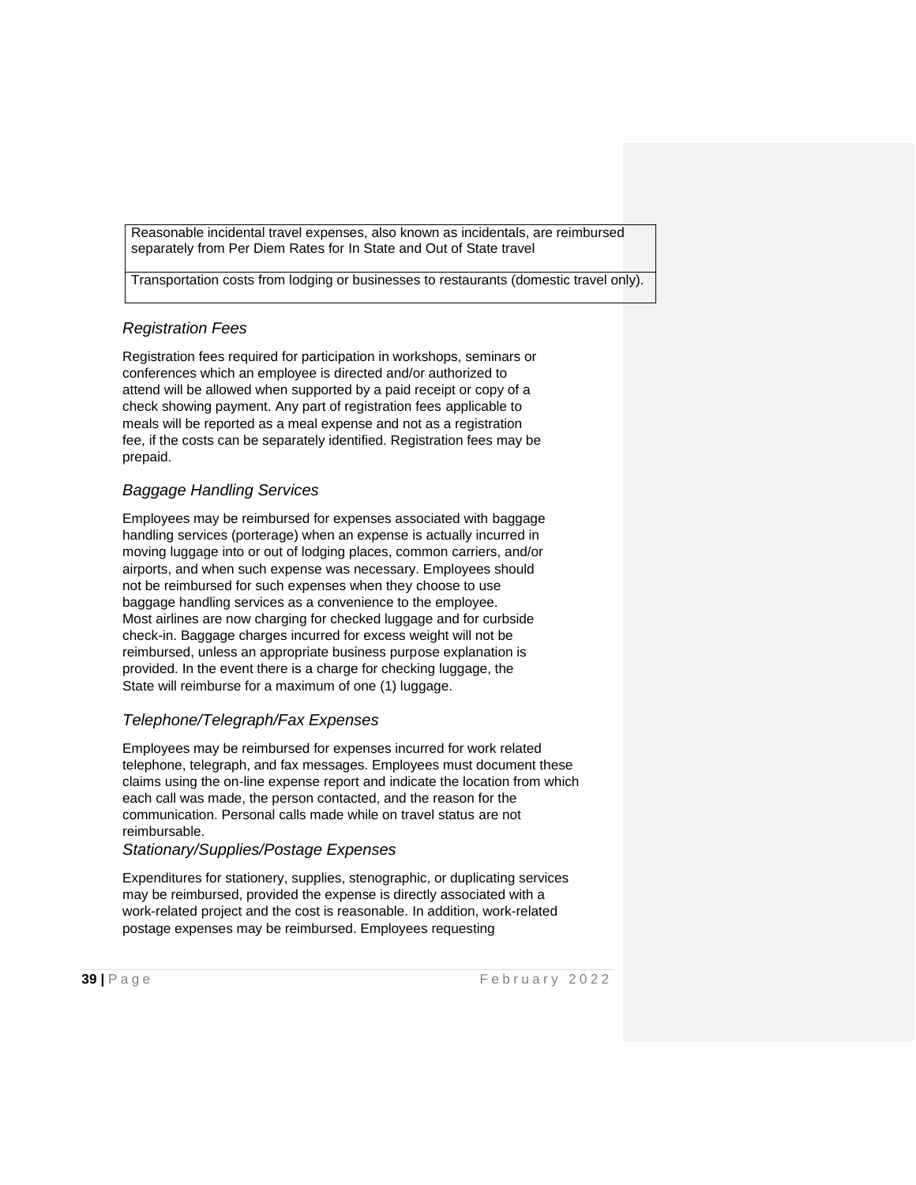| Reasonable incidental travel expenses, also known as incidentals, are reimbursed separately from Per Diem Rates for In State and Out of State travel |
| --- |
| Transportation costs from lodging or businesses to restaurants (domestic travel only). |

### *Registration Fees*

Registration fees required for participation in workshops, seminars or conferences which an employee is directed and/or authorized to attend will be allowed when supported by a paid receipt or copy of a check showing payment. Any part of registration fees applicable to meals will be reported as a meal expense and not as a registration fee, if the costs can be separately identified. Registration fees may be prepaid.

### *Baggage Handling Services*

Employees may be reimbursed for expenses associated with baggage handling services (porterage) when an expense is actually incurred in moving luggage into or out of lodging places, common carriers, and/or airports, and when such expense was necessary. Employees should not be reimbursed for such expenses when they choose to use baggage handling services as a convenience to the employee. Most airlines are now charging for checked luggage and for curbside check-in. Baggage charges incurred for excess weight will not be reimbursed, unless an appropriate business purpose explanation is provided. In the event there is a charge for checking luggage, the State will reimburse for a maximum of one (1) luggage.

### *Telephone/Telegraph/Fax Expenses*

Employees may be reimbursed for expenses incurred for work related telephone, telegraph, and fax messages. Employees must document these claims using the on-line expense report and indicate the location from which each call was made, the person contacted, and the reason for the communication. Personal calls made while on travel status are not reimbursable.

### *Stationary/Supplies/Postage Expenses*

Expenditures for stationery, supplies, stenographic, or duplicating services may be reimbursed, provided the expense is directly associated with a work-related project and the cost is reasonable. In addition, work-related postage expenses may be reimbursed. Employees requesting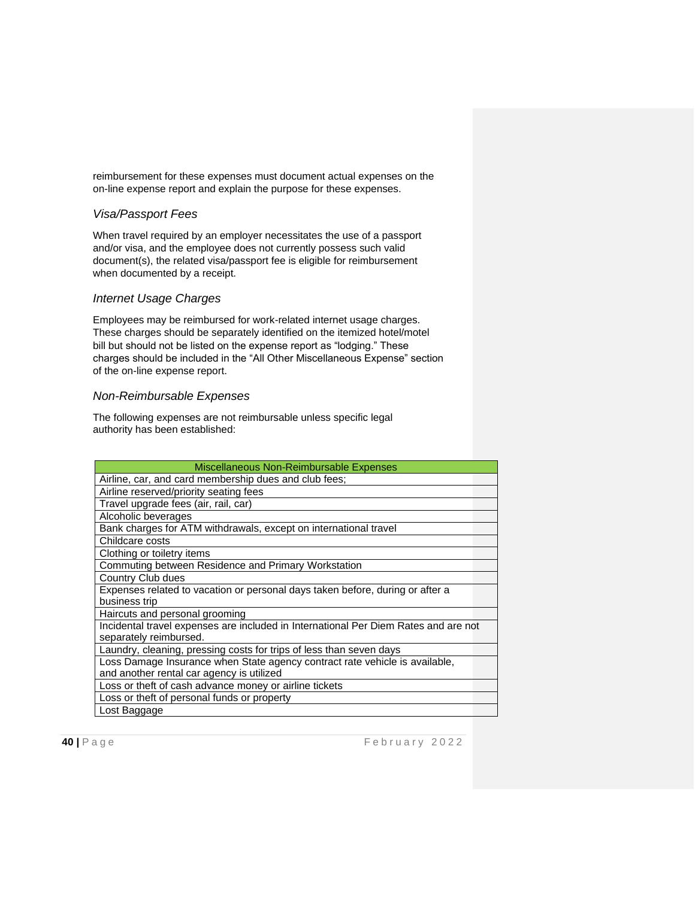reimbursement for these expenses must document actual expenses on the on-line expense report and explain the purpose for these expenses.

### *Visa/Passport Fees*

When travel required by an employer necessitates the use of a passport and/or visa, and the employee does not currently possess such valid document(s), the related visa/passport fee is eligible for reimbursement when documented by a receipt.

### *Internet Usage Charges*

Employees may be reimbursed for work-related internet usage charges. These charges should be separately identified on the itemized hotel/motel bill but should not be listed on the expense report as "lodging." These charges should be included in the "All Other Miscellaneous Expense" section of the on-line expense report.

### *Non-Reimbursable Expenses*

The following expenses are not reimbursable unless specific legal authority has been established:

| Miscellaneous Non-Reimbursable Expenses |
| --- |
| Airline, car, and card membership dues and club fees; |
| Airline reserved/priority seating fees |
| Travel upgrade fees (air, rail, car) |
| Alcoholic beverages |
| Bank charges for ATM withdrawals, except on international travel |
| Childcare costs |
| Clothing or toiletry items |
| Commuting between Residence and Primary Workstation |
| Country Club dues |
| Expenses related to vacation or personal days taken before, during or after a business trip |
| Haircuts and personal grooming |
| Incidental travel expenses are included in International Per Diem Rates and are not separately reimbursed. |
| Laundry, cleaning, pressing costs for trips of less than seven days |
| Loss Damage Insurance when State agency contract rate vehicle is available, and another rental car agency is utilized |
| Loss or theft of cash advance money or airline tickets |
| Loss or theft of personal funds or property |
| Lost Baggage |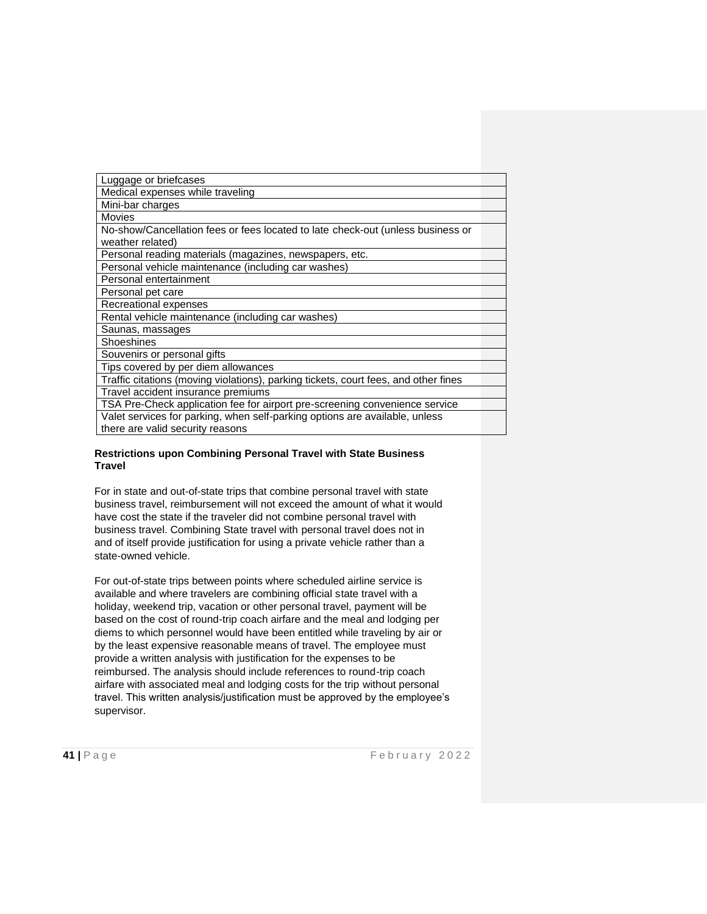| Luggage or briefcases |
|---|
| Medical expenses while traveling |
| Mini-bar charges |
| Movies |
| No-show/Cancellation fees or fees located to late check-out (unless business or weather related) |
| Personal reading materials (magazines, newspapers, etc. |
| Personal vehicle maintenance (including car washes) |
| Personal entertainment |
| Personal pet care |
| Recreational expenses |
| Rental vehicle maintenance (including car washes) |
| Saunas, massages |
| Shoeshines |
| Souvenirs or personal gifts |
| Tips covered by per diem allowances |
| Traffic citations (moving violations), parking tickets, court fees, and other fines |
| Travel accident insurance premiums |
| TSA Pre-Check application fee for airport pre-screening convenience service |
| Valet services for parking, when self-parking options are available, unless there are valid security reasons |

**Restrictions upon Combining Personal Travel with State Business Travel**

For in state and out-of-state trips that combine personal travel with state business travel, reimbursement will not exceed the amount of what it would have cost the state if the traveler did not combine personal travel with business travel. Combining State travel with personal travel does not in and of itself provide justification for using a private vehicle rather than a state-owned vehicle.

For out-of-state trips between points where scheduled airline service is available and where travelers are combining official state travel with a holiday, weekend trip, vacation or other personal travel, payment will be based on the cost of round-trip coach airfare and the meal and lodging per diems to which personnel would have been entitled while traveling by air or by the least expensive reasonable means of travel. The employee must provide a written analysis with justification for the expenses to be reimbursed. The analysis should include references to round-trip coach airfare with associated meal and lodging costs for the trip without personal travel. This written analysis/justification must be approved by the employee's supervisor.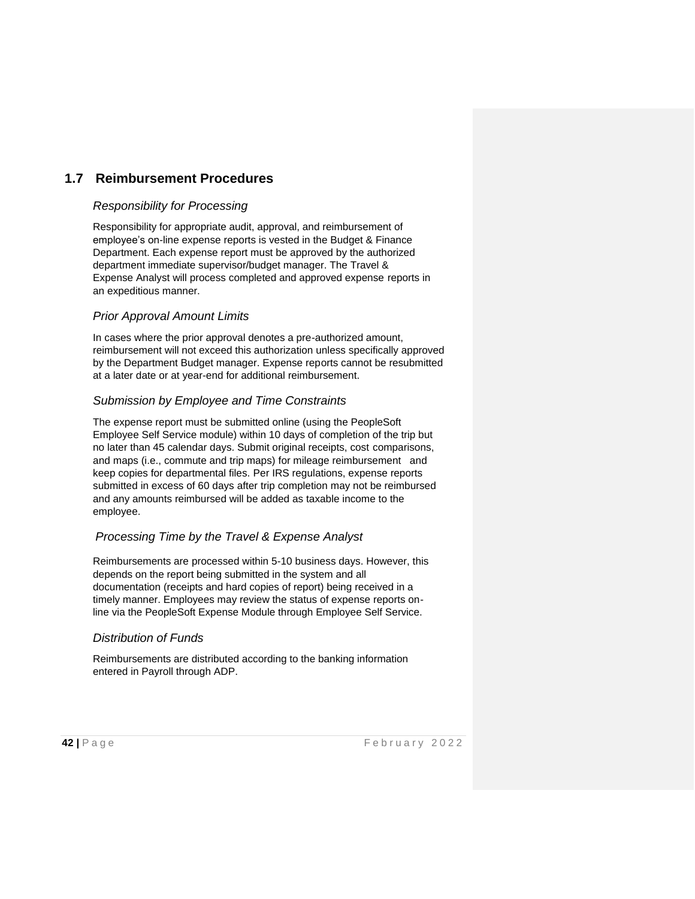## 1.7 Reimbursement Procedures

### *Responsibility for Processing*

Responsibility for appropriate audit, approval, and reimbursement of employee's on-line expense reports is vested in the Budget & Finance Department. Each expense report must be approved by the authorized department immediate supervisor/budget manager. The Travel & Expense Analyst will process completed and approved expense reports in an expeditious manner.

### *Prior Approval Amount Limits*

In cases where the prior approval denotes a pre-authorized amount, reimbursement will not exceed this authorization unless specifically approved by the Department Budget manager. Expense reports cannot be resubmitted at a later date or at year-end for additional reimbursement.

### *Submission by Employee and Time Constraints*

The expense report must be submitted online (using the PeopleSoft Employee Self Service module) within 10 days of completion of the trip but no later than 45 calendar days. Submit original receipts, cost comparisons, and maps (i.e., commute and trip maps) for mileage reimbursement and keep copies for departmental files. Per IRS regulations, expense reports submitted in excess of 60 days after trip completion may not be reimbursed and any amounts reimbursed will be added as taxable income to the employee.

### *Processing Time by the Travel & Expense Analyst*

Reimbursements are processed within 5-10 business days. However, this depends on the report being submitted in the system and all documentation (receipts and hard copies of report) being received in a timely manner. Employees may review the status of expense reports on-line via the PeopleSoft Expense Module through Employee Self Service.

### *Distribution of Funds*

Reimbursements are distributed according to the banking information entered in Payroll through ADP.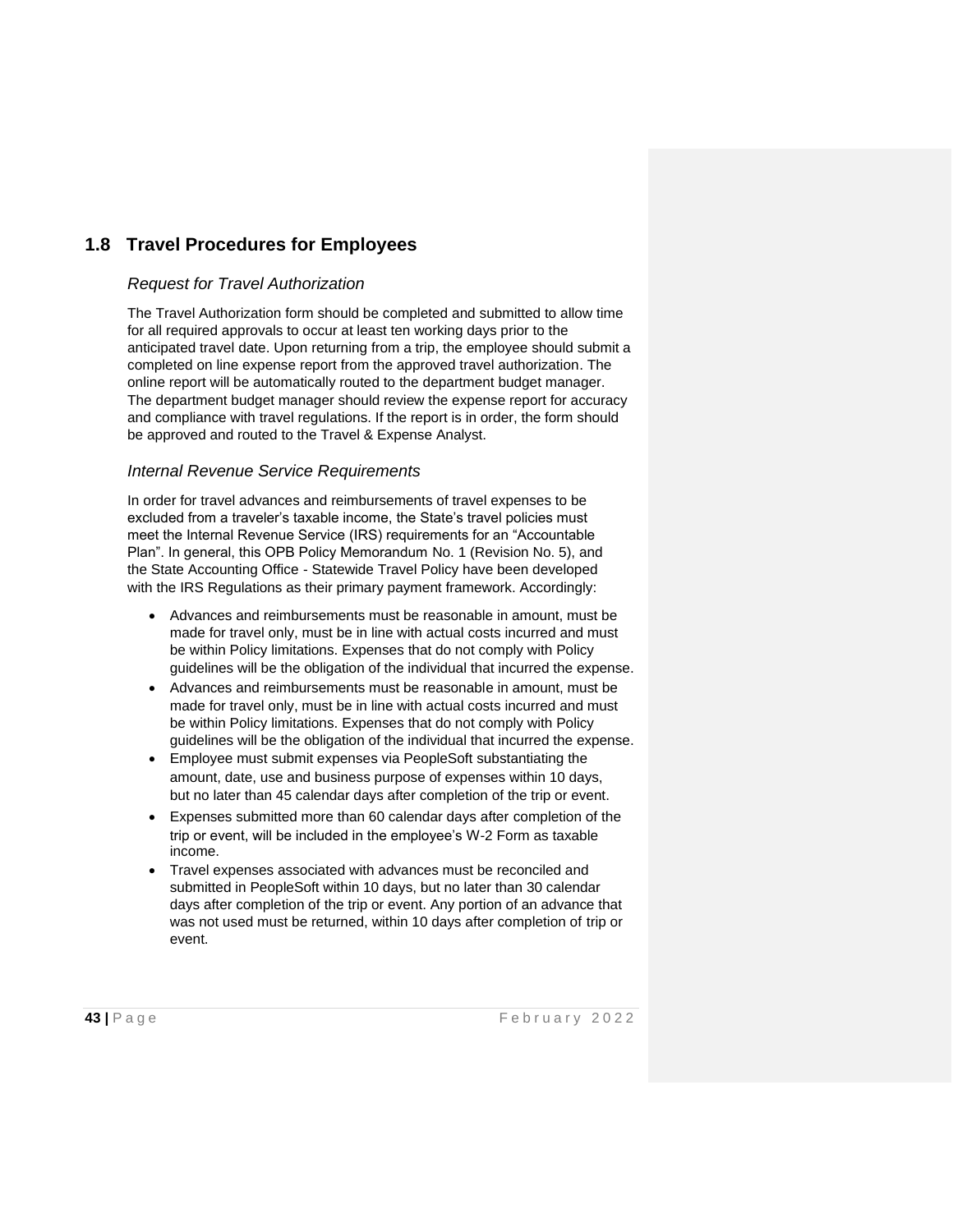## 1.8 Travel Procedures for Employees

### *Request for Travel Authorization*

The Travel Authorization form should be completed and submitted to allow time for all required approvals to occur at least ten working days prior to the anticipated travel date. Upon returning from a trip, the employee should submit a completed on line expense report from the approved travel authorization. The online report will be automatically routed to the department budget manager. The department budget manager should review the expense report for accuracy and compliance with travel regulations. If the report is in order, the form should be approved and routed to the Travel & Expense Analyst.

### *Internal Revenue Service Requirements*

In order for travel advances and reimbursements of travel expenses to be excluded from a traveler's taxable income, the State's travel policies must meet the Internal Revenue Service (IRS) requirements for an "Accountable Plan". In general, this OPB Policy Memorandum No. 1 (Revision No. 5), and the State Accounting Office - Statewide Travel Policy have been developed with the IRS Regulations as their primary payment framework. Accordingly:

- Advances and reimbursements must be reasonable in amount, must be made for travel only, must be in line with actual costs incurred and must be within Policy limitations. Expenses that do not comply with Policy guidelines will be the obligation of the individual that incurred the expense.
- Advances and reimbursements must be reasonable in amount, must be made for travel only, must be in line with actual costs incurred and must be within Policy limitations. Expenses that do not comply with Policy guidelines will be the obligation of the individual that incurred the expense.
- Employee must submit expenses via PeopleSoft substantiating the amount, date, use and business purpose of expenses within 10 days, but no later than 45 calendar days after completion of the trip or event.
- Expenses submitted more than 60 calendar days after completion of the trip or event, will be included in the employee's W-2 Form as taxable income.
- Travel expenses associated with advances must be reconciled and submitted in PeopleSoft within 10 days, but no later than 30 calendar days after completion of the trip or event. Any portion of an advance that was not used must be returned, within 10 days after completion of trip or event.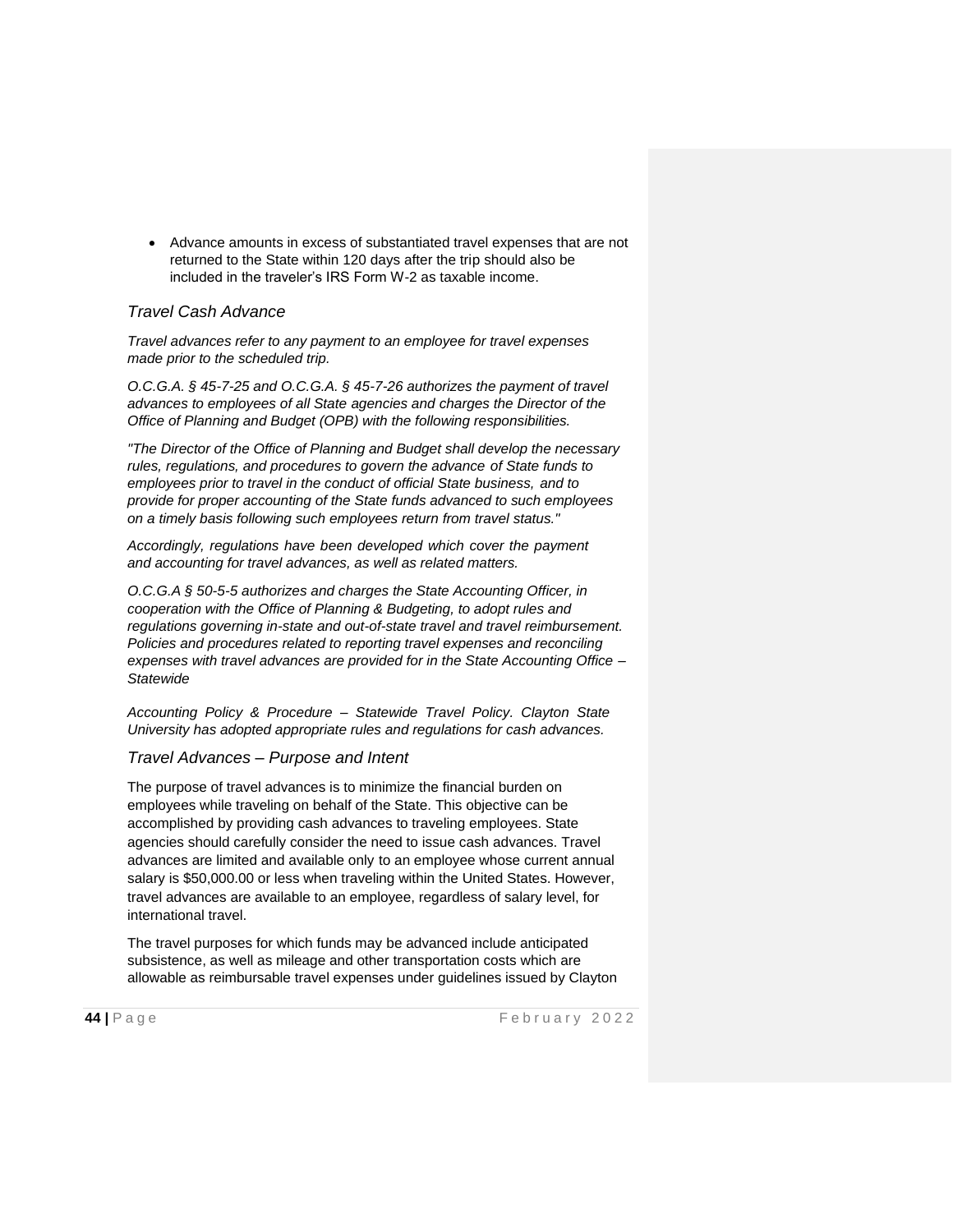- Advance amounts in excess of substantiated travel expenses that are not returned to the State within 120 days after the trip should also be included in the traveler's IRS Form W-2 as taxable income.

## *Travel Cash Advance*

*Travel advances refer to any payment to an employee for travel expenses made prior to the scheduled trip.*

*O.C.G.A. § 45-7-25 and O.C.G.A. § 45-7-26 authorizes the payment of travel advances to employees of all State agencies and charges the Director of the Office of Planning and Budget (OPB) with the following responsibilities.*

*"The Director of the Office of Planning and Budget shall develop the necessary rules, regulations, and procedures to govern the advance of State funds to employees prior to travel in the conduct of official State business, and to provide for proper accounting of the State funds advanced to such employees on a timely basis following such employees return from travel status."*

*Accordingly, regulations have been developed which cover the payment and accounting for travel advances, as well as related matters.*

*O.C.G.A § 50-5-5 authorizes and charges the State Accounting Officer, in cooperation with the Office of Planning & Budgeting, to adopt rules and regulations governing in-state and out-of-state travel and travel reimbursement. Policies and procedures related to reporting travel expenses and reconciling expenses with travel advances are provided for in the State Accounting Office – Statewide*

*Accounting Policy & Procedure – Statewide Travel Policy. Clayton State University has adopted appropriate rules and regulations for cash advances.*

## *Travel Advances – Purpose and Intent*

The purpose of travel advances is to minimize the financial burden on employees while traveling on behalf of the State. This objective can be accomplished by providing cash advances to traveling employees. State agencies should carefully consider the need to issue cash advances. Travel advances are limited and available only to an employee whose current annual salary is $50,000.00 or less when traveling within the United States. However, travel advances are available to an employee, regardless of salary level, for international travel.

The travel purposes for which funds may be advanced include anticipated subsistence, as well as mileage and other transportation costs which are allowable as reimbursable travel expenses under guidelines issued by Clayton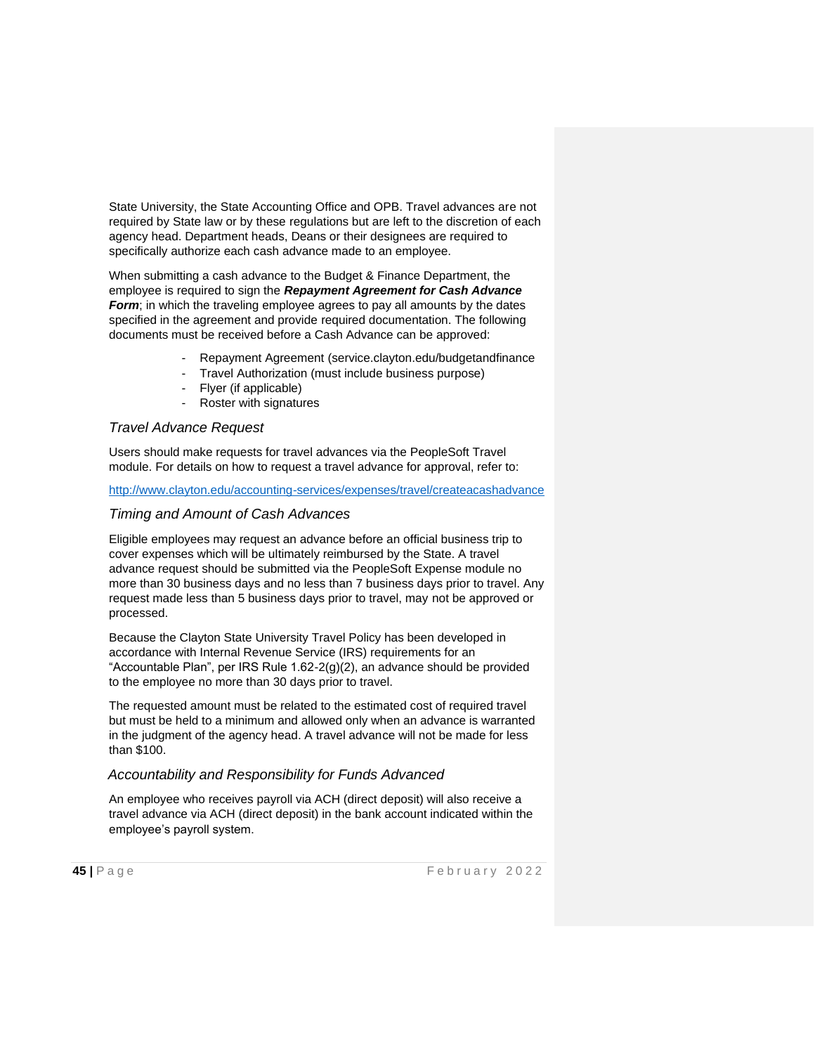State University, the State Accounting Office and OPB. Travel advances are not required by State law or by these regulations but are left to the discretion of each agency head. Department heads, Deans or their designees are required to specifically authorize each cash advance made to an employee.

When submitting a cash advance to the Budget & Finance Department, the employee is required to sign the ***Repayment Agreement for Cash Advance Form***; in which the traveling employee agrees to pay all amounts by the dates specified in the agreement and provide required documentation. The following documents must be received before a Cash Advance can be approved:

- Repayment Agreement (service.clayton.edu/budgetandfinance
- Travel Authorization (must include business purpose)
- Flyer (if applicable)
- Roster with signatures

### *Travel Advance Request*

Users should make requests for travel advances via the PeopleSoft Travel module. For details on how to request a travel advance for approval, refer to:

http://www.clayton.edu/accounting-services/expenses/travel/createacashadvance

### *Timing and Amount of Cash Advances*

Eligible employees may request an advance before an official business trip to cover expenses which will be ultimately reimbursed by the State. A travel advance request should be submitted via the PeopleSoft Expense module no more than 30 business days and no less than 7 business days prior to travel. Any request made less than 5 business days prior to travel, may not be approved or processed.

Because the Clayton State University Travel Policy has been developed in accordance with Internal Revenue Service (IRS) requirements for an "Accountable Plan", per IRS Rule 1.62-2(g)(2), an advance should be provided to the employee no more than 30 days prior to travel.

The requested amount must be related to the estimated cost of required travel but must be held to a minimum and allowed only when an advance is warranted in the judgment of the agency head. A travel advance will not be made for less than $100.

### *Accountability and Responsibility for Funds Advanced*

An employee who receives payroll via ACH (direct deposit) will also receive a travel advance via ACH (direct deposit) in the bank account indicated within the employee's payroll system.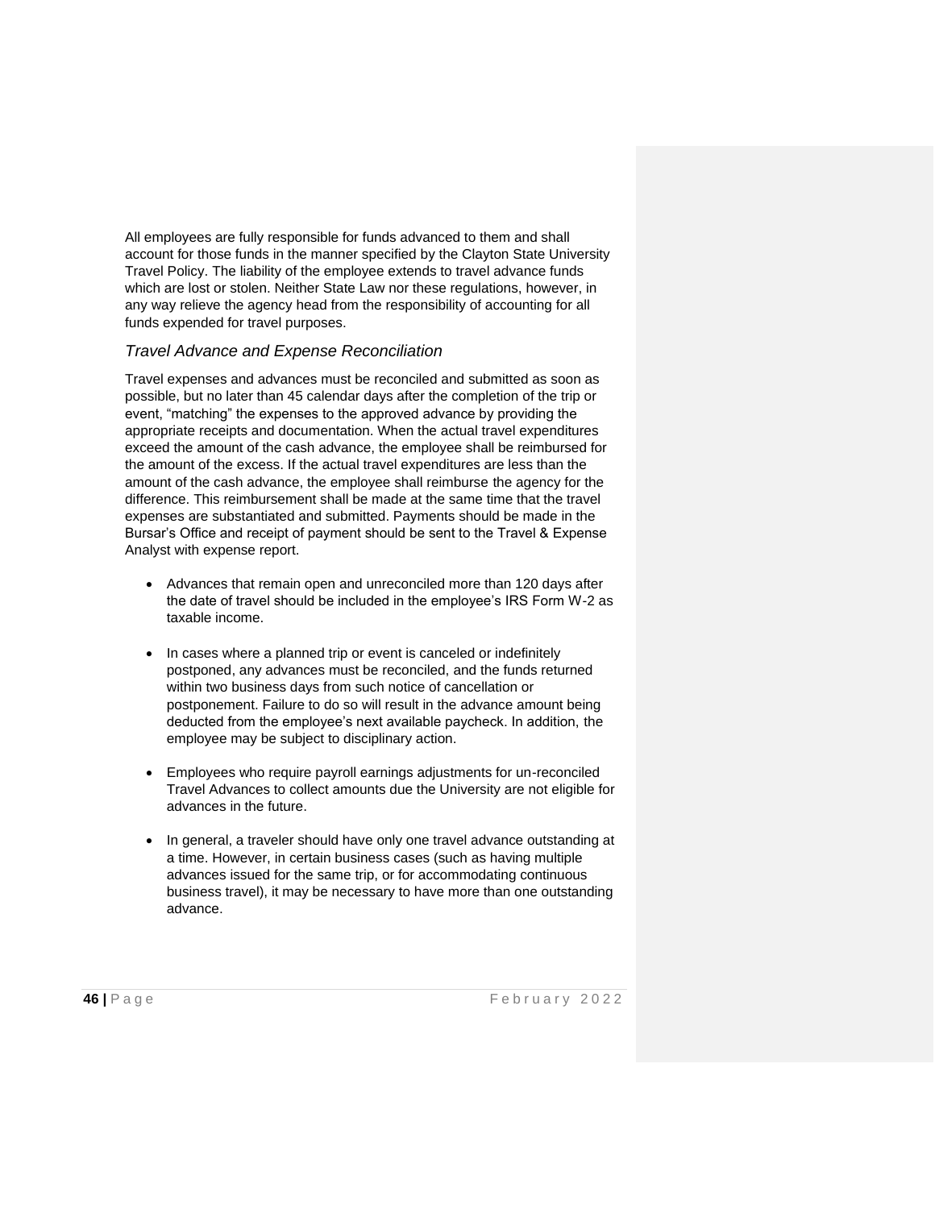All employees are fully responsible for funds advanced to them and shall account for those funds in the manner specified by the Clayton State University Travel Policy. The liability of the employee extends to travel advance funds which are lost or stolen. Neither State Law nor these regulations, however, in any way relieve the agency head from the responsibility of accounting for all funds expended for travel purposes.

### *Travel Advance and Expense Reconciliation*

Travel expenses and advances must be reconciled and submitted as soon as possible, but no later than 45 calendar days after the completion of the trip or event, "matching" the expenses to the approved advance by providing the appropriate receipts and documentation. When the actual travel expenditures exceed the amount of the cash advance, the employee shall be reimbursed for the amount of the excess. If the actual travel expenditures are less than the amount of the cash advance, the employee shall reimburse the agency for the difference. This reimbursement shall be made at the same time that the travel expenses are substantiated and submitted. Payments should be made in the Bursar's Office and receipt of payment should be sent to the Travel & Expense Analyst with expense report.

- Advances that remain open and unreconciled more than 120 days after the date of travel should be included in the employee's IRS Form W-2 as taxable income.
- In cases where a planned trip or event is canceled or indefinitely postponed, any advances must be reconciled, and the funds returned within two business days from such notice of cancellation or postponement. Failure to do so will result in the advance amount being deducted from the employee's next available paycheck. In addition, the employee may be subject to disciplinary action.
- Employees who require payroll earnings adjustments for un-reconciled Travel Advances to collect amounts due the University are not eligible for advances in the future.
- In general, a traveler should have only one travel advance outstanding at a time. However, in certain business cases (such as having multiple advances issued for the same trip, or for accommodating continuous business travel), it may be necessary to have more than one outstanding advance.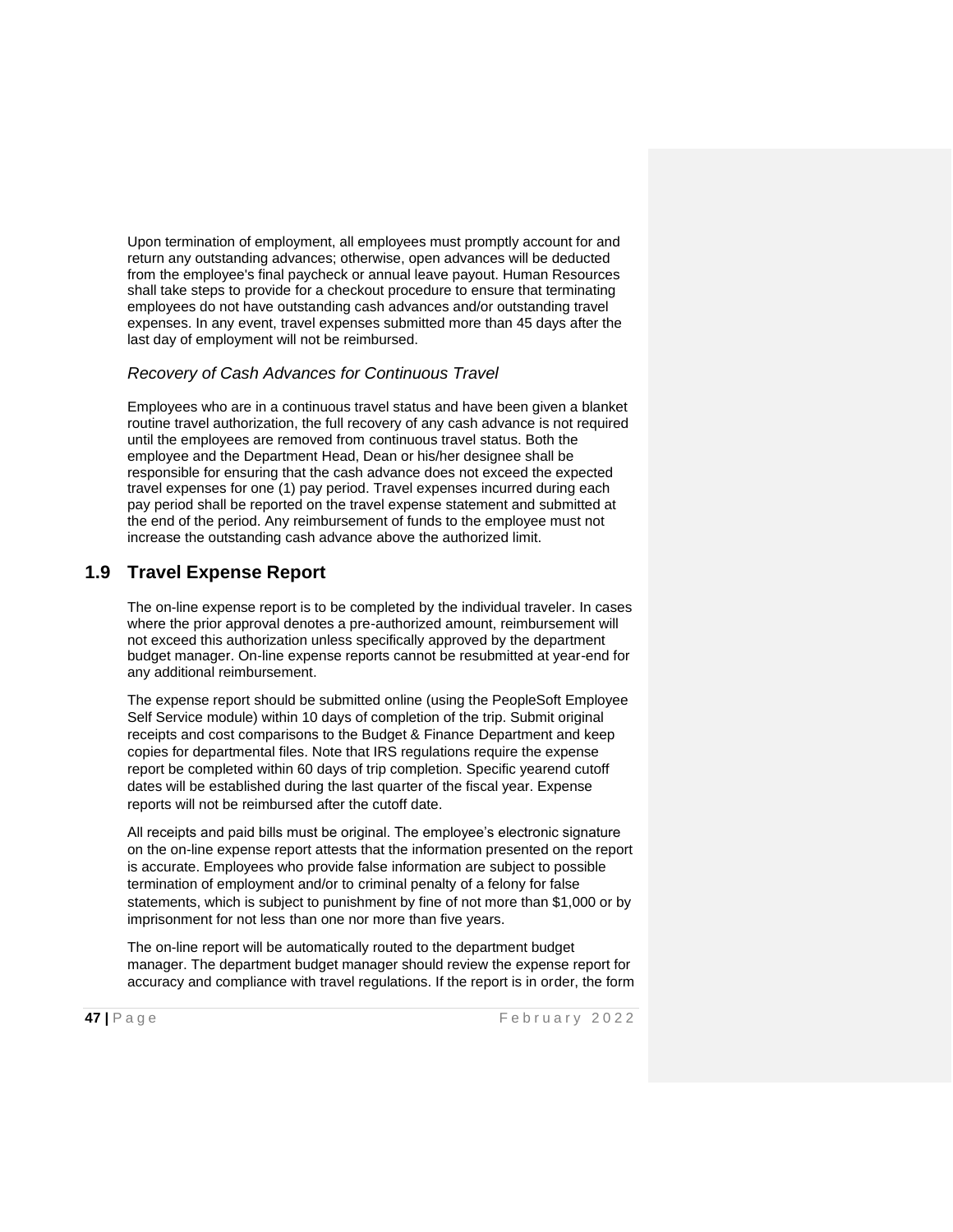Upon termination of employment, all employees must promptly account for and return any outstanding advances; otherwise, open advances will be deducted from the employee's final paycheck or annual leave payout. Human Resources shall take steps to provide for a checkout procedure to ensure that terminating employees do not have outstanding cash advances and/or outstanding travel expenses. In any event, travel expenses submitted more than 45 days after the last day of employment will not be reimbursed.

### *Recovery of Cash Advances for Continuous Travel*

Employees who are in a continuous travel status and have been given a blanket routine travel authorization, the full recovery of any cash advance is not required until the employees are removed from continuous travel status. Both the employee and the Department Head, Dean or his/her designee shall be responsible for ensuring that the cash advance does not exceed the expected travel expenses for one (1) pay period. Travel expenses incurred during each pay period shall be reported on the travel expense statement and submitted at the end of the period. Any reimbursement of funds to the employee must not increase the outstanding cash advance above the authorized limit.

## 1.9 Travel Expense Report

The on-line expense report is to be completed by the individual traveler. In cases where the prior approval denotes a pre-authorized amount, reimbursement will not exceed this authorization unless specifically approved by the department budget manager. On-line expense reports cannot be resubmitted at year-end for any additional reimbursement.

The expense report should be submitted online (using the PeopleSoft Employee Self Service module) within 10 days of completion of the trip. Submit original receipts and cost comparisons to the Budget & Finance Department and keep copies for departmental files. Note that IRS regulations require the expense report be completed within 60 days of trip completion. Specific yearend cutoff dates will be established during the last quarter of the fiscal year. Expense reports will not be reimbursed after the cutoff date.

All receipts and paid bills must be original. The employee's electronic signature on the on-line expense report attests that the information presented on the report is accurate. Employees who provide false information are subject to possible termination of employment and/or to criminal penalty of a felony for false statements, which is subject to punishment by fine of not more than $1,000 or by imprisonment for not less than one nor more than five years.

The on-line report will be automatically routed to the department budget manager. The department budget manager should review the expense report for accuracy and compliance with travel regulations. If the report is in order, the form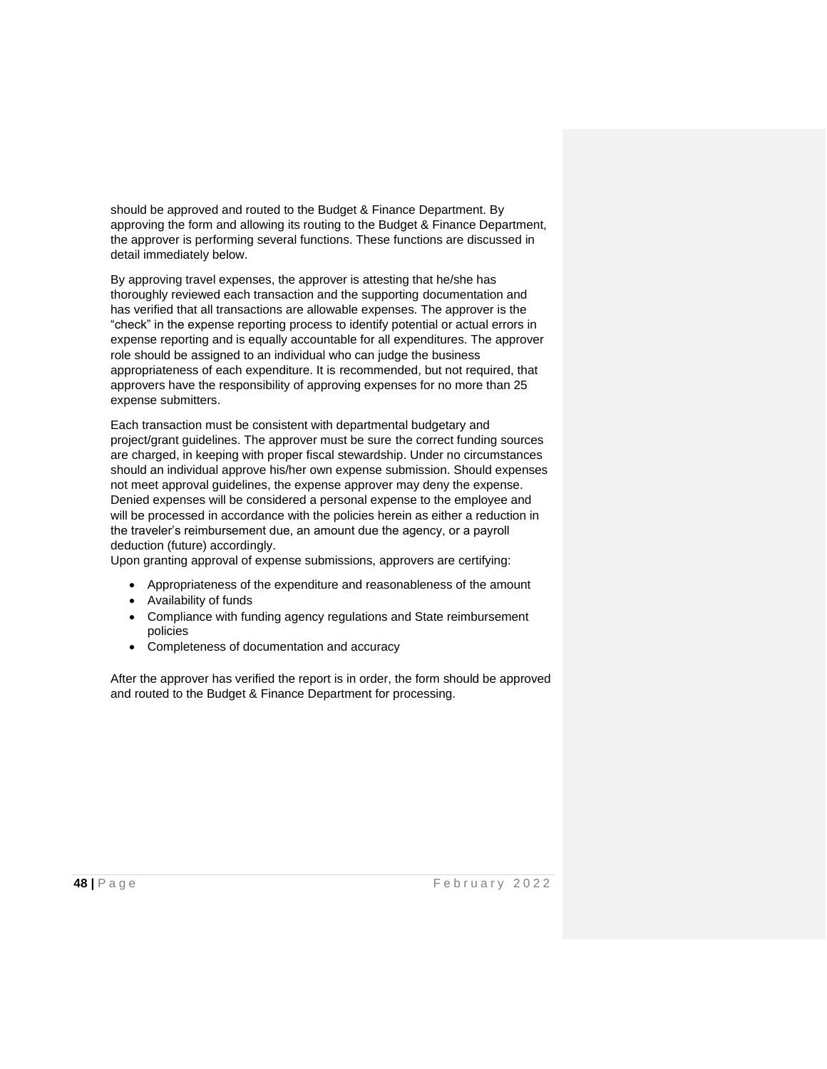should be approved and routed to the Budget & Finance Department. By approving the form and allowing its routing to the Budget & Finance Department, the approver is performing several functions. These functions are discussed in detail immediately below.

By approving travel expenses, the approver is attesting that he/she has thoroughly reviewed each transaction and the supporting documentation and has verified that all transactions are allowable expenses. The approver is the "check" in the expense reporting process to identify potential or actual errors in expense reporting and is equally accountable for all expenditures. The approver role should be assigned to an individual who can judge the business appropriateness of each expenditure. It is recommended, but not required, that approvers have the responsibility of approving expenses for no more than 25 expense submitters.

Each transaction must be consistent with departmental budgetary and project/grant guidelines. The approver must be sure the correct funding sources are charged, in keeping with proper fiscal stewardship. Under no circumstances should an individual approve his/her own expense submission. Should expenses not meet approval guidelines, the expense approver may deny the expense. Denied expenses will be considered a personal expense to the employee and will be processed in accordance with the policies herein as either a reduction in the traveler's reimbursement due, an amount due the agency, or a payroll deduction (future) accordingly.
Upon granting approval of expense submissions, approvers are certifying:

- Appropriateness of the expenditure and reasonableness of the amount
- Availability of funds
- Compliance with funding agency regulations and State reimbursement policies
- Completeness of documentation and accuracy

After the approver has verified the report is in order, the form should be approved and routed to the Budget & Finance Department for processing.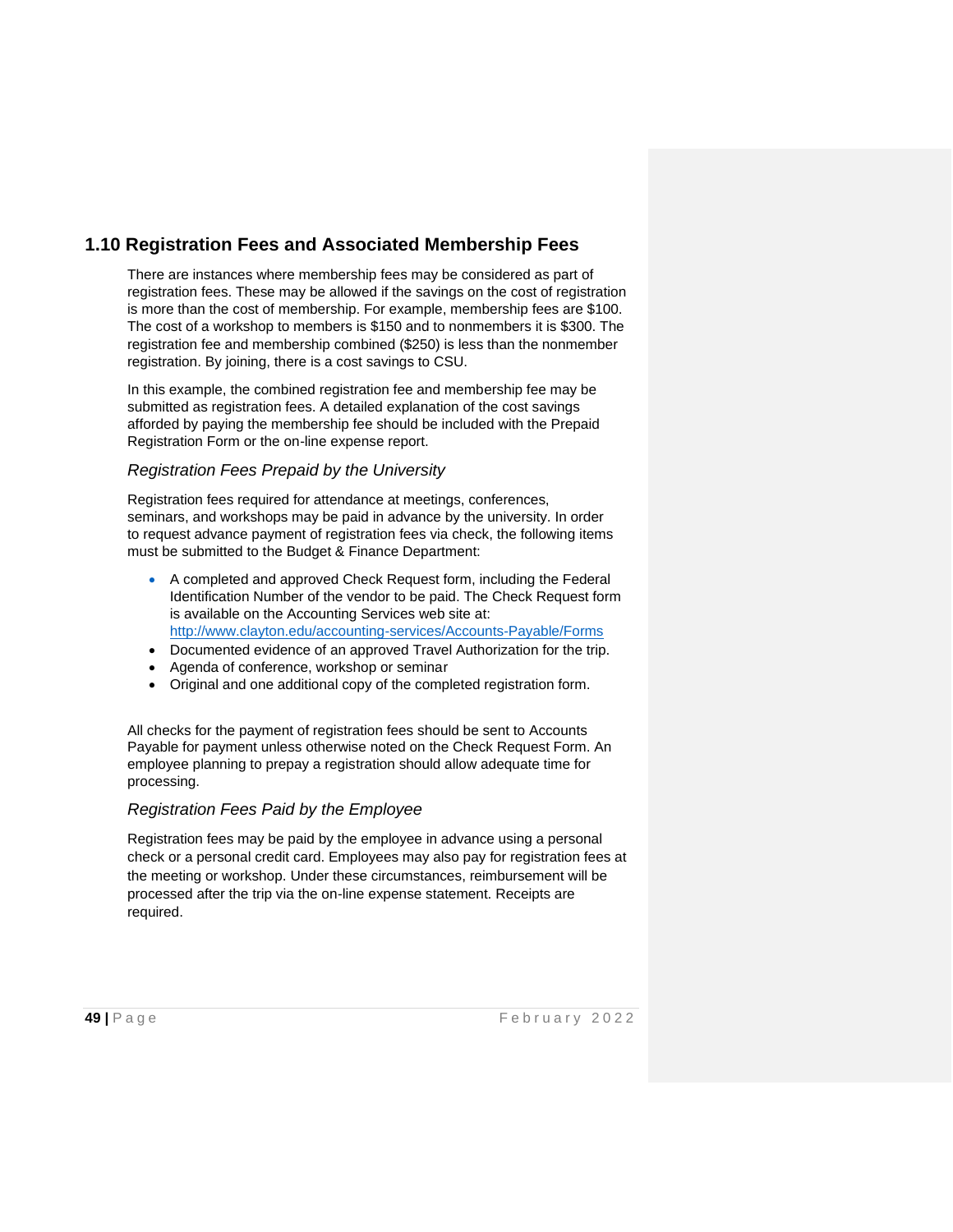## 1.10 Registration Fees and Associated Membership Fees

There are instances where membership fees may be considered as part of registration fees. These may be allowed if the savings on the cost of registration is more than the cost of membership. For example, membership fees are $100. The cost of a workshop to members is $150 and to nonmembers it is $300. The registration fee and membership combined ($250) is less than the nonmember registration. By joining, there is a cost savings to CSU.

In this example, the combined registration fee and membership fee may be submitted as registration fees. A detailed explanation of the cost savings afforded by paying the membership fee should be included with the Prepaid Registration Form or the on-line expense report.

### *Registration Fees Prepaid by the University*

Registration fees required for attendance at meetings, conferences, seminars, and workshops may be paid in advance by the university. In order to request advance payment of registration fees via check, the following items must be submitted to the Budget & Finance Department:

- A completed and approved Check Request form, including the Federal Identification Number of the vendor to be paid. The Check Request form is available on the Accounting Services web site at: http://www.clayton.edu/accounting-services/Accounts-Payable/Forms
- Documented evidence of an approved Travel Authorization for the trip.
- Agenda of conference, workshop or seminar
- Original and one additional copy of the completed registration form.

All checks for the payment of registration fees should be sent to Accounts Payable for payment unless otherwise noted on the Check Request Form. An employee planning to prepay a registration should allow adequate time for processing.

### *Registration Fees Paid by the Employee*

Registration fees may be paid by the employee in advance using a personal check or a personal credit card. Employees may also pay for registration fees at the meeting or workshop. Under these circumstances, reimbursement will be processed after the trip via the on-line expense statement. Receipts are required.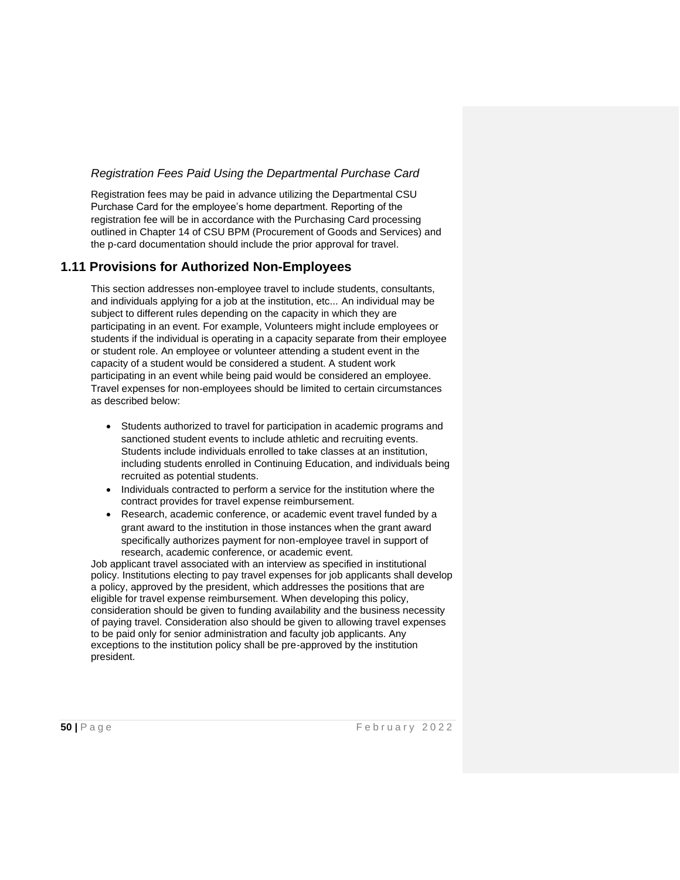### *Registration Fees Paid Using the Departmental Purchase Card*

Registration fees may be paid in advance utilizing the Departmental CSU Purchase Card for the employee's home department. Reporting of the registration fee will be in accordance with the Purchasing Card processing outlined in Chapter 14 of CSU BPM (Procurement of Goods and Services) and the p-card documentation should include the prior approval for travel.

## 1.11 Provisions for Authorized Non-Employees

This section addresses non-employee travel to include students, consultants, and individuals applying for a job at the institution, etc... An individual may be subject to different rules depending on the capacity in which they are participating in an event. For example, Volunteers might include employees or students if the individual is operating in a capacity separate from their employee or student role. An employee or volunteer attending a student event in the capacity of a student would be considered a student. A student work participating in an event while being paid would be considered an employee. Travel expenses for non-employees should be limited to certain circumstances as described below:

- Students authorized to travel for participation in academic programs and sanctioned student events to include athletic and recruiting events. Students include individuals enrolled to take classes at an institution, including students enrolled in Continuing Education, and individuals being recruited as potential students.
- Individuals contracted to perform a service for the institution where the contract provides for travel expense reimbursement.
- Research, academic conference, or academic event travel funded by a grant award to the institution in those instances when the grant award specifically authorizes payment for non-employee travel in support of research, academic conference, or academic event.

Job applicant travel associated with an interview as specified in institutional policy. Institutions electing to pay travel expenses for job applicants shall develop a policy, approved by the president, which addresses the positions that are eligible for travel expense reimbursement. When developing this policy, consideration should be given to funding availability and the business necessity of paying travel. Consideration also should be given to allowing travel expenses to be paid only for senior administration and faculty job applicants. Any exceptions to the institution policy shall be pre-approved by the institution president.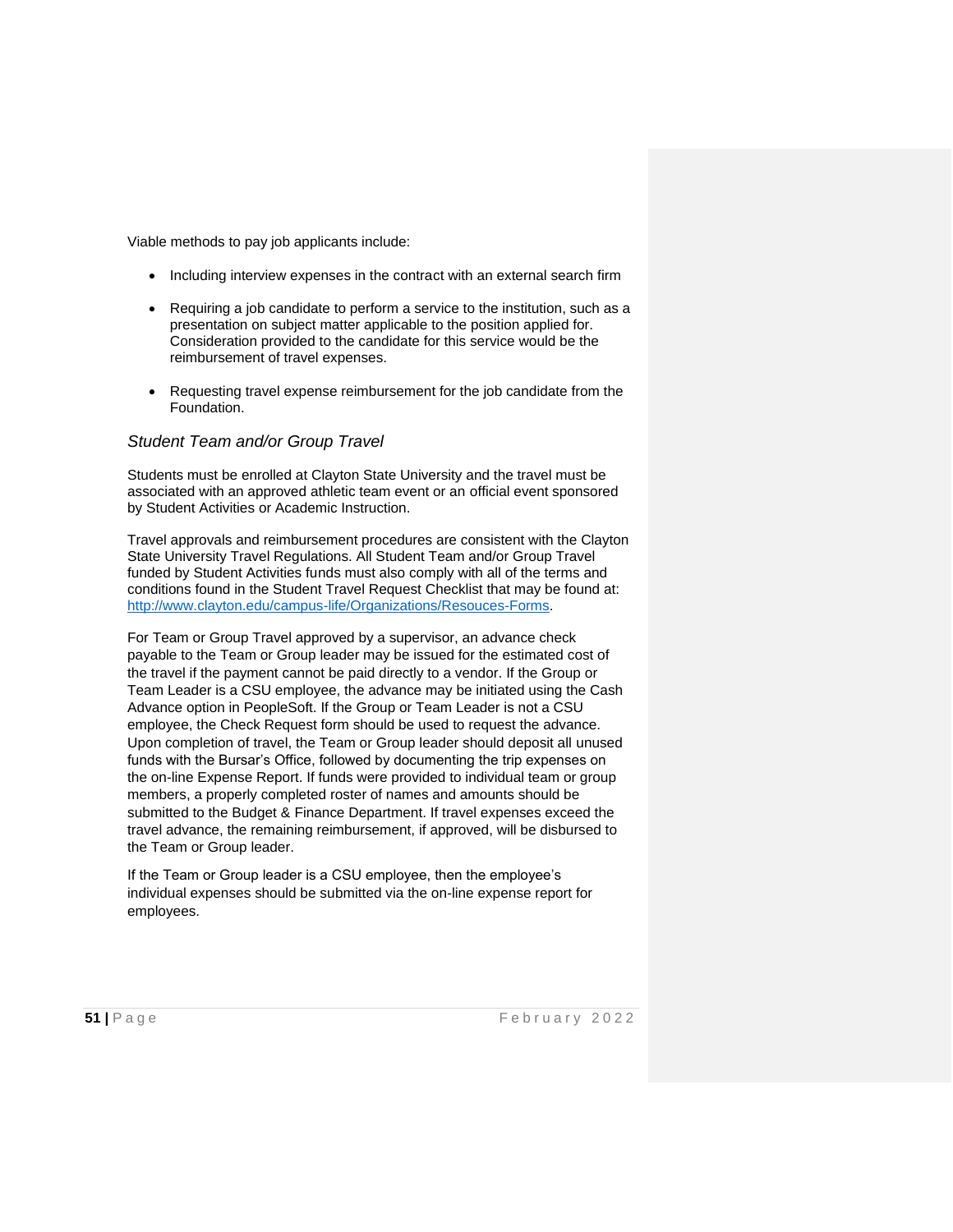Viable methods to pay job applicants include:

- Including interview expenses in the contract with an external search firm
- Requiring a job candidate to perform a service to the institution, such as a presentation on subject matter applicable to the position applied for. Consideration provided to the candidate for this service would be the reimbursement of travel expenses.
- Requesting travel expense reimbursement for the job candidate from the Foundation.

### *Student Team and/or Group Travel*

Students must be enrolled at Clayton State University and the travel must be associated with an approved athletic team event or an official event sponsored by Student Activities or Academic Instruction.

Travel approvals and reimbursement procedures are consistent with the Clayton State University Travel Regulations. All Student Team and/or Group Travel funded by Student Activities funds must also comply with all of the terms and conditions found in the Student Travel Request Checklist that may be found at: [http://www.clayton.edu/campus-life/Organizations/Resouces-Forms](http://www.clayton.edu/campus-life/Organizations/Resouces-Forms).

For Team or Group Travel approved by a supervisor, an advance check payable to the Team or Group leader may be issued for the estimated cost of the travel if the payment cannot be paid directly to a vendor. If the Group or Team Leader is a CSU employee, the advance may be initiated using the Cash Advance option in PeopleSoft. If the Group or Team Leader is not a CSU employee, the Check Request form should be used to request the advance. Upon completion of travel, the Team or Group leader should deposit all unused funds with the Bursar's Office, followed by documenting the trip expenses on the on-line Expense Report. If funds were provided to individual team or group members, a properly completed roster of names and amounts should be submitted to the Budget & Finance Department. If travel expenses exceed the travel advance, the remaining reimbursement, if approved, will be disbursed to the Team or Group leader.

If the Team or Group leader is a CSU employee, then the employee's individual expenses should be submitted via the on-line expense report for employees.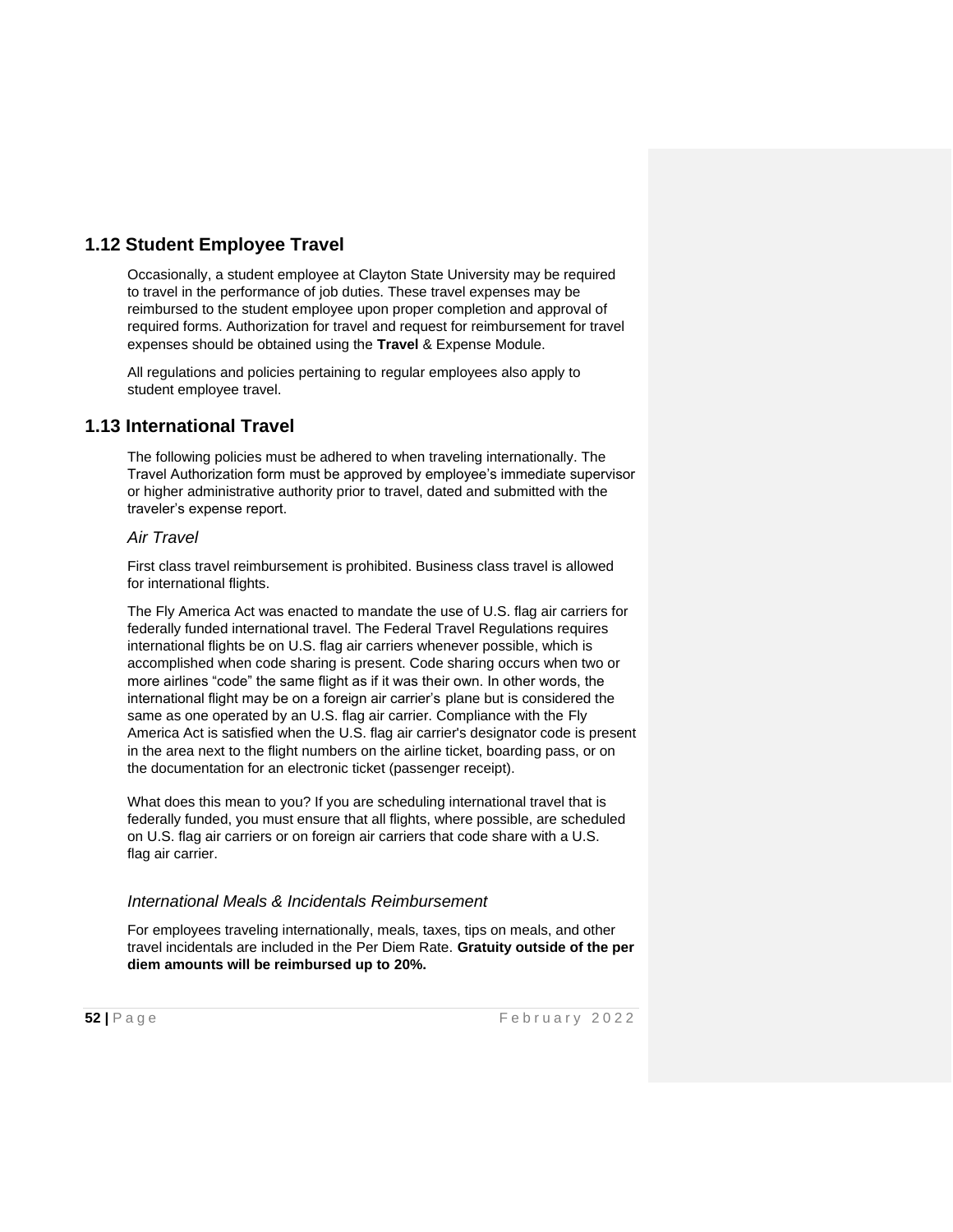## 1.12 Student Employee Travel

Occasionally, a student employee at Clayton State University may be required to travel in the performance of job duties. These travel expenses may be reimbursed to the student employee upon proper completion and approval of required forms. Authorization for travel and request for reimbursement for travel expenses should be obtained using the **Travel** & Expense Module.

All regulations and policies pertaining to regular employees also apply to student employee travel.

## 1.13 International Travel

The following policies must be adhered to when traveling internationally. The Travel Authorization form must be approved by employee's immediate supervisor or higher administrative authority prior to travel, dated and submitted with the traveler's expense report.

### *Air Travel*

First class travel reimbursement is prohibited. Business class travel is allowed for international flights.

The Fly America Act was enacted to mandate the use of U.S. flag air carriers for federally funded international travel. The Federal Travel Regulations requires international flights be on U.S. flag air carriers whenever possible, which is accomplished when code sharing is present. Code sharing occurs when two or more airlines "code" the same flight as if it was their own. In other words, the international flight may be on a foreign air carrier's plane but is considered the same as one operated by an U.S. flag air carrier. Compliance with the Fly America Act is satisfied when the U.S. flag air carrier's designator code is present in the area next to the flight numbers on the airline ticket, boarding pass, or on the documentation for an electronic ticket (passenger receipt).

What does this mean to you? If you are scheduling international travel that is federally funded, you must ensure that all flights, where possible, are scheduled on U.S. flag air carriers or on foreign air carriers that code share with a U.S. flag air carrier.

### *International Meals & Incidentals Reimbursement*

For employees traveling internationally, meals, taxes, tips on meals, and other travel incidentals are included in the Per Diem Rate. **Gratuity outside of the per diem amounts will be reimbursed up to 20%.**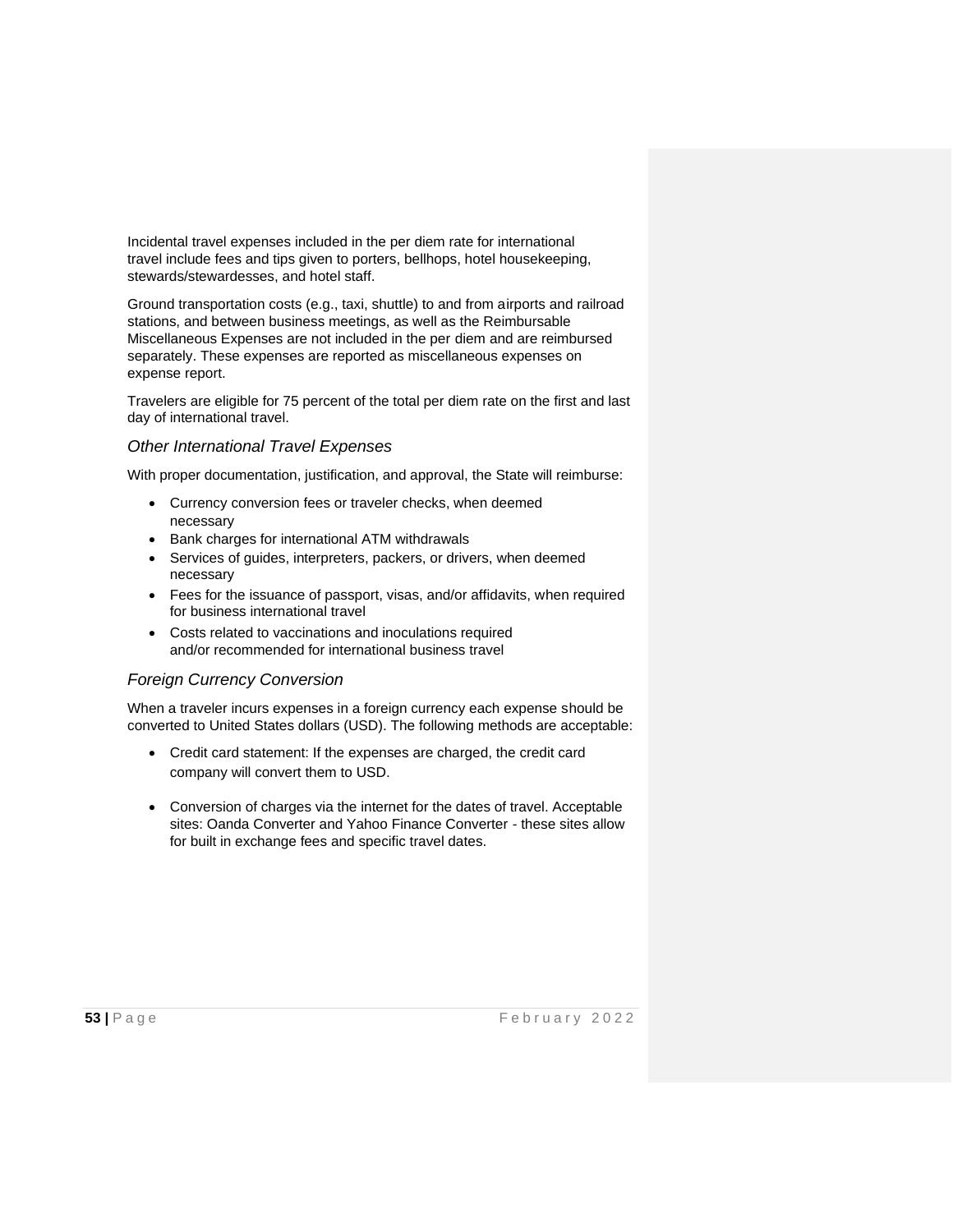Incidental travel expenses included in the per diem rate for international travel include fees and tips given to porters, bellhops, hotel housekeeping, stewards/stewardesses, and hotel staff.

Ground transportation costs (e.g., taxi, shuttle) to and from airports and railroad stations, and between business meetings, as well as the Reimbursable Miscellaneous Expenses are not included in the per diem and are reimbursed separately. These expenses are reported as miscellaneous expenses on expense report.

Travelers are eligible for 75 percent of the total per diem rate on the first and last day of international travel.

### *Other International Travel Expenses*

With proper documentation, justification, and approval, the State will reimburse:

- Currency conversion fees or traveler checks, when deemed necessary
- Bank charges for international ATM withdrawals
- Services of guides, interpreters, packers, or drivers, when deemed necessary
- Fees for the issuance of passport, visas, and/or affidavits, when required for business international travel
- Costs related to vaccinations and inoculations required and/or recommended for international business travel

### *Foreign Currency Conversion*

When a traveler incurs expenses in a foreign currency each expense should be converted to United States dollars (USD). The following methods are acceptable:

- Credit card statement: If the expenses are charged, the credit card company will convert them to USD.
- Conversion of charges via the internet for the dates of travel. Acceptable sites: Oanda Converter and Yahoo Finance Converter - these sites allow for built in exchange fees and specific travel dates.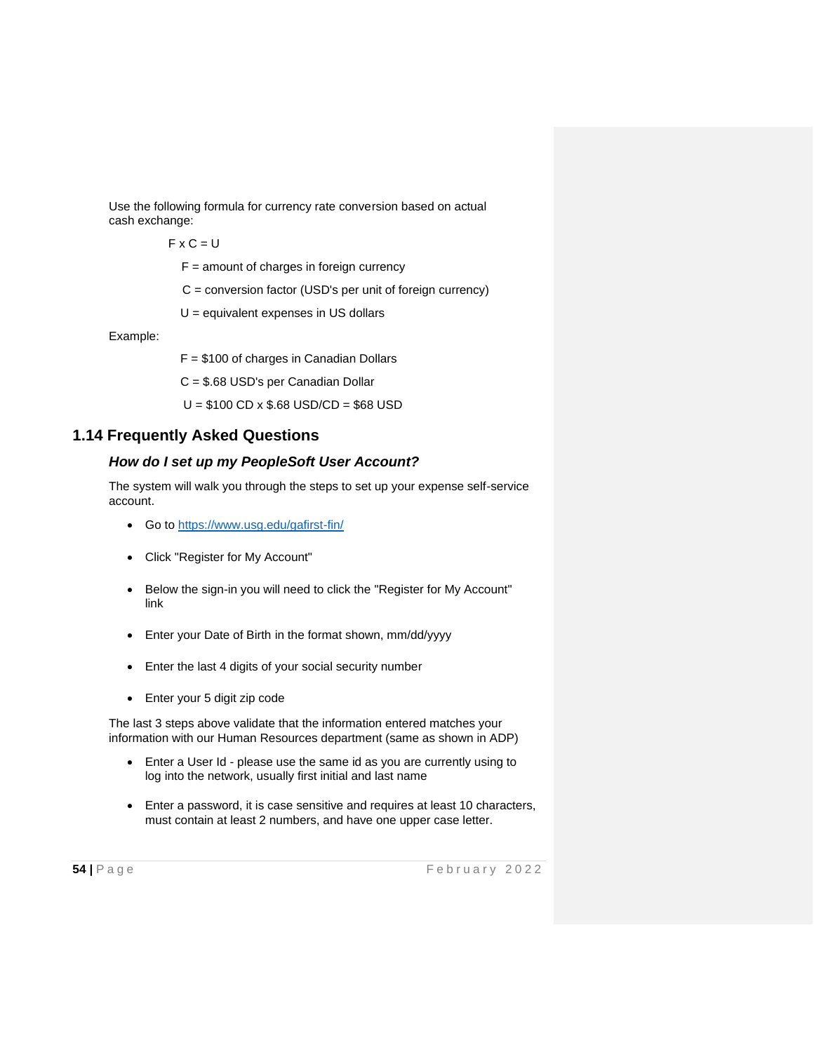Use the following formula for currency rate conversion based on actual cash exchange:

$F \times C = U$

F = amount of charges in foreign currency

C = conversion factor (USD's per unit of foreign currency)

U = equivalent expenses in US dollars

Example:

F = $100 of charges in Canadian Dollars

C = $.68 USD's per Canadian Dollar

U = $100 CD x $.68 USD/CD = $68 USD

## 1.14 Frequently Asked Questions

### *How do I set up my PeopleSoft User Account?*

The system will walk you through the steps to set up your expense self-service account.

- Go to [https://www.usg.edu/gafirst-fin/](https://www.usg.edu/gafirst-fin/)
- Click "Register for My Account"
- Below the sign-in you will need to click the "Register for My Account" link
- Enter your Date of Birth in the format shown, mm/dd/yyyy
- Enter the last 4 digits of your social security number
- Enter your 5 digit zip code

The last 3 steps above validate that the information entered matches your information with our Human Resources department (same as shown in ADP)

- Enter a User Id - please use the same id as you are currently using to log into the network, usually first initial and last name
- Enter a password, it is case sensitive and requires at least 10 characters, must contain at least 2 numbers, and have one upper case letter.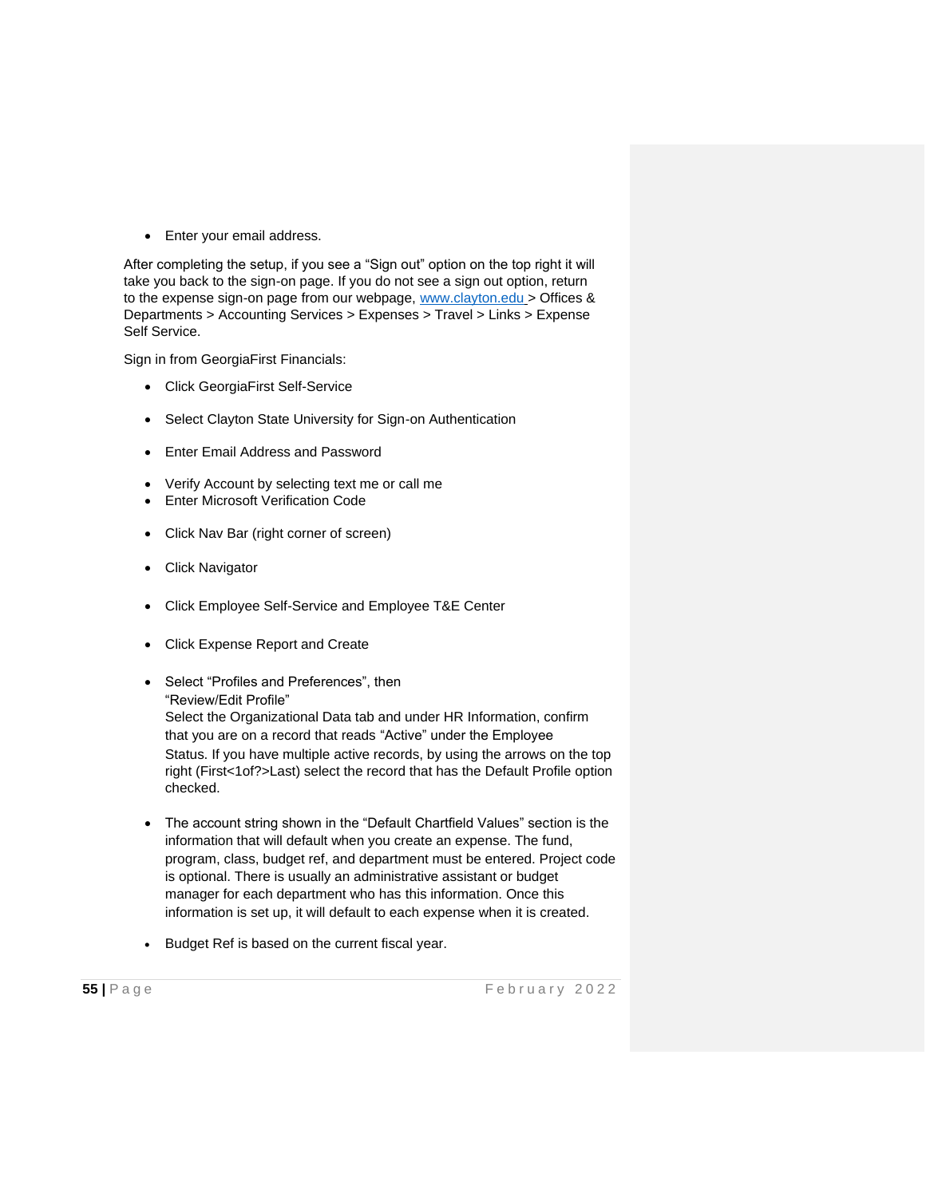- Enter your email address.

After completing the setup, if you see a "Sign out" option on the top right it will take you back to the sign-on page. If you do not see a sign out option, return to the expense sign-on page from our webpage, www.clayton.edu > Offices & Departments > Accounting Services > Expenses > Travel > Links > Expense Self Service.

Sign in from GeorgiaFirst Financials:

- Click GeorgiaFirst Self-Service
- Select Clayton State University for Sign-on Authentication
- Enter Email Address and Password
- Verify Account by selecting text me or call me
- Enter Microsoft Verification Code
- Click Nav Bar (right corner of screen)
- Click Navigator
- Click Employee Self-Service and Employee T&E Center
- Click Expense Report and Create
- Select "Profiles and Preferences", then "Review/Edit Profile"
  Select the Organizational Data tab and under HR Information, confirm that you are on a record that reads "Active" under the Employee Status. If you have multiple active records, by using the arrows on the top right (First<1of?>Last) select the record that has the Default Profile option checked.
- The account string shown in the "Default Chartfield Values" section is the information that will default when you create an expense. The fund, program, class, budget ref, and department must be entered. Project code is optional. There is usually an administrative assistant or budget manager for each department who has this information. Once this information is set up, it will default to each expense when it is created.
- Budget Ref is based on the current fiscal year.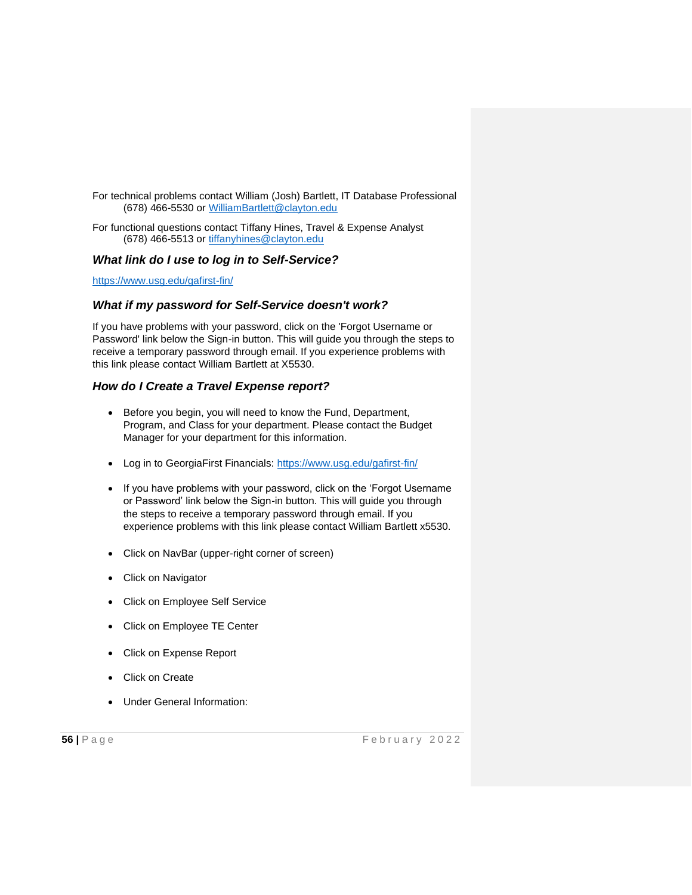For technical problems contact William (Josh) Bartlett, IT Database Professional
(678) 466-5530 or WilliamBartlett@clayton.edu

For functional questions contact Tiffany Hines, Travel & Expense Analyst
(678) 466-5513 or tiffanyhines@clayton.edu

### *What link do I use to log in to Self-Service?*

https://www.usg.edu/gafirst-fin/

### *What if my password for Self-Service doesn't work?*

If you have problems with your password, click on the 'Forgot Username or Password' link below the Sign-in button. This will guide you through the steps to receive a temporary password through email. If you experience problems with this link please contact William Bartlett at X5530.

### *How do I Create a Travel Expense report?*

- Before you begin, you will need to know the Fund, Department, Program, and Class for your department. Please contact the Budget Manager for your department for this information.
- Log in to GeorgiaFirst Financials: https://www.usg.edu/gafirst-fin/
- If you have problems with your password, click on the 'Forgot Username or Password' link below the Sign-in button. This will guide you through the steps to receive a temporary password through email. If you experience problems with this link please contact William Bartlett x5530.
- Click on NavBar (upper-right corner of screen)
- Click on Navigator
- Click on Employee Self Service
- Click on Employee TE Center
- Click on Expense Report
- Click on Create
- Under General Information: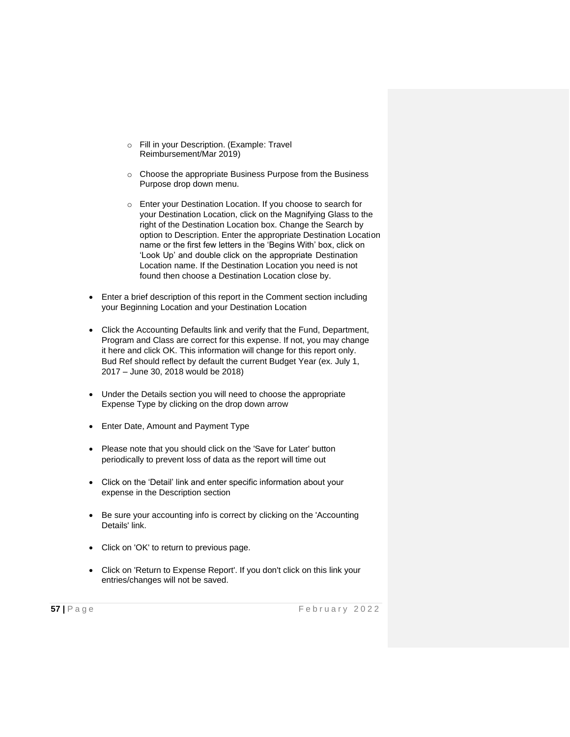- Fill in your Description. (Example: Travel Reimbursement/Mar 2019)
  - Choose the appropriate Business Purpose from the Business Purpose drop down menu.
  - Enter your Destination Location. If you choose to search for your Destination Location, click on the Magnifying Glass to the right of the Destination Location box. Change the Search by option to Description. Enter the appropriate Destination Location name or the first few letters in the 'Begins With' box, click on 'Look Up' and double click on the appropriate Destination Location name. If the Destination Location you need is not found then choose a Destination Location close by.

- Enter a brief description of this report in the Comment section including your Beginning Location and your Destination Location
- Click the Accounting Defaults link and verify that the Fund, Department, Program and Class are correct for this expense. If not, you may change it here and click OK. This information will change for this report only. Bud Ref should reflect by default the current Budget Year (ex. July 1, 2017 – June 30, 2018 would be 2018)
- Under the Details section you will need to choose the appropriate Expense Type by clicking on the drop down arrow
- Enter Date, Amount and Payment Type
- Please note that you should click on the 'Save for Later' button periodically to prevent loss of data as the report will time out
- Click on the 'Detail' link and enter specific information about your expense in the Description section
- Be sure your accounting info is correct by clicking on the 'Accounting Details' link.
- Click on 'OK' to return to previous page.
- Click on 'Return to Expense Report'. If you don't click on this link your entries/changes will not be saved.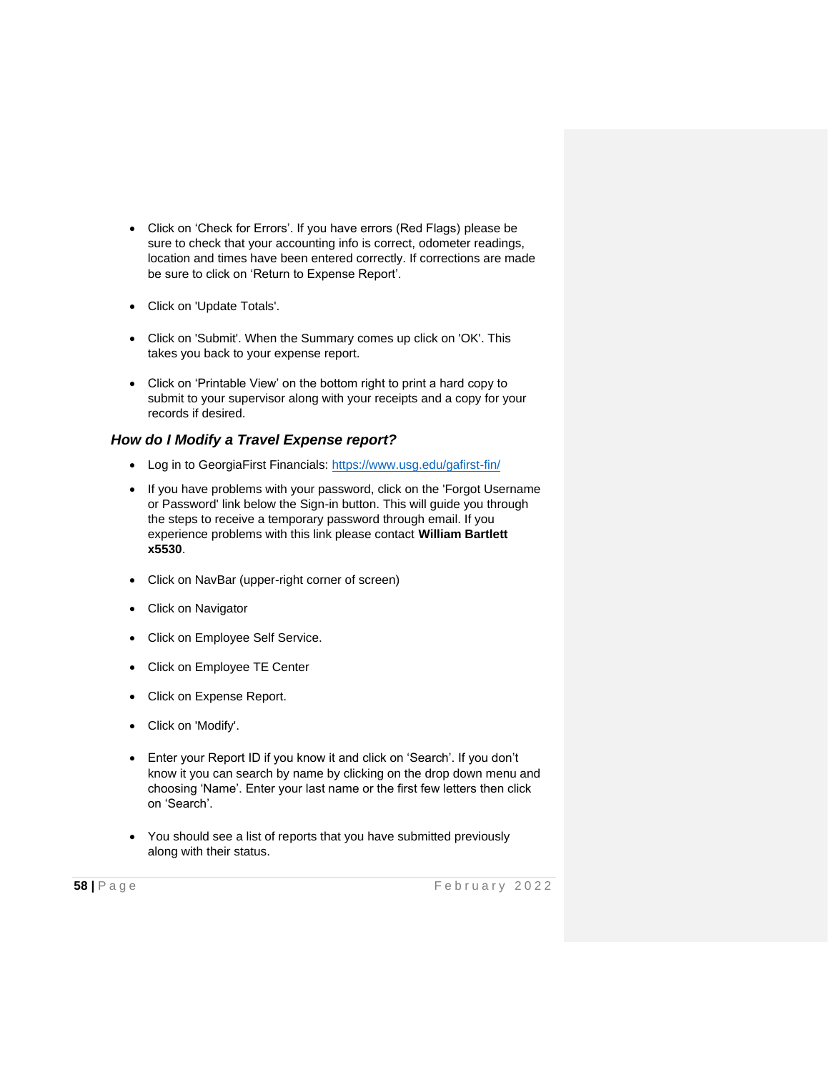- Click on ‘Check for Errors’. If you have errors (Red Flags) please be sure to check that your accounting info is correct, odometer readings, location and times have been entered correctly. If corrections are made be sure to click on ‘Return to Expense Report’.

- Click on 'Update Totals'.

- Click on 'Submit'. When the Summary comes up click on 'OK'. This takes you back to your expense report.

- Click on ‘Printable View’ on the bottom right to print a hard copy to submit to your supervisor along with your receipts and a copy for your records if desired.

### *How do I Modify a Travel Expense report?*

- Log in to GeorgiaFirst Financials: https://www.usg.edu/gafirst-fin/
- If you have problems with your password, click on the 'Forgot Username or Password' link below the Sign-in button. This will guide you through the steps to receive a temporary password through email. If you experience problems with this link please contact **William Bartlett x5530**.

- Click on NavBar (upper-right corner of screen)

- Click on Navigator

- Click on Employee Self Service.

- Click on Employee TE Center

- Click on Expense Report.

- Click on 'Modify'.

- Enter your Report ID if you know it and click on ‘Search’. If you don’t know it you can search by name by clicking on the drop down menu and choosing ‘Name’. Enter your last name or the first few letters then click on ‘Search’.

- You should see a list of reports that you have submitted previously along with their status.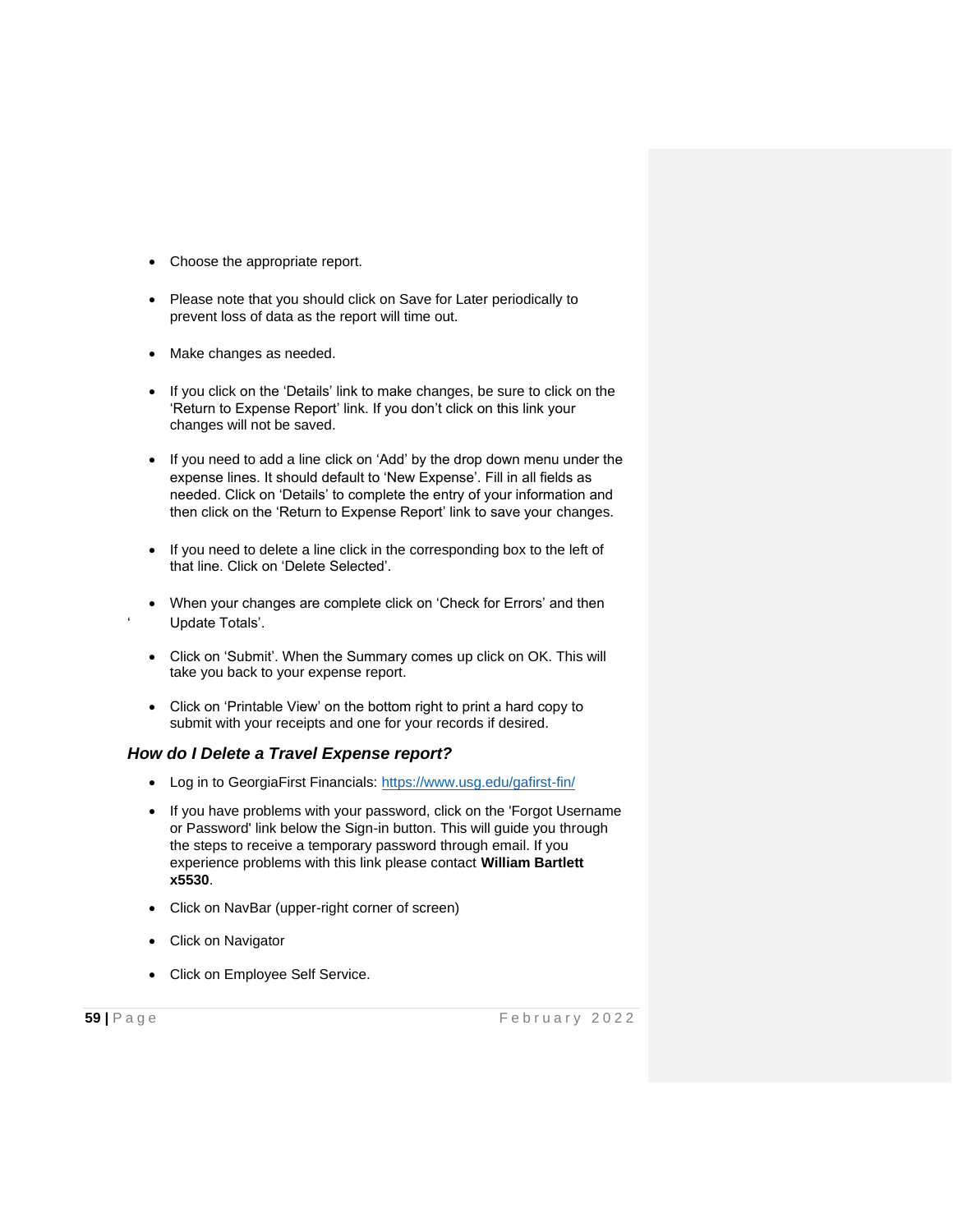- Choose the appropriate report.

- Please note that you should click on Save for Later periodically to prevent loss of data as the report will time out.

- Make changes as needed.

- If you click on the 'Details' link to make changes, be sure to click on the 'Return to Expense Report' link. If you don't click on this link your changes will not be saved.

- If you need to add a line click on 'Add' by the drop down menu under the expense lines. It should default to 'New Expense'. Fill in all fields as needed. Click on 'Details' to complete the entry of your information and then click on the 'Return to Expense Report' link to save your changes.

- If you need to delete a line click in the corresponding box to the left of that line. Click on 'Delete Selected'.

- When your changes are complete click on 'Check for Errors' and then ' Update Totals'.

- Click on 'Submit'. When the Summary comes up click on OK. This will take you back to your expense report.

- Click on 'Printable View' on the bottom right to print a hard copy to submit with your receipts and one for your records if desired.

### *How do I Delete a Travel Expense report?*

- Log in to GeorgiaFirst Financials: https://www.usg.edu/gafirst-fin/
- If you have problems with your password, click on the 'Forgot Username or Password' link below the Sign-in button. This will guide you through the steps to receive a temporary password through email. If you experience problems with this link please contact **William Bartlett x5530**.
- Click on NavBar (upper-right corner of screen)
- Click on Navigator
- Click on Employee Self Service.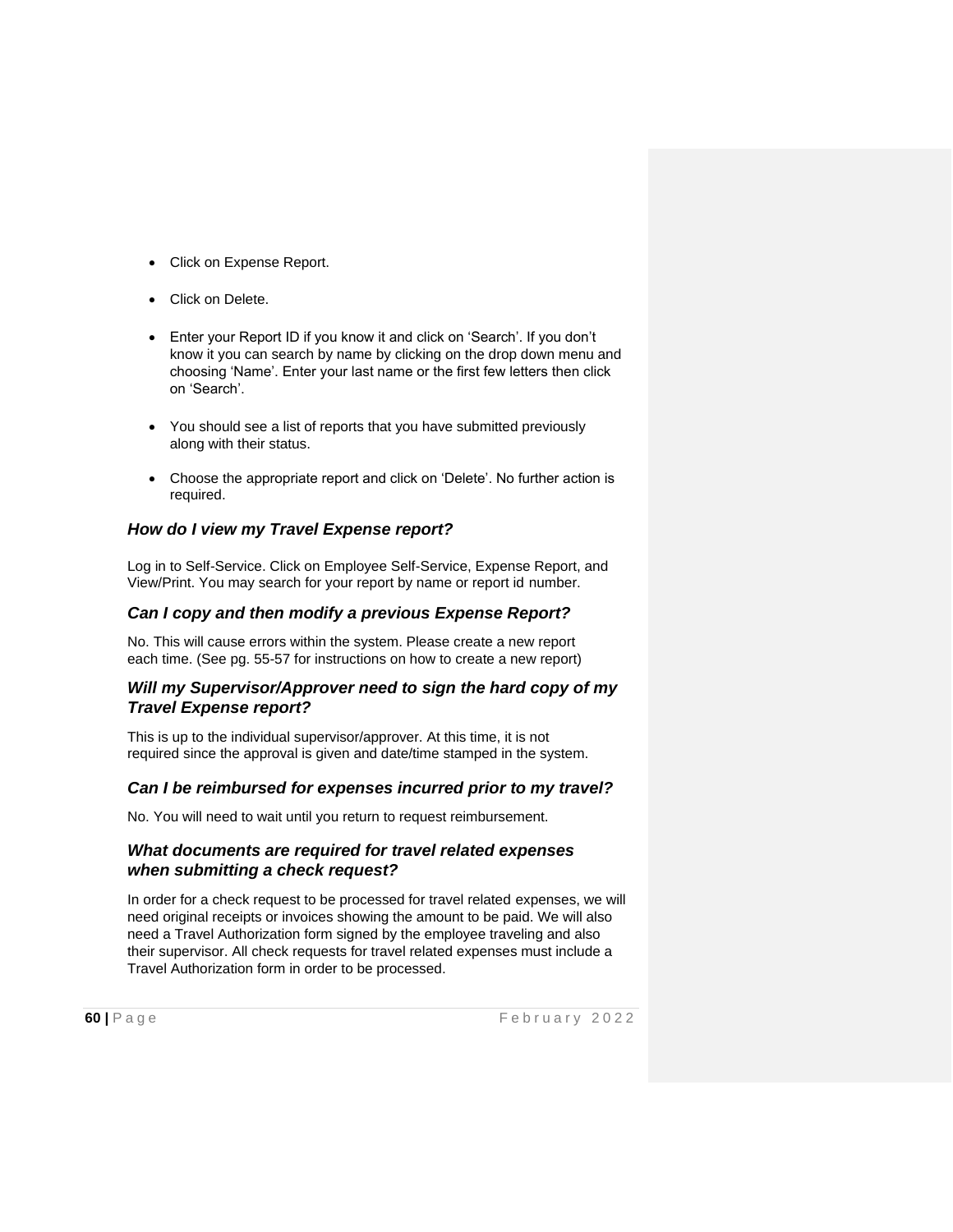- Click on Expense Report.
- Click on Delete.
- Enter your Report ID if you know it and click on 'Search'. If you don't know it you can search by name by clicking on the drop down menu and choosing 'Name'. Enter your last name or the first few letters then click on 'Search'.
- You should see a list of reports that you have submitted previously along with their status.
- Choose the appropriate report and click on 'Delete'. No further action is required.

### *How do I view my Travel Expense report?*

Log in to Self-Service. Click on Employee Self-Service, Expense Report, and View/Print. You may search for your report by name or report id number.

### *Can I copy and then modify a previous Expense Report?*

No. This will cause errors within the system. Please create a new report each time. (See pg. 55-57 for instructions on how to create a new report)

### *Will my Supervisor/Approver need to sign the hard copy of my Travel Expense report?*

This is up to the individual supervisor/approver. At this time, it is not required since the approval is given and date/time stamped in the system.

### *Can I be reimbursed for expenses incurred prior to my travel?*

No. You will need to wait until you return to request reimbursement.

### *What documents are required for travel related expenses when submitting a check request?*

In order for a check request to be processed for travel related expenses, we will need original receipts or invoices showing the amount to be paid. We will also need a Travel Authorization form signed by the employee traveling and also their supervisor. All check requests for travel related expenses must include a Travel Authorization form in order to be processed.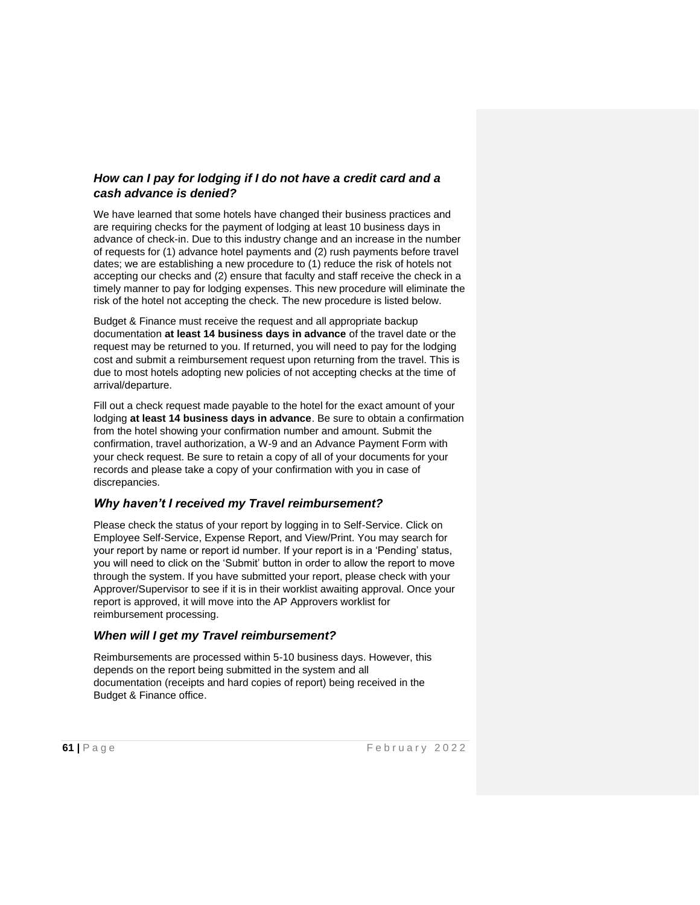### *How can I pay for lodging if I do not have a credit card and a cash advance is denied?*

We have learned that some hotels have changed their business practices and are requiring checks for the payment of lodging at least 10 business days in advance of check-in. Due to this industry change and an increase in the number of requests for (1) advance hotel payments and (2) rush payments before travel dates; we are establishing a new procedure to (1) reduce the risk of hotels not accepting our checks and (2) ensure that faculty and staff receive the check in a timely manner to pay for lodging expenses. This new procedure will eliminate the risk of the hotel not accepting the check. The new procedure is listed below.

Budget & Finance must receive the request and all appropriate backup documentation **at least 14 business days in advance** of the travel date or the request may be returned to you. If returned, you will need to pay for the lodging cost and submit a reimbursement request upon returning from the travel. This is due to most hotels adopting new policies of not accepting checks at the time of arrival/departure.

Fill out a check request made payable to the hotel for the exact amount of your lodging **at least 14 business days in advance**. Be sure to obtain a confirmation from the hotel showing your confirmation number and amount. Submit the confirmation, travel authorization, a W-9 and an Advance Payment Form with your check request. Be sure to retain a copy of all of your documents for your records and please take a copy of your confirmation with you in case of discrepancies.

### *Why haven't I received my Travel reimbursement?*

Please check the status of your report by logging in to Self-Service. Click on Employee Self-Service, Expense Report, and View/Print. You may search for your report by name or report id number. If your report is in a 'Pending' status, you will need to click on the 'Submit' button in order to allow the report to move through the system. If you have submitted your report, please check with your Approver/Supervisor to see if it is in their worklist awaiting approval. Once your report is approved, it will move into the AP Approvers worklist for reimbursement processing.

### *When will I get my Travel reimbursement?*

Reimbursements are processed within 5-10 business days. However, this depends on the report being submitted in the system and all documentation (receipts and hard copies of report) being received in the Budget & Finance office.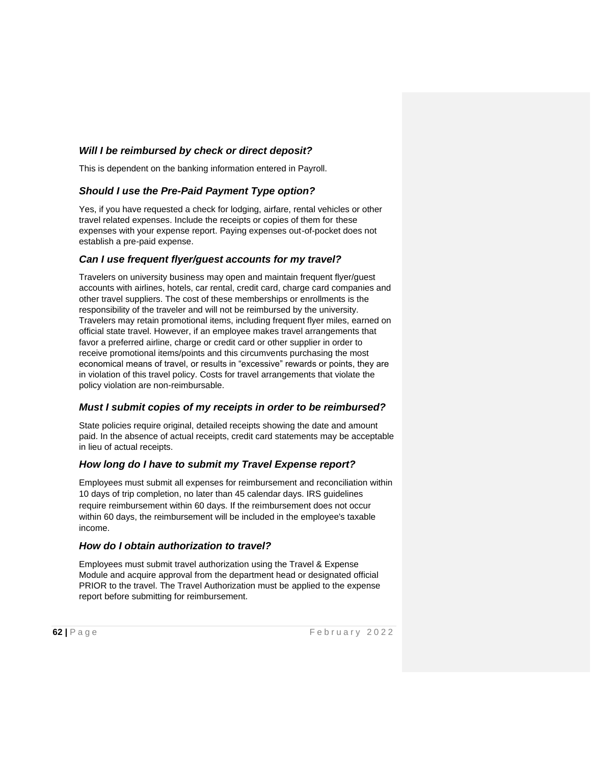### *Will I be reimbursed by check or direct deposit?*

This is dependent on the banking information entered in Payroll.

### *Should I use the Pre-Paid Payment Type option?*

Yes, if you have requested a check for lodging, airfare, rental vehicles or other travel related expenses. Include the receipts or copies of them for these expenses with your expense report. Paying expenses out-of-pocket does not establish a pre-paid expense.

### *Can I use frequent flyer/guest accounts for my travel?*

Travelers on university business may open and maintain frequent flyer/guest accounts with airlines, hotels, car rental, credit card, charge card companies and other travel suppliers. The cost of these memberships or enrollments is the responsibility of the traveler and will not be reimbursed by the university. Travelers may retain promotional items, including frequent flyer miles, earned on official state travel. However, if an employee makes travel arrangements that favor a preferred airline, charge or credit card or other supplier in order to receive promotional items/points and this circumvents purchasing the most economical means of travel, or results in "excessive" rewards or points, they are in violation of this travel policy. Costs for travel arrangements that violate the policy violation are non-reimbursable.

### *Must I submit copies of my receipts in order to be reimbursed?*

State policies require original, detailed receipts showing the date and amount paid. In the absence of actual receipts, credit card statements may be acceptable in lieu of actual receipts.

### *How long do I have to submit my Travel Expense report?*

Employees must submit all expenses for reimbursement and reconciliation within 10 days of trip completion, no later than 45 calendar days. IRS guidelines require reimbursement within 60 days. If the reimbursement does not occur within 60 days, the reimbursement will be included in the employee's taxable income.

### *How do I obtain authorization to travel?*

Employees must submit travel authorization using the Travel & Expense Module and acquire approval from the department head or designated official PRIOR to the travel. The Travel Authorization must be applied to the expense report before submitting for reimbursement.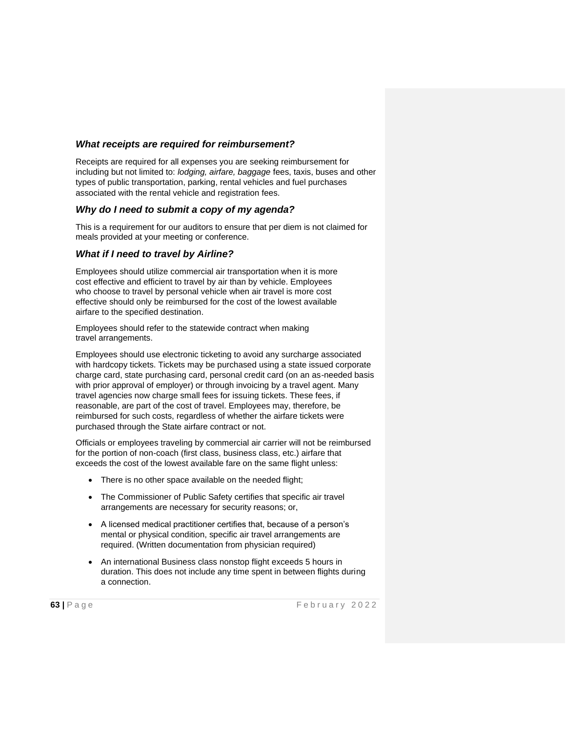### *What receipts are required for reimbursement?*

Receipts are required for all expenses you are seeking reimbursement for including but not limited to: *lodging, airfare, baggage* fees, taxis, buses and other types of public transportation, parking, rental vehicles and fuel purchases associated with the rental vehicle and registration fees.

### *Why do I need to submit a copy of my agenda?*

This is a requirement for our auditors to ensure that per diem is not claimed for meals provided at your meeting or conference.

### *What if I need to travel by Airline?*

Employees should utilize commercial air transportation when it is more cost effective and efficient to travel by air than by vehicle. Employees who choose to travel by personal vehicle when air travel is more cost effective should only be reimbursed for the cost of the lowest available airfare to the specified destination.

Employees should refer to the statewide contract when making travel arrangements.

Employees should use electronic ticketing to avoid any surcharge associated with hardcopy tickets. Tickets may be purchased using a state issued corporate charge card, state purchasing card, personal credit card (on an as-needed basis with prior approval of employer) or through invoicing by a travel agent. Many travel agencies now charge small fees for issuing tickets. These fees, if reasonable, are part of the cost of travel. Employees may, therefore, be reimbursed for such costs, regardless of whether the airfare tickets were purchased through the State airfare contract or not.

Officials or employees traveling by commercial air carrier will not be reimbursed for the portion of non-coach (first class, business class, etc.) airfare that exceeds the cost of the lowest available fare on the same flight unless:

- There is no other space available on the needed flight;
- The Commissioner of Public Safety certifies that specific air travel arrangements are necessary for security reasons; or,
- A licensed medical practitioner certifies that, because of a person's mental or physical condition, specific air travel arrangements are required. (Written documentation from physician required)
- An international Business class nonstop flight exceeds 5 hours in duration. This does not include any time spent in between flights during a connection.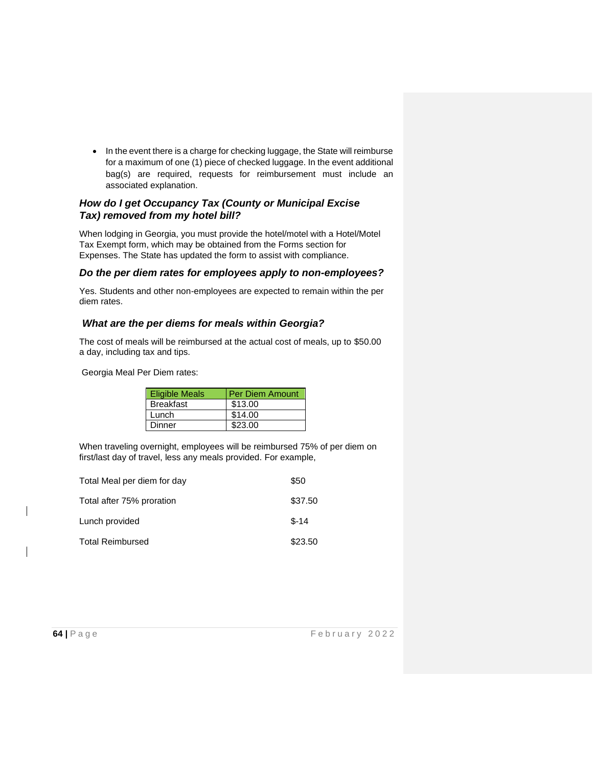- In the event there is a charge for checking luggage, the State will reimburse for a maximum of one (1) piece of checked luggage. In the event additional bag(s) are required, requests for reimbursement must include an associated explanation.

### *How do I get Occupancy Tax (County or Municipal Excise Tax) removed from my hotel bill?*

When lodging in Georgia, you must provide the hotel/motel with a Hotel/Motel Tax Exempt form, which may be obtained from the Forms section for Expenses. The State has updated the form to assist with compliance.

### *Do the per diem rates for employees apply to non-employees?*

Yes. Students and other non-employees are expected to remain within the per diem rates.

### *What are the per diems for meals within Georgia?*

The cost of meals will be reimbursed at the actual cost of meals, up to $50.00 a day, including tax and tips.

Georgia Meal Per Diem rates:

| Eligible Meals | Per Diem Amount |
|---|---|
| Breakfast | $13.00 |
| Lunch | $14.00 |
| Dinner | $23.00 |

When traveling overnight, employees will be reimbursed 75% of per diem on first/last day of travel, less any meals provided. For example,

| | |
|---|---|
| Total Meal per diem for day | $50 |
| Total after 75% proration | $37.50 |
| Lunch provided | $-14 |
| Total Reimbursed | $23.50 |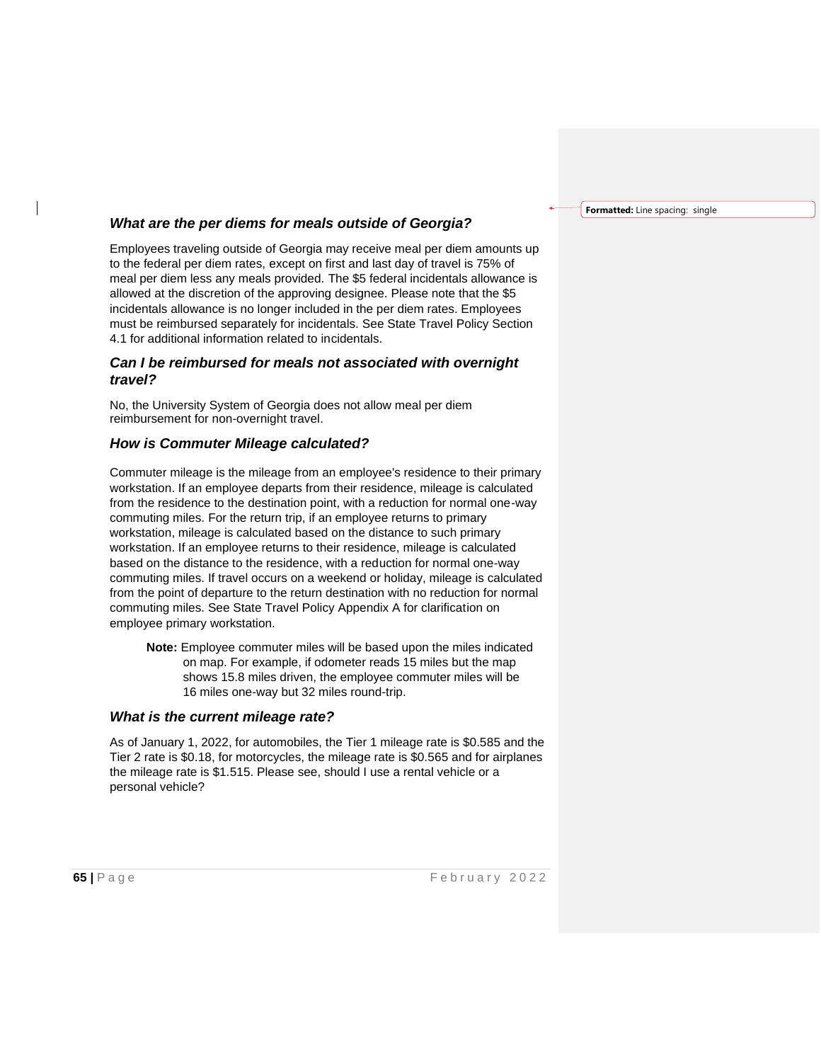### *What are the per diems for meals outside of Georgia?*

Employees traveling outside of Georgia may receive meal per diem amounts up to the federal per diem rates, except on first and last day of travel is 75% of meal per diem less any meals provided. The $5 federal incidentals allowance is allowed at the discretion of the approving designee. Please note that the $5 incidentals allowance is no longer included in the per diem rates. Employees must be reimbursed separately for incidentals. See State Travel Policy Section 4.1 for additional information related to incidentals.

### *Can I be reimbursed for meals not associated with overnight travel?*

No, the University System of Georgia does not allow meal per diem reimbursement for non-overnight travel.

### *How is Commuter Mileage calculated?*

Commuter mileage is the mileage from an employee's residence to their primary workstation. If an employee departs from their residence, mileage is calculated from the residence to the destination point, with a reduction for normal one-way commuting miles. For the return trip, if an employee returns to primary workstation, mileage is calculated based on the distance to such primary workstation. If an employee returns to their residence, mileage is calculated based on the distance to the residence, with a reduction for normal one-way commuting miles. If travel occurs on a weekend or holiday, mileage is calculated from the point of departure to the return destination with no reduction for normal commuting miles. See State Travel Policy Appendix A for clarification on employee primary workstation.

> **Note:** Employee commuter miles will be based upon the miles indicated on map. For example, if odometer reads 15 miles but the map shows 15.8 miles driven, the employee commuter miles will be 16 miles one-way but 32 miles round-trip.

### *What is the current mileage rate?*

As of January 1, 2022, for automobiles, the Tier 1 mileage rate is $0.585 and the Tier 2 rate is $0.18, for motorcycles, the mileage rate is $0.565 and for airplanes the mileage rate is $1.515. Please see, should I use a rental vehicle or a personal vehicle?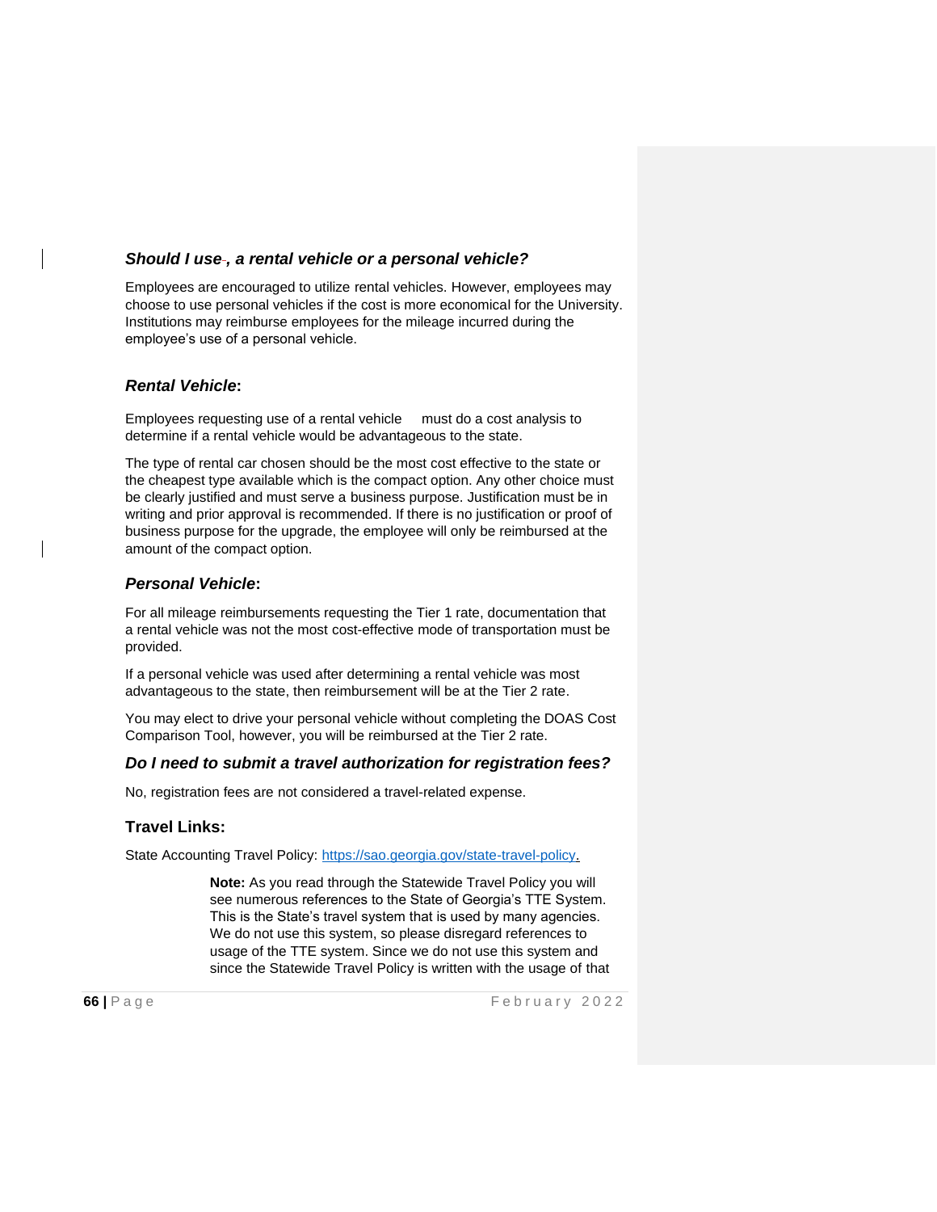### *Should I use, a rental vehicle or a personal vehicle?*

Employees are encouraged to utilize rental vehicles. However, employees may choose to use personal vehicles if the cost is more economical for the University. Institutions may reimburse employees for the mileage incurred during the employee's use of a personal vehicle.

### ***Rental Vehicle*:**

Employees requesting use of a rental vehicle must do a cost analysis to determine if a rental vehicle would be advantageous to the state.

The type of rental car chosen should be the most cost effective to the state or the cheapest type available which is the compact option. Any other choice must be clearly justified and must serve a business purpose. Justification must be in writing and prior approval is recommended. If there is no justification or proof of business purpose for the upgrade, the employee will only be reimbursed at the amount of the compact option.

### ***Personal Vehicle*:**

For all mileage reimbursements requesting the Tier 1 rate, documentation that a rental vehicle was not the most cost-effective mode of transportation must be provided.

If a personal vehicle was used after determining a rental vehicle was most advantageous to the state, then reimbursement will be at the Tier 2 rate.

You may elect to drive your personal vehicle without completing the DOAS Cost Comparison Tool, however, you will be reimbursed at the Tier 2 rate.

### *Do I need to submit a travel authorization for registration fees?*

No, registration fees are not considered a travel-related expense.

### **Travel Links:**

State Accounting Travel Policy: https://sao.georgia.gov/state-travel-policy.

> **Note:** As you read through the Statewide Travel Policy you will see numerous references to the State of Georgia's TTE System. This is the State's travel system that is used by many agencies. We do not use this system, so please disregard references to usage of the TTE system. Since we do not use this system and since the Statewide Travel Policy is written with the usage of that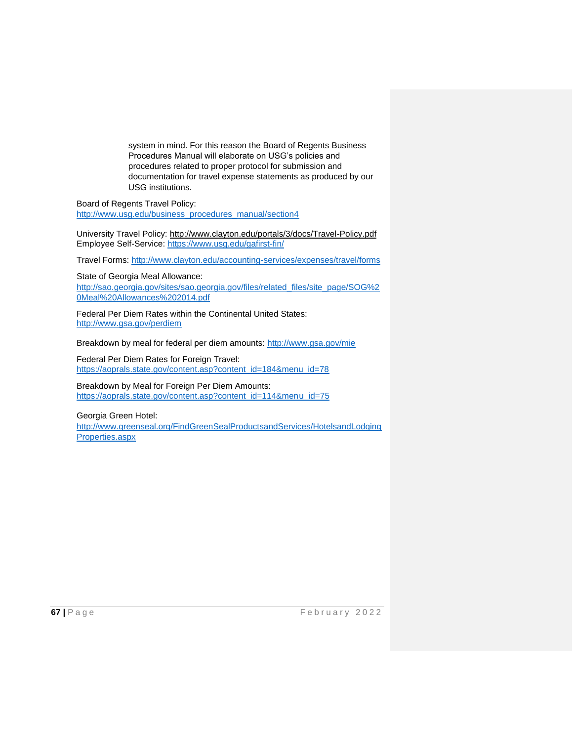system in mind. For this reason the Board of Regents Business Procedures Manual will elaborate on USG's policies and procedures related to proper protocol for submission and documentation for travel expense statements as produced by our USG institutions.

Board of Regents Travel Policy:
http://www.usg.edu/business_procedures_manual/section4

University Travel Policy: http://www.clayton.edu/portals/3/docs/Travel-Policy.pdf
Employee Self-Service: https://www.usg.edu/gafirst-fin/

Travel Forms: http://www.clayton.edu/accounting-services/expenses/travel/forms

State of Georgia Meal Allowance:
http://sao.georgia.gov/sites/sao.georgia.gov/files/related_files/site_page/SOG%20Meal%20Allowances%202014.pdf

Federal Per Diem Rates within the Continental United States:
http://www.gsa.gov/perdiem

Breakdown by meal for federal per diem amounts: http://www.gsa.gov/mie

Federal Per Diem Rates for Foreign Travel:
https://aoprals.state.gov/content.asp?content_id=184&menu_id=78

Breakdown by Meal for Foreign Per Diem Amounts:
https://aoprals.state.gov/content.asp?content_id=114&menu_id=75

Georgia Green Hotel:
http://www.greenseal.org/FindGreenSealProductsandServices/HotelsandLodgingProperties.aspx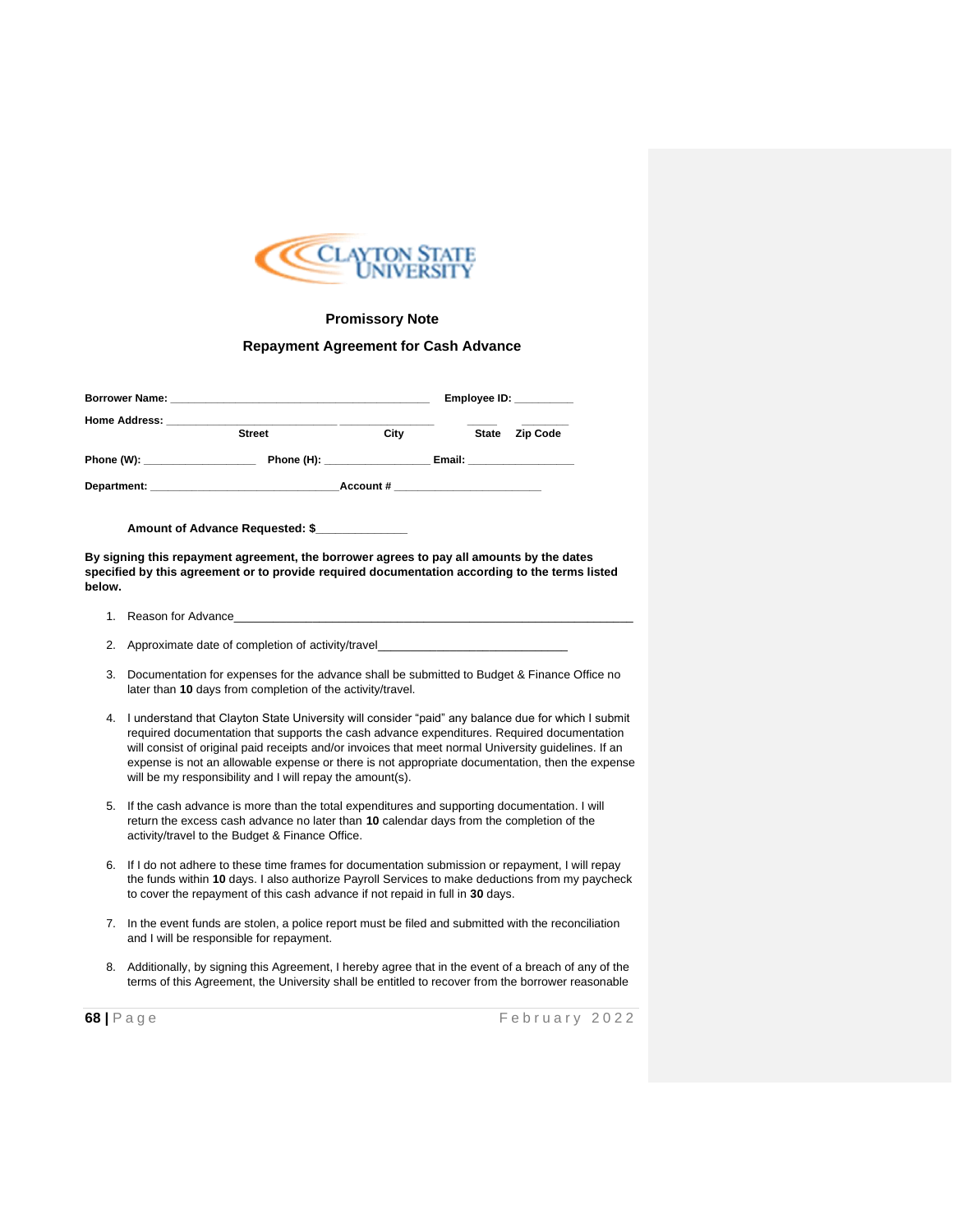**Promissory Note**

**Repayment Agreement for Cash Advance**

**Borrower Name:** ___________________________________________ **Employee ID:** __________

**Home Address:** ___________________________ ________________ _____ ________

**Street** **City** **State** **Zip Code**

**Phone (W):** __________________ **Phone (H):** _________________ **Email:** __________________

**Department:** ______________________________**Account #** ________________________

**Amount of Advance Requested: $**______________

**By signing this repayment agreement, the borrower agrees to pay all amounts by the dates specified by this agreement or to provide required documentation according to the terms listed below.**

1. Reason for Advance_________________________________________________________________
2. Approximate date of completion of activity/travel_____________________________
3. Documentation for expenses for the advance shall be submitted to Budget & Finance Office no later than **10** days from completion of the activity/travel.
4. I understand that Clayton State University will consider "paid" any balance due for which I submit required documentation that supports the cash advance expenditures. Required documentation will consist of original paid receipts and/or invoices that meet normal University guidelines. If an expense is not an allowable expense or there is not appropriate documentation, then the expense will be my responsibility and I will repay the amount(s).
5. If the cash advance is more than the total expenditures and supporting documentation. I will return the excess cash advance no later than **10** calendar days from the completion of the activity/travel to the Budget & Finance Office.
6. If I do not adhere to these time frames for documentation submission or repayment, I will repay the funds within **10** days. I also authorize Payroll Services to make deductions from my paycheck to cover the repayment of this cash advance if not repaid in full in **30** days.
7. In the event funds are stolen, a police report must be filed and submitted with the reconciliation and I will be responsible for repayment.
8. Additionally, by signing this Agreement, I hereby agree that in the event of a breach of any of the terms of this Agreement, the University shall be entitled to recover from the borrower reasonable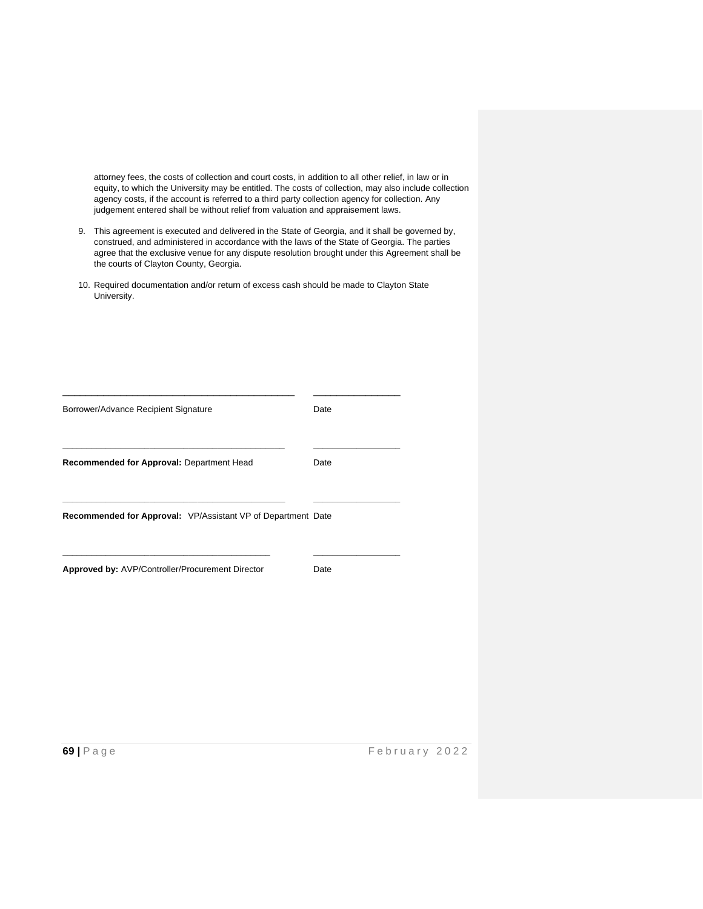attorney fees, the costs of collection and court costs, in addition to all other relief, in law or in equity, to which the University may be entitled. The costs of collection, may also include collection agency costs, if the account is referred to a third party collection agency for collection. Any judgement entered shall be without relief from valuation and appraisement laws.

9. This agreement is executed and delivered in the State of Georgia, and it shall be governed by, construed, and administered in accordance with the laws of the State of Georgia. The parties agree that the exclusive venue for any dispute resolution brought under this Agreement shall be the courts of Clayton County, Georgia.

10. Required documentation and/or return of excess cash should be made to Clayton State University.

\_\_\_\_\_\_\_\_\_\_\_\_\_\_\_\_\_\_\_\_\_\_\_\_\_\_\_\_\_\_\_\_\_\_\_\_\_\_\_\_\_\_\_\_ \_\_\_\_\_\_\_\_\_\_\_\_\_\_\_\_\_\_\_\_

Borrower/Advance Recipient Signature Date

\_\_\_\_\_\_\_\_\_\_\_\_\_\_\_\_\_\_\_\_\_\_\_\_\_\_\_\_\_\_\_\_\_\_\_\_\_\_\_\_\_\_\_\_ \_\_\_\_\_\_\_\_\_\_\_\_\_\_\_\_\_\_\_\_

**Recommended for Approval:** Department Head Date

\_\_\_\_\_\_\_\_\_\_\_\_\_\_\_\_\_\_\_\_\_\_\_\_\_\_\_\_\_\_\_\_\_\_\_\_\_\_\_\_\_\_\_\_ \_\_\_\_\_\_\_\_\_\_\_\_\_\_\_\_\_\_\_\_

**Recommended for Approval:** VP/Assistant VP of Department Date

\_\_\_\_\_\_\_\_\_\_\_\_\_\_\_\_\_\_\_\_\_\_\_\_\_\_\_\_\_\_\_\_\_\_\_\_\_\_\_\_\_\_\_\_ \_\_\_\_\_\_\_\_\_\_\_\_\_\_\_\_\_\_\_\_

**Approved by:** AVP/Controller/Procurement Director Date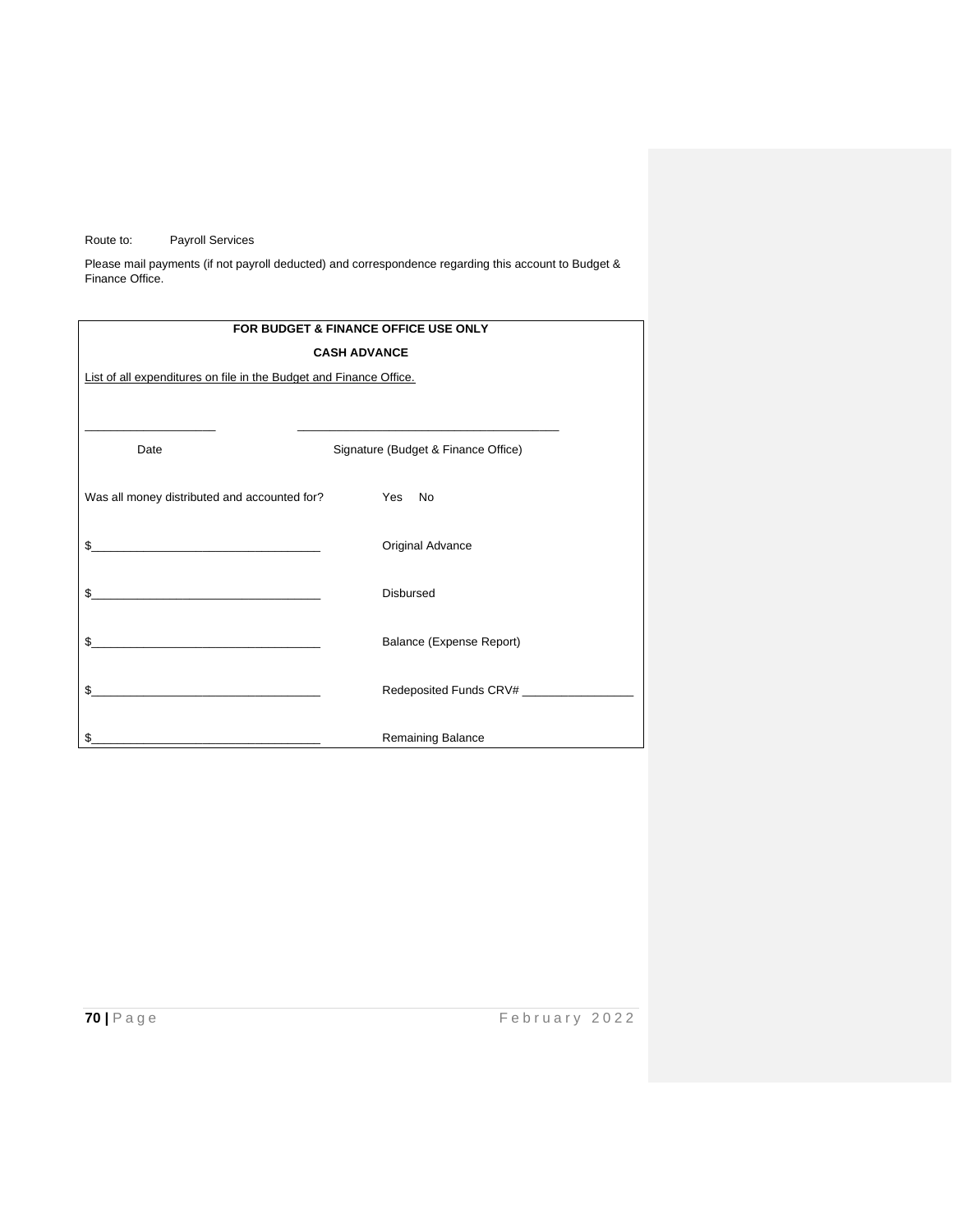Route to: Payroll Services

Please mail payments (if not payroll deducted) and correspondence regarding this account to Budget & Finance Office.

**FOR BUDGET & FINANCE OFFICE USE ONLY**

**CASH ADVANCE**

List of all expenditures on file in the Budget and Finance Office.

| | |
|---|---|
| ____________________ | ________________________________________ |
| Date | Signature (Budget & Finance Office) |
| Was all money distributed and accounted for? | Yes No |
| $___________________________________ | Original Advance |
| $___________________________________ | Disbursed |
| $___________________________________ | Balance (Expense Report) |
| $___________________________________ | Redeposited Funds CRV# _________________ |
| $___________________________________ | Remaining Balance |